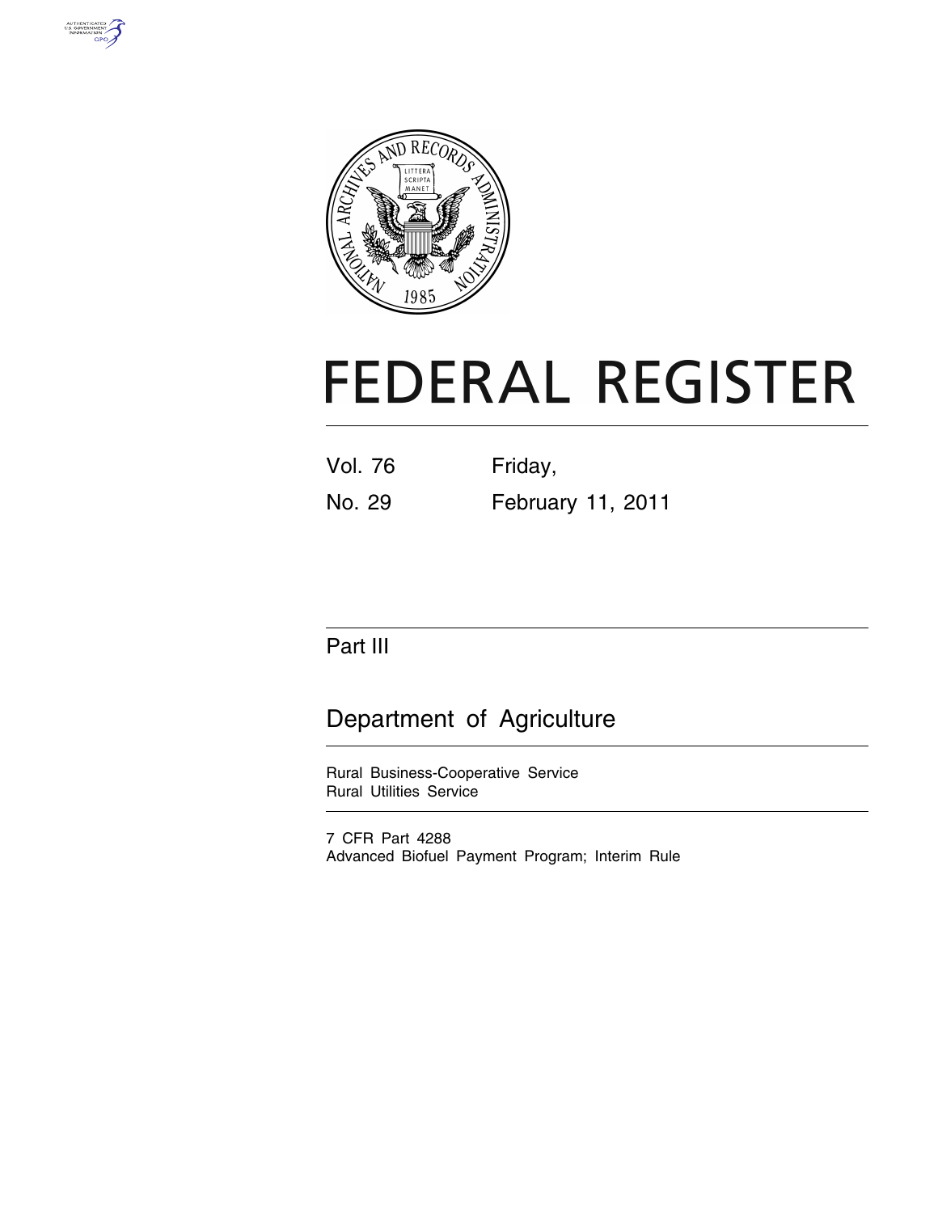# FEDERAL REGISTER

Vol. 76 Friday,

No. 29 February 11, 2011

## Part III

## Department of Agriculture

Rural Business-Cooperative Service

Rural Utilities Service

7 CFR Part 4288

Advanced Biofuel Payment Program; Interim Rule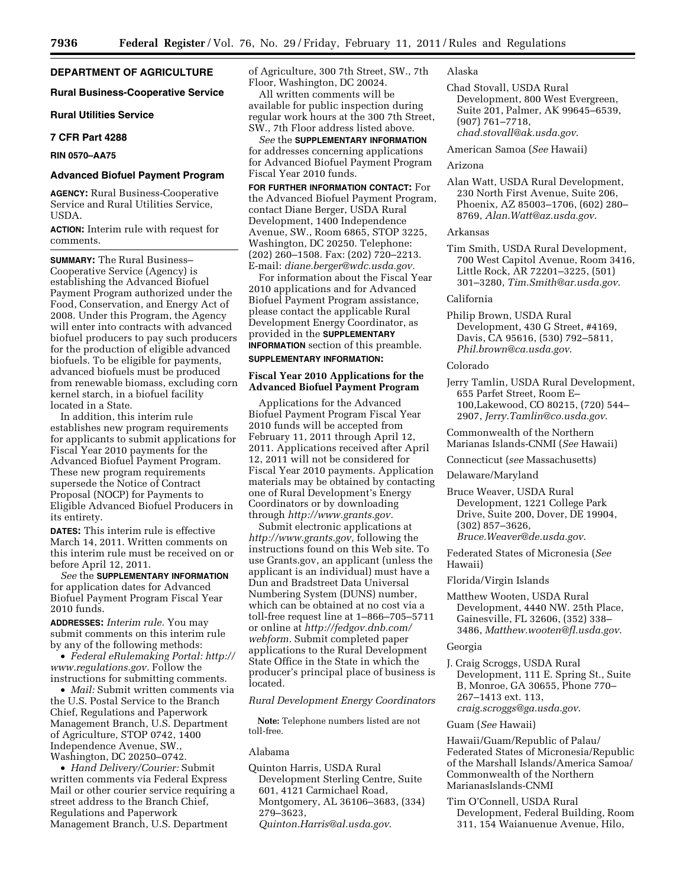## DEPARTMENT OF AGRICULTURE

### Rural Business-Cooperative Service

### Rural Utilities Service

### 7 CFR Part 4288

**RIN 0570–AA75**

### Advanced Biofuel Payment Program

**AGENCY:** Rural Business-Cooperative Service and Rural Utilities Service, USDA.

**ACTION:** Interim rule with request for comments.

**SUMMARY:** The Rural Business–Cooperative Service (Agency) is establishing the Advanced Biofuel Payment Program authorized under the Food, Conservation, and Energy Act of 2008. Under this Program, the Agency will enter into contracts with advanced biofuel producers to pay such producers for the production of eligible advanced biofuels. To be eligible for payments, advanced biofuels must be produced from renewable biomass, excluding corn kernel starch, in a biofuel facility located in a State.

In addition, this interim rule establishes new program requirements for applicants to submit applications for Fiscal Year 2010 payments for the Advanced Biofuel Payment Program. These new program requirements supersede the Notice of Contract Proposal (NOCP) for Payments to Eligible Advanced Biofuel Producers in its entirety.

**DATES:** This interim rule is effective March 14, 2011. Written comments on this interim rule must be received on or before April 12, 2011.

*See* the **SUPPLEMENTARY INFORMATION** for application dates for Advanced Biofuel Payment Program Fiscal Year 2010 funds.

**ADDRESSES:** *Interim rule.* You may submit comments on this interim rule by any of the following methods:

- *Federal eRulemaking Portal: http://www.regulations.gov.* Follow the instructions for submitting comments.
- *Mail:* Submit written comments via the U.S. Postal Service to the Branch Chief, Regulations and Paperwork Management Branch, U.S. Department of Agriculture, STOP 0742, 1400 Independence Avenue, SW., Washington, DC 20250–0742.
- *Hand Delivery/Courier:* Submit written comments via Federal Express Mail or other courier service requiring a street address to the Branch Chief, Regulations and Paperwork Management Branch, U.S. Department of Agriculture, 300 7th Street, SW., 7th Floor, Washington, DC 20024.

All written comments will be available for public inspection during regular work hours at the 300 7th Street, SW., 7th Floor address listed above.

*See* the **SUPPLEMENTARY INFORMATION** for addresses concerning applications for Advanced Biofuel Payment Program Fiscal Year 2010 funds.

**FOR FURTHER INFORMATION CONTACT:** For the Advanced Biofuel Payment Program, contact Diane Berger, USDA Rural Development, 1400 Independence Avenue, SW., Room 6865, STOP 3225, Washington, DC 20250. Telephone: (202) 260–1508. Fax: (202) 720–2213. E-mail: *diane.berger@wdc.usda.gov.*

For information about the Fiscal Year 2010 applications and for Advanced Biofuel Payment Program assistance, please contact the applicable Rural Development Energy Coordinator, as provided in the **SUPPLEMENTARY INFORMATION** section of this preamble.

**SUPPLEMENTARY INFORMATION:**

### Fiscal Year 2010 Applications for the Advanced Biofuel Payment Program

Applications for the Advanced Biofuel Payment Program Fiscal Year 2010 funds will be accepted from February 11, 2011 through April 12, 2011. Applications received after April 12, 2011 will not be considered for Fiscal Year 2010 payments. Application materials may be obtained by contacting one of Rural Development's Energy Coordinators or by downloading through *http://www.grants.gov.*

Submit electronic applications at *http://www.grants.gov,* following the instructions found on this Web site. To use Grants.gov, an applicant (unless the applicant is an individual) must have a Dun and Bradstreet Data Universal Numbering System (DUNS) number, which can be obtained at no cost via a toll-free request line at 1–866–705–5711 or online at *http://fedgov.dnb.com/webform.* Submit completed paper applications to the Rural Development State Office in the State in which the producer's principal place of business is located.

*Rural Development Energy Coordinators*

**Note:** Telephone numbers listed are not toll-free.

Alabama

Quinton Harris, USDA Rural Development Sterling Centre, Suite 601, 4121 Carmichael Road, Montgomery, AL 36106–3683, (334) 279–3623, *Quinton.Harris@al.usda.gov.*

Alaska

Chad Stovall, USDA Rural Development, 800 West Evergreen, Suite 201, Palmer, AK 99645–6539, (907) 761–7718, *chad.stovall@ak.usda.gov.*

American Samoa (*See* Hawaii)

Arizona

Alan Watt, USDA Rural Development, 230 North First Avenue, Suite 206, Phoenix, AZ 85003–1706, (602) 280–8769, *Alan.Watt@az.usda.gov.*

Arkansas

Tim Smith, USDA Rural Development, 700 West Capitol Avenue, Room 3416, Little Rock, AR 72201–3225, (501) 301–3280, *Tim.Smith@ar.usda.gov.*

California

Philip Brown, USDA Rural Development, 430 G Street, #4169, Davis, CA 95616, (530) 792–5811, *Phil.brown@ca.usda.gov.*

Colorado

Jerry Tamlin, USDA Rural Development, 655 Parfet Street, Room E–100,Lakewood, CO 80215, (720) 544–2907, *Jerry.Tamlin@co.usda.gov.*

Commonwealth of the Northern Marianas Islands-CNMI (*See* Hawaii)

Connecticut (*see* Massachusetts)

Delaware/Maryland

Bruce Weaver, USDA Rural Development, 1221 College Park Drive, Suite 200, Dover, DE 19904, (302) 857–3626, *Bruce.Weaver@de.usda.gov.*

Federated States of Micronesia (*See* Hawaii)

Florida/Virgin Islands

Matthew Wooten, USDA Rural Development, 4440 NW. 25th Place, Gainesville, FL 32606, (352) 338–3486, *Matthew.wooten@fl.usda.gov.*

Georgia

J. Craig Scroggs, USDA Rural Development, 111 E. Spring St., Suite B, Monroe, GA 30655, Phone 770–267–1413 ext. 113, *craig.scroggs@ga.usda.gov.*

Guam (*See* Hawaii)

Hawaii/Guam/Republic of Palau/Federated States of Micronesia/Republic of the Marshall Islands/America Samoa/Commonwealth of the Northern MarianasIslands-CNMI

Tim O'Connell, USDA Rural Development, Federal Building, Room 311, 154 Waianuenue Avenue, Hilo,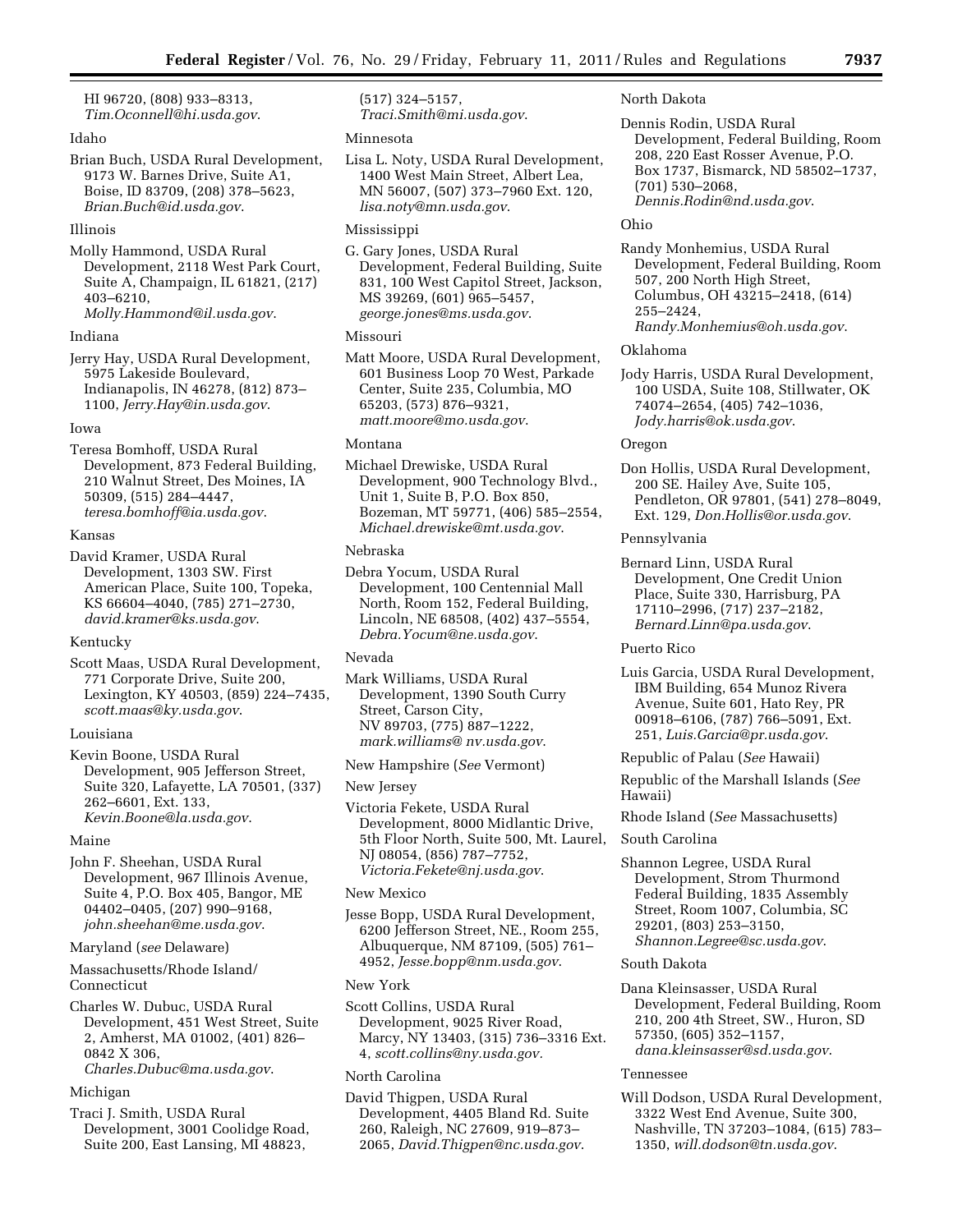HI 96720, (808) 933–8313, *Tim.Oconnell@hi.usda.gov*.

Idaho

Brian Buch, USDA Rural Development, 9173 W. Barnes Drive, Suite A1, Boise, ID 83709, (208) 378–5623, *Brian.Buch@id.usda.gov*.

Illinois

Molly Hammond, USDA Rural Development, 2118 West Park Court, Suite A, Champaign, IL 61821, (217) 403–6210, *Molly.Hammond@il.usda.gov*.

Indiana

Jerry Hay, USDA Rural Development, 5975 Lakeside Boulevard, Indianapolis, IN 46278, (812) 873–1100, *Jerry.Hay@in.usda.gov*.

Iowa

Teresa Bomhoff, USDA Rural Development, 873 Federal Building, 210 Walnut Street, Des Moines, IA 50309, (515) 284–4447, *teresa.bomhoff@ia.usda.gov*.

Kansas

David Kramer, USDA Rural Development, 1303 SW. First American Place, Suite 100, Topeka, KS 66604–4040, (785) 271–2730, *david.kramer@ks.usda.gov*.

Kentucky

Scott Maas, USDA Rural Development, 771 Corporate Drive, Suite 200, Lexington, KY 40503, (859) 224–7435, *scott.maas@ky.usda.gov*.

Louisiana

Kevin Boone, USDA Rural Development, 905 Jefferson Street, Suite 320, Lafayette, LA 70501, (337) 262–6601, Ext. 133, *Kevin.Boone@la.usda.gov*.

Maine

John F. Sheehan, USDA Rural Development, 967 Illinois Avenue, Suite 4, P.O. Box 405, Bangor, ME 04402–0405, (207) 990–9168, *john.sheehan@me.usda.gov*.

Maryland (*see* Delaware)

Massachusetts/Rhode Island/Connecticut

Charles W. Dubuc, USDA Rural Development, 451 West Street, Suite 2, Amherst, MA 01002, (401) 826–0842 X 306, *Charles.Dubuc@ma.usda.gov*.

Michigan

Traci J. Smith, USDA Rural Development, 3001 Coolidge Road, Suite 200, East Lansing, MI 48823, (517) 324–5157, *Traci.Smith@mi.usda.gov*.

Minnesota

Lisa L. Noty, USDA Rural Development, 1400 West Main Street, Albert Lea, MN 56007, (507) 373–7960 Ext. 120, *lisa.noty@mn.usda.gov*.

Mississippi

G. Gary Jones, USDA Rural Development, Federal Building, Suite 831, 100 West Capitol Street, Jackson, MS 39269, (601) 965–5457, *george.jones@ms.usda.gov*.

Missouri

Matt Moore, USDA Rural Development, 601 Business Loop 70 West, Parkade Center, Suite 235, Columbia, MO 65203, (573) 876–9321, *matt.moore@mo.usda.gov*.

Montana

Michael Drewiske, USDA Rural Development, 900 Technology Blvd., Unit 1, Suite B, P.O. Box 850, Bozeman, MT 59771, (406) 585–2554, *Michael.drewiske@mt.usda.gov*.

Nebraska

Debra Yocum, USDA Rural Development, 100 Centennial Mall North, Room 152, Federal Building, Lincoln, NE 68508, (402) 437–5554, *Debra.Yocum@ne.usda.gov*.

Nevada

Mark Williams, USDA Rural Development, 1390 South Curry Street, Carson City, NV 89703, (775) 887–1222, *mark.williams@ nv.usda.gov*.

New Hampshire (*See* Vermont)

New Jersey

Victoria Fekete, USDA Rural Development, 8000 Midlantic Drive, 5th Floor North, Suite 500, Mt. Laurel, NJ 08054, (856) 787–7752, *Victoria.Fekete@nj.usda.gov*.

New Mexico

Jesse Bopp, USDA Rural Development, 6200 Jefferson Street, NE., Room 255, Albuquerque, NM 87109, (505) 761–4952, *Jesse.bopp@nm.usda.gov*.

New York

Scott Collins, USDA Rural Development, 9025 River Road, Marcy, NY 13403, (315) 736–3316 Ext. 4, *scott.collins@ny.usda.gov.*

North Carolina

David Thigpen, USDA Rural Development, 4405 Bland Rd. Suite 260, Raleigh, NC 27609, 919–873–2065, *David.Thigpen@nc.usda.gov*.

North Dakota

Dennis Rodin, USDA Rural Development, Federal Building, Room 208, 220 East Rosser Avenue, P.O. Box 1737, Bismarck, ND 58502–1737, (701) 530–2068, *Dennis.Rodin@nd.usda.gov*.

Ohio

Randy Monhemius, USDA Rural Development, Federal Building, Room 507, 200 North High Street, Columbus, OH 43215–2418, (614) 255–2424, *Randy.Monhemius@oh.usda.gov*.

Oklahoma

Jody Harris, USDA Rural Development, 100 USDA, Suite 108, Stillwater, OK 74074–2654, (405) 742–1036, *Jody.harris@ok.usda.gov*.

Oregon

Don Hollis, USDA Rural Development, 200 SE. Hailey Ave, Suite 105, Pendleton, OR 97801, (541) 278–8049, Ext. 129, *Don.Hollis@or.usda.gov*.

Pennsylvania

Bernard Linn, USDA Rural Development, One Credit Union Place, Suite 330, Harrisburg, PA 17110–2996, (717) 237–2182, *Bernard.Linn@pa.usda.gov*.

Puerto Rico

Luis Garcia, USDA Rural Development, IBM Building, 654 Munoz Rivera Avenue, Suite 601, Hato Rey, PR 00918–6106, (787) 766–5091, Ext. 251, *Luis.Garcia@pr.usda.gov*.

Republic of Palau (*See* Hawaii)

Republic of the Marshall Islands (*See* Hawaii)

Rhode Island (*See* Massachusetts)

South Carolina

Shannon Legree, USDA Rural Development, Strom Thurmond Federal Building, 1835 Assembly Street, Room 1007, Columbia, SC 29201, (803) 253–3150, *Shannon.Legree@sc.usda.gov*.

South Dakota

Dana Kleinsasser, USDA Rural Development, Federal Building, Room 210, 200 4th Street, SW., Huron, SD 57350, (605) 352–1157, *dana.kleinsasser@sd.usda.gov*.

Tennessee

Will Dodson, USDA Rural Development, 3322 West End Avenue, Suite 300, Nashville, TN 37203–1084, (615) 783–1350, *will.dodson@tn.usda.gov*.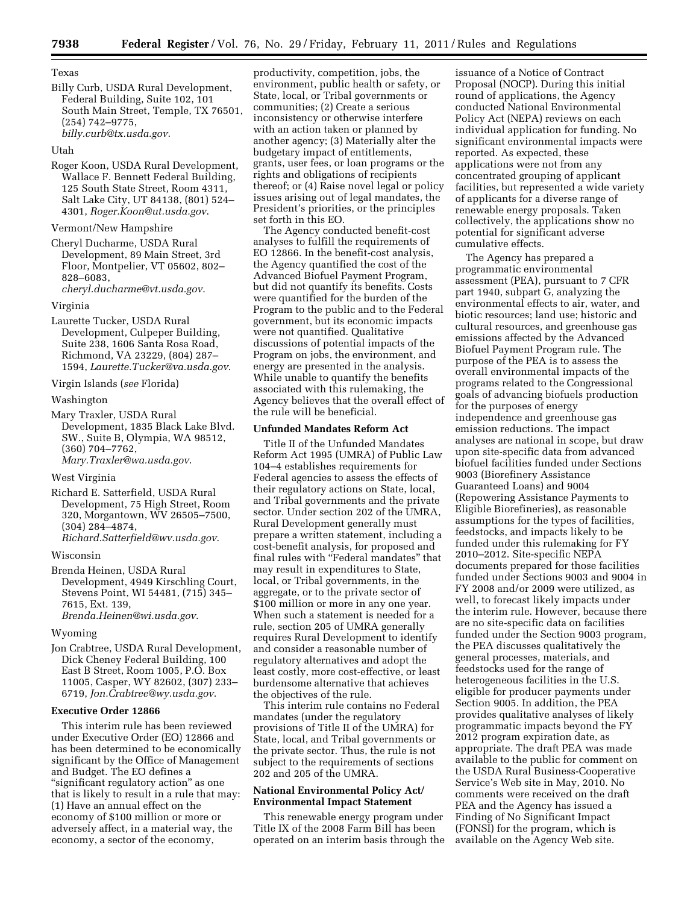Texas

Billy Curb, USDA Rural Development, Federal Building, Suite 102, 101 South Main Street, Temple, TX 76501, (254) 742–9775, *billy.curb@tx.usda.gov*.

Utah

Roger Koon, USDA Rural Development, Wallace F. Bennett Federal Building, 125 South State Street, Room 4311, Salt Lake City, UT 84138, (801) 524–4301, *Roger.Koon@ut.usda.gov*.

Vermont/New Hampshire

Cheryl Ducharme, USDA Rural Development, 89 Main Street, 3rd Floor, Montpelier, VT 05602, 802–828–6083, *cheryl.ducharme@vt.usda.gov*.

Virginia

Laurette Tucker, USDA Rural Development, Culpeper Building, Suite 238, 1606 Santa Rosa Road, Richmond, VA 23229, (804) 287–1594, *Laurette.Tucker@va.usda.gov*.

Virgin Islands (*see* Florida)

Washington

Mary Traxler, USDA Rural Development, 1835 Black Lake Blvd. SW., Suite B, Olympia, WA 98512, (360) 704–7762, *Mary.Traxler@wa.usda.gov*.

West Virginia

Richard E. Satterfield, USDA Rural Development, 75 High Street, Room 320, Morgantown, WV 26505–7500, (304) 284–4874, *Richard.Satterfield@wv.usda.gov*.

Wisconsin

Brenda Heinen, USDA Rural Development, 4949 Kirschling Court, Stevens Point, WI 54481, (715) 345–7615, Ext. 139, *Brenda.Heinen@wi.usda.gov*.

Wyoming

Jon Crabtree, USDA Rural Development, Dick Cheney Federal Building, 100 East B Street, Room 1005, P.O. Box 11005, Casper, WY 82602, (307) 233–6719, *Jon.Crabtree@wy.usda.gov*.

**Executive Order 12866**

This interim rule has been reviewed under Executive Order (EO) 12866 and has been determined to be economically significant by the Office of Management and Budget. The EO defines a "significant regulatory action" as one that is likely to result in a rule that may: (1) Have an annual effect on the economy of $100 million or more or adversely affect, in a material way, the economy, a sector of the economy, productivity, competition, jobs, the environment, public health or safety, or State, local, or Tribal governments or communities; (2) Create a serious inconsistency or otherwise interfere with an action taken or planned by another agency; (3) Materially alter the budgetary impact of entitlements, grants, user fees, or loan programs or the rights and obligations of recipients thereof; or (4) Raise novel legal or policy issues arising out of legal mandates, the President's priorities, or the principles set forth in this EO.

The Agency conducted benefit-cost analyses to fulfill the requirements of EO 12866. In the benefit-cost analysis, the Agency quantified the cost of the Advanced Biofuel Payment Program, but did not quantify its benefits. Costs were quantified for the burden of the Program to the public and to the Federal government, but its economic impacts were not quantified. Qualitative discussions of potential impacts of the Program on jobs, the environment, and energy are presented in the analysis. While unable to quantify the benefits associated with this rulemaking, the Agency believes that the overall effect of the rule will be beneficial.

**Unfunded Mandates Reform Act**

Title II of the Unfunded Mandates Reform Act 1995 (UMRA) of Public Law 104–4 establishes requirements for Federal agencies to assess the effects of their regulatory actions on State, local, and Tribal governments and the private sector. Under section 202 of the UMRA, Rural Development generally must prepare a written statement, including a cost-benefit analysis, for proposed and final rules with "Federal mandates" that may result in expenditures to State, local, or Tribal governments, in the aggregate, or to the private sector of $100 million or more in any one year. When such a statement is needed for a rule, section 205 of UMRA generally requires Rural Development to identify and consider a reasonable number of regulatory alternatives and adopt the least costly, more cost-effective, or least burdensome alternative that achieves the objectives of the rule.

This interim rule contains no Federal mandates (under the regulatory provisions of Title II of the UMRA) for State, local, and Tribal governments or the private sector. Thus, the rule is not subject to the requirements of sections 202 and 205 of the UMRA.

**National Environmental Policy Act/ Environmental Impact Statement**

This renewable energy program under Title IX of the 2008 Farm Bill has been operated on an interim basis through the issuance of a Notice of Contract Proposal (NOCP). During this initial round of applications, the Agency conducted National Environmental Policy Act (NEPA) reviews on each individual application for funding. No significant environmental impacts were reported. As expected, these applications were not from any concentrated grouping of applicant facilities, but represented a wide variety of applicants for a diverse range of renewable energy proposals. Taken collectively, the applications show no potential for significant adverse cumulative effects.

The Agency has prepared a programmatic environmental assessment (PEA), pursuant to 7 CFR part 1940, subpart G, analyzing the environmental effects to air, water, and biotic resources; land use; historic and cultural resources, and greenhouse gas emissions affected by the Advanced Biofuel Payment Program rule. The purpose of the PEA is to assess the overall environmental impacts of the programs related to the Congressional goals of advancing biofuels production for the purposes of energy independence and greenhouse gas emission reductions. The impact analyses are national in scope, but draw upon site-specific data from advanced biofuel facilities funded under Sections 9003 (Biorefinery Assistance Guaranteed Loans) and 9004 (Repowering Assistance Payments to Eligible Biorefineries), as reasonable assumptions for the types of facilities, feedstocks, and impacts likely to be funded under this rulemaking for FY 2010–2012. Site-specific NEPA documents prepared for those facilities funded under Sections 9003 and 9004 in FY 2008 and/or 2009 were utilized, as well, to forecast likely impacts under the interim rule. However, because there are no site-specific data on facilities funded under the Section 9003 program, the PEA discusses qualitatively the general processes, materials, and feedstocks used for the range of heterogeneous facilities in the U.S. eligible for producer payments under Section 9005. In addition, the PEA provides qualitative analyses of likely programmatic impacts beyond the FY 2012 program expiration date, as appropriate. The draft PEA was made available to the public for comment on the USDA Rural Business-Cooperative Service's Web site in May, 2010. No comments were received on the draft PEA and the Agency has issued a Finding of No Significant Impact (FONSI) for the program, which is available on the Agency Web site.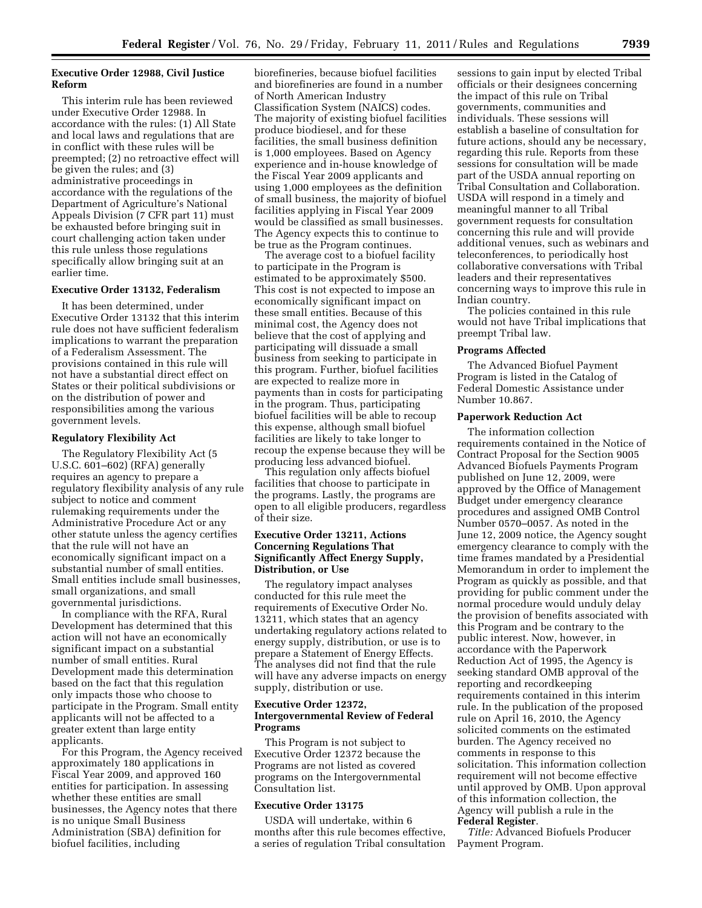### Executive Order 12988, Civil Justice Reform

This interim rule has been reviewed under Executive Order 12988. In accordance with the rules: (1) All State and local laws and regulations that are in conflict with these rules will be preempted; (2) no retroactive effect will be given the rules; and (3) administrative proceedings in accordance with the regulations of the Department of Agriculture's National Appeals Division (7 CFR part 11) must be exhausted before bringing suit in court challenging action taken under this rule unless those regulations specifically allow bringing suit at an earlier time.

### Executive Order 13132, Federalism

It has been determined, under Executive Order 13132 that this interim rule does not have sufficient federalism implications to warrant the preparation of a Federalism Assessment. The provisions contained in this rule will not have a substantial direct effect on States or their political subdivisions or on the distribution of power and responsibilities among the various government levels.

### Regulatory Flexibility Act

The Regulatory Flexibility Act (5 U.S.C. 601–602) (RFA) generally requires an agency to prepare a regulatory flexibility analysis of any rule subject to notice and comment rulemaking requirements under the Administrative Procedure Act or any other statute unless the agency certifies that the rule will not have an economically significant impact on a substantial number of small entities. Small entities include small businesses, small organizations, and small governmental jurisdictions.

In compliance with the RFA, Rural Development has determined that this action will not have an economically significant impact on a substantial number of small entities. Rural Development made this determination based on the fact that this regulation only impacts those who choose to participate in the Program. Small entity applicants will not be affected to a greater extent than large entity applicants.

For this Program, the Agency received approximately 180 applications in Fiscal Year 2009, and approved 160 entities for participation. In assessing whether these entities are small businesses, the Agency notes that there is no unique Small Business Administration (SBA) definition for biofuel facilities, including biorefineries, because biofuel facilities and biorefineries are found in a number of North American Industry Classification System (NAICS) codes. The majority of existing biofuel facilities produce biodiesel, and for these facilities, the small business definition is 1,000 employees. Based on Agency experience and in-house knowledge of the Fiscal Year 2009 applicants and using 1,000 employees as the definition of small business, the majority of biofuel facilities applying in Fiscal Year 2009 would be classified as small businesses. The Agency expects this to continue to be true as the Program continues.

The average cost to a biofuel facility to participate in the Program is estimated to be approximately $500. This cost is not expected to impose an economically significant impact on these small entities. Because of this minimal cost, the Agency does not believe that the cost of applying and participating will dissuade a small business from seeking to participate in this program. Further, biofuel facilities are expected to realize more in payments than in costs for participating in the program. Thus, participating biofuel facilities will be able to recoup this expense, although small biofuel facilities are likely to take longer to recoup the expense because they will be producing less advanced biofuel.

This regulation only affects biofuel facilities that choose to participate in the programs. Lastly, the programs are open to all eligible producers, regardless of their size.

### Executive Order 13211, Actions Concerning Regulations That Significantly Affect Energy Supply, Distribution, or Use

The regulatory impact analyses conducted for this rule meet the requirements of Executive Order No. 13211, which states that an agency undertaking regulatory actions related to energy supply, distribution, or use is to prepare a Statement of Energy Effects. The analyses did not find that the rule will have any adverse impacts on energy supply, distribution or use.

### Executive Order 12372, Intergovernmental Review of Federal Programs

This Program is not subject to Executive Order 12372 because the Programs are not listed as covered programs on the Intergovernmental Consultation list.

### Executive Order 13175

USDA will undertake, within 6 months after this rule becomes effective, a series of regulation Tribal consultation sessions to gain input by elected Tribal officials or their designees concerning the impact of this rule on Tribal governments, communities and individuals. These sessions will establish a baseline of consultation for future actions, should any be necessary, regarding this rule. Reports from these sessions for consultation will be made part of the USDA annual reporting on Tribal Consultation and Collaboration. USDA will respond in a timely and meaningful manner to all Tribal government requests for consultation concerning this rule and will provide additional venues, such as webinars and teleconferences, to periodically host collaborative conversations with Tribal leaders and their representatives concerning ways to improve this rule in Indian country.

The policies contained in this rule would not have Tribal implications that preempt Tribal law.

### Programs Affected

The Advanced Biofuel Payment Program is listed in the Catalog of Federal Domestic Assistance under Number 10.867.

### Paperwork Reduction Act

The information collection requirements contained in the Notice of Contract Proposal for the Section 9005 Advanced Biofuels Payments Program published on June 12, 2009, were approved by the Office of Management Budget under emergency clearance procedures and assigned OMB Control Number 0570–0057. As noted in the June 12, 2009 notice, the Agency sought emergency clearance to comply with the time frames mandated by a Presidential Memorandum in order to implement the Program as quickly as possible, and that providing for public comment under the normal procedure would unduly delay the provision of benefits associated with this Program and be contrary to the public interest. Now, however, in accordance with the Paperwork Reduction Act of 1995, the Agency is seeking standard OMB approval of the reporting and recordkeeping requirements contained in this interim rule. In the publication of the proposed rule on April 16, 2010, the Agency solicited comments on the estimated burden. The Agency received no comments in response to this solicitation. This information collection requirement will not become effective until approved by OMB. Upon approval of this information collection, the Agency will publish a rule in the **Federal Register**.

*Title:* Advanced Biofuels Producer Payment Program.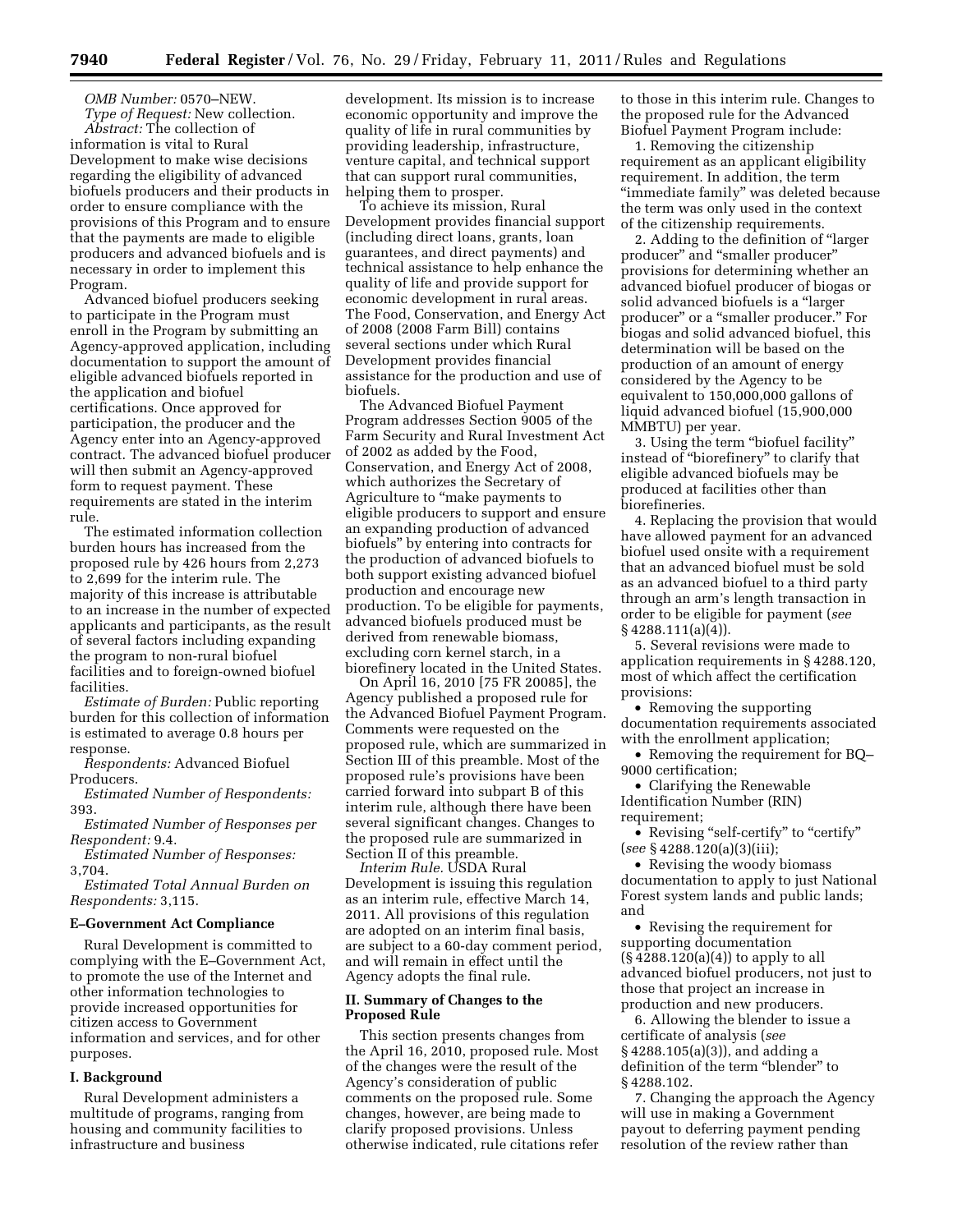*OMB Number:* 0570–NEW.

*Type of Request:* New collection.

*Abstract:* The collection of information is vital to Rural Development to make wise decisions regarding the eligibility of advanced biofuels producers and their products in order to ensure compliance with the provisions of this Program and to ensure that the payments are made to eligible producers and advanced biofuels and is necessary in order to implement this Program.

Advanced biofuel producers seeking to participate in the Program must enroll in the Program by submitting an Agency-approved application, including documentation to support the amount of eligible advanced biofuels reported in the application and biofuel certifications. Once approved for participation, the producer and the Agency enter into an Agency-approved contract. The advanced biofuel producer will then submit an Agency-approved form to request payment. These requirements are stated in the interim rule.

The estimated information collection burden hours has increased from the proposed rule by 426 hours from 2,273 to 2,699 for the interim rule. The majority of this increase is attributable to an increase in the number of expected applicants and participants, as the result of several factors including expanding the program to non-rural biofuel facilities and to foreign-owned biofuel facilities.

*Estimate of Burden:* Public reporting burden for this collection of information is estimated to average 0.8 hours per response.

*Respondents:* Advanced Biofuel Producers.

*Estimated Number of Respondents:* 393.

*Estimated Number of Responses per Respondent:* 9.4.

*Estimated Number of Responses:* 3,704.

*Estimated Total Annual Burden on Respondents:* 3,115.

**E–Government Act Compliance**

Rural Development is committed to complying with the E–Government Act, to promote the use of the Internet and other information technologies to provide increased opportunities for citizen access to Government information and services, and for other purposes.

**I. Background**

Rural Development administers a multitude of programs, ranging from housing and community facilities to infrastructure and business development. Its mission is to increase economic opportunity and improve the quality of life in rural communities by providing leadership, infrastructure, venture capital, and technical support that can support rural communities, helping them to prosper.

To achieve its mission, Rural Development provides financial support (including direct loans, grants, loan guarantees, and direct payments) and technical assistance to help enhance the quality of life and provide support for economic development in rural areas. The Food, Conservation, and Energy Act of 2008 (2008 Farm Bill) contains several sections under which Rural Development provides financial assistance for the production and use of biofuels.

The Advanced Biofuel Payment Program addresses Section 9005 of the Farm Security and Rural Investment Act of 2002 as added by the Food, Conservation, and Energy Act of 2008, which authorizes the Secretary of Agriculture to "make payments to eligible producers to support and ensure an expanding production of advanced biofuels" by entering into contracts for the production of advanced biofuels to both support existing advanced biofuel production and encourage new production. To be eligible for payments, advanced biofuels produced must be derived from renewable biomass, excluding corn kernel starch, in a biorefinery located in the United States.

On April 16, 2010 [75 FR 20085], the Agency published a proposed rule for the Advanced Biofuel Payment Program. Comments were requested on the proposed rule, which are summarized in Section III of this preamble. Most of the proposed rule's provisions have been carried forward into subpart B of this interim rule, although there have been several significant changes. Changes to the proposed rule are summarized in Section II of this preamble.

*Interim Rule.* USDA Rural Development is issuing this regulation as an interim rule, effective March 14, 2011. All provisions of this regulation are adopted on an interim final basis, are subject to a 60-day comment period, and will remain in effect until the Agency adopts the final rule.

**II. Summary of Changes to the Proposed Rule**

This section presents changes from the April 16, 2010, proposed rule. Most of the changes were the result of the Agency's consideration of public comments on the proposed rule. Some changes, however, are being made to clarify proposed provisions. Unless otherwise indicated, rule citations refer to those in this interim rule. Changes to the proposed rule for the Advanced Biofuel Payment Program include:

1. Removing the citizenship requirement as an applicant eligibility requirement. In addition, the term "immediate family" was deleted because the term was only used in the context of the citizenship requirements.

2. Adding to the definition of "larger producer" and "smaller producer" provisions for determining whether an advanced biofuel producer of biogas or solid advanced biofuels is a "larger producer" or a "smaller producer." For biogas and solid advanced biofuel, this determination will be based on the production of an amount of energy considered by the Agency to be equivalent to 150,000,000 gallons of liquid advanced biofuel (15,900,000 MMBTU) per year.

3. Using the term "biofuel facility" instead of "biorefinery" to clarify that eligible advanced biofuels may be produced at facilities other than biorefineries.

4. Replacing the provision that would have allowed payment for an advanced biofuel used onsite with a requirement that an advanced biofuel must be sold as an advanced biofuel to a third party through an arm's length transaction in order to be eligible for payment (*see* § 4288.111(a)(4)).

5. Several revisions were made to application requirements in § 4288.120, most of which affect the certification provisions:

- Removing the supporting documentation requirements associated with the enrollment application;
- Removing the requirement for BQ–9000 certification;
- Clarifying the Renewable Identification Number (RIN) requirement;
- Revising "self-certify" to "certify" (*see* § 4288.120(a)(3)(iii);
- Revising the woody biomass documentation to apply to just National Forest system lands and public lands; and
- Revising the requirement for supporting documentation (§ 4288.120(a)(4)) to apply to all advanced biofuel producers, not just to those that project an increase in production and new producers.

6. Allowing the blender to issue a certificate of analysis (*see* § 4288.105(a)(3)), and adding a definition of the term "blender" to § 4288.102.

7. Changing the approach the Agency will use in making a Government payout to deferring payment pending resolution of the review rather than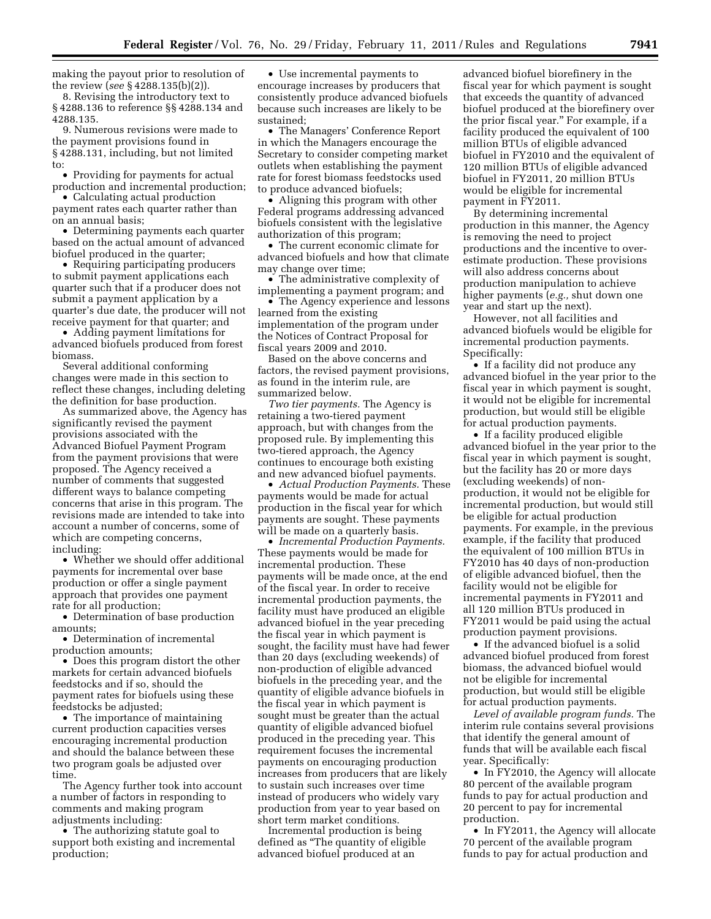making the payout prior to resolution of the review (*see* § 4288.135(b)(2)).

8. Revising the introductory text to § 4288.136 to reference §§ 4288.134 and 4288.135.

9. Numerous revisions were made to the payment provisions found in § 4288.131, including, but not limited to:

- Providing for payments for actual production and incremental production;
- Calculating actual production payment rates each quarter rather than on an annual basis;
- Determining payments each quarter based on the actual amount of advanced biofuel produced in the quarter;
- Requiring participating producers to submit payment applications each quarter such that if a producer does not submit a payment application by a quarter's due date, the producer will not receive payment for that quarter; and
- Adding payment limitations for advanced biofuels produced from forest biomass.

Several additional conforming changes were made in this section to reflect these changes, including deleting the definition for base production.

As summarized above, the Agency has significantly revised the payment provisions associated with the Advanced Biofuel Payment Program from the payment provisions that were proposed. The Agency received a number of comments that suggested different ways to balance competing concerns that arise in this program. The revisions made are intended to take into account a number of concerns, some of which are competing concerns, including:

- Whether we should offer additional payments for incremental over base production or offer a single payment approach that provides one payment rate for all production;
- Determination of base production amounts;
- Determination of incremental production amounts;
- Does this program distort the other markets for certain advanced biofuels feedstocks and if so, should the payment rates for biofuels using these feedstocks be adjusted;
- The importance of maintaining current production capacities verses encouraging incremental production and should the balance between these two program goals be adjusted over time.

The Agency further took into account a number of factors in responding to comments and making program adjustments including:

- The authorizing statute goal to support both existing and incremental production;
- Use incremental payments to encourage increases by producers that consistently produce advanced biofuels because such increases are likely to be sustained;
- The Managers' Conference Report in which the Managers encourage the Secretary to consider competing market outlets when establishing the payment rate for forest biomass feedstocks used to produce advanced biofuels;
- Aligning this program with other Federal programs addressing advanced biofuels consistent with the legislative authorization of this program;
- The current economic climate for advanced biofuels and how that climate may change over time;
- The administrative complexity of implementing a payment program; and
- The Agency experience and lessons learned from the existing implementation of the program under the Notices of Contract Proposal for fiscal years 2009 and 2010.

Based on the above concerns and factors, the revised payment provisions, as found in the interim rule, are summarized below.

*Two tier payments.* The Agency is retaining a two-tiered payment approach, but with changes from the proposed rule. By implementing this two-tiered approach, the Agency continues to encourage both existing and new advanced biofuel payments.

- *Actual Production Payments.* These payments would be made for actual production in the fiscal year for which payments are sought. These payments will be made on a quarterly basis.
- *Incremental Production Payments.* These payments would be made for incremental production. These payments will be made once, at the end of the fiscal year. In order to receive incremental production payments, the facility must have produced an eligible advanced biofuel in the year preceding the fiscal year in which payment is sought, the facility must have had fewer than 20 days (excluding weekends) of non-production of eligible advanced biofuels in the preceding year, and the quantity of eligible advance biofuels in the fiscal year in which payment is sought must be greater than the actual quantity of eligible advanced biofuel produced in the preceding year. This requirement focuses the incremental payments on encouraging production increases from producers that are likely to sustain such increases over time instead of producers who widely vary production from year to year based on short term market conditions.

Incremental production is being defined as "The quantity of eligible advanced biofuel produced at an advanced biofuel biorefinery in the fiscal year for which payment is sought that exceeds the quantity of advanced biofuel produced at the biorefinery over the prior fiscal year." For example, if a facility produced the equivalent of 100 million BTUs of eligible advanced biofuel in FY2010 and the equivalent of 120 million BTUs of eligible advanced biofuel in FY2011, 20 million BTUs would be eligible for incremental payment in FY2011.

By determining incremental production in this manner, the Agency is removing the need to project productions and the incentive to over-estimate production. These provisions will also address concerns about production manipulation to achieve higher payments (*e.g.,* shut down one year and start up the next).

However, not all facilities and advanced biofuels would be eligible for incremental production payments. Specifically:

- If a facility did not produce any advanced biofuel in the year prior to the fiscal year in which payment is sought, it would not be eligible for incremental production, but would still be eligible for actual production payments.
- If a facility produced eligible advanced biofuel in the year prior to the fiscal year in which payment is sought, but the facility has 20 or more days (excluding weekends) of non-production, it would not be eligible for incremental production, but would still be eligible for actual production payments. For example, in the previous example, if the facility that produced the equivalent of 100 million BTUs in FY2010 has 40 days of non-production of eligible advanced biofuel, then the facility would not be eligible for incremental payments in FY2011 and all 120 million BTUs produced in FY2011 would be paid using the actual production payment provisions.
- If the advanced biofuel is a solid advanced biofuel produced from forest biomass, the advanced biofuel would not be eligible for incremental production, but would still be eligible for actual production payments.

*Level of available program funds.* The interim rule contains several provisions that identify the general amount of funds that will be available each fiscal year. Specifically:

- In FY2010, the Agency will allocate 80 percent of the available program funds to pay for actual production and 20 percent to pay for incremental production.
- In FY2011, the Agency will allocate 70 percent of the available program funds to pay for actual production and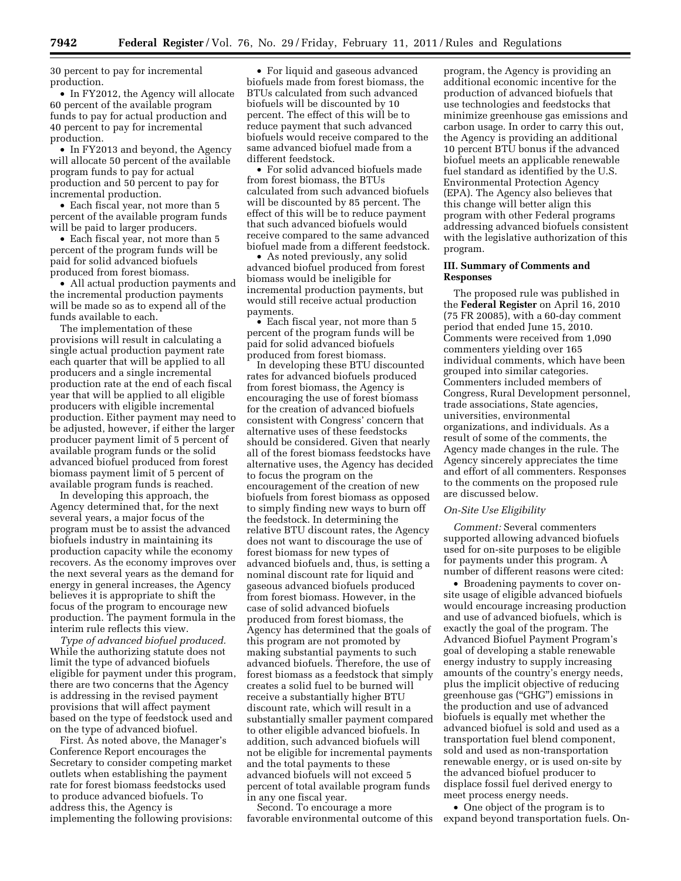30 percent to pay for incremental production.

- In FY2012, the Agency will allocate 60 percent of the available program funds to pay for actual production and 40 percent to pay for incremental production.
- In FY2013 and beyond, the Agency will allocate 50 percent of the available program funds to pay for actual production and 50 percent to pay for incremental production.
- Each fiscal year, not more than 5 percent of the available program funds will be paid to larger producers.
- Each fiscal year, not more than 5 percent of the program funds will be paid for solid advanced biofuels produced from forest biomass.
- All actual production payments and the incremental production payments will be made so as to expend all of the funds available to each.

The implementation of these provisions will result in calculating a single actual production payment rate each quarter that will be applied to all producers and a single incremental production rate at the end of each fiscal year that will be applied to all eligible producers with eligible incremental production. Either payment may need to be adjusted, however, if either the larger producer payment limit of 5 percent of available program funds or the solid advanced biofuel produced from forest biomass payment limit of 5 percent of available program funds is reached.

In developing this approach, the Agency determined that, for the next several years, a major focus of the program must be to assist the advanced biofuels industry in maintaining its production capacity while the economy recovers. As the economy improves over the next several years as the demand for energy in general increases, the Agency believes it is appropriate to shift the focus of the program to encourage new production. The payment formula in the interim rule reflects this view.

*Type of advanced biofuel produced.* While the authorizing statute does not limit the type of advanced biofuels eligible for payment under this program, there are two concerns that the Agency is addressing in the revised payment provisions that will affect payment based on the type of feedstock used and on the type of advanced biofuel.

First. As noted above, the Manager's Conference Report encourages the Secretary to consider competing market outlets when establishing the payment rate for forest biomass feedstocks used to produce advanced biofuels. To address this, the Agency is implementing the following provisions:

- For liquid and gaseous advanced biofuels made from forest biomass, the BTUs calculated from such advanced biofuels will be discounted by 10 percent. The effect of this will be to reduce payment that such advanced biofuels would receive compared to the same advanced biofuel made from a different feedstock.
- For solid advanced biofuels made from forest biomass, the BTUs calculated from such advanced biofuels will be discounted by 85 percent. The effect of this will be to reduce payment that such advanced biofuels would receive compared to the same advanced biofuel made from a different feedstock.
- As noted previously, any solid advanced biofuel produced from forest biomass would be ineligible for incremental production payments, but would still receive actual production payments.
- Each fiscal year, not more than 5 percent of the program funds will be paid for solid advanced biofuels produced from forest biomass.

In developing these BTU discounted rates for advanced biofuels produced from forest biomass, the Agency is encouraging the use of forest biomass for the creation of advanced biofuels consistent with Congress' concern that alternative uses of these feedstocks should be considered. Given that nearly all of the forest biomass feedstocks have alternative uses, the Agency has decided to focus the program on the encouragement of the creation of new biofuels from forest biomass as opposed to simply finding new ways to burn off the feedstock. In determining the relative BTU discount rates, the Agency does not want to discourage the use of forest biomass for new types of advanced biofuels and, thus, is setting a nominal discount rate for liquid and gaseous advanced biofuels produced from forest biomass. However, in the case of solid advanced biofuels produced from forest biomass, the Agency has determined that the goals of this program are not promoted by making substantial payments to such advanced biofuels. Therefore, the use of forest biomass as a feedstock that simply creates a solid fuel to be burned will receive a substantially higher BTU discount rate, which will result in a substantially smaller payment compared to other eligible advanced biofuels. In addition, such advanced biofuels will not be eligible for incremental payments and the total payments to these advanced biofuels will not exceed 5 percent of total available program funds in any one fiscal year.

Second. To encourage a more favorable environmental outcome of this program, the Agency is providing an additional economic incentive for the production of advanced biofuels that use technologies and feedstocks that minimize greenhouse gas emissions and carbon usage. In order to carry this out, the Agency is providing an additional 10 percent BTU bonus if the advanced biofuel meets an applicable renewable fuel standard as identified by the U.S. Environmental Protection Agency (EPA). The Agency also believes that this change will better align this program with other Federal programs addressing advanced biofuels consistent with the legislative authorization of this program.

## III. Summary of Comments and Responses

The proposed rule was published in the **Federal Register** on April 16, 2010 (75 FR 20085), with a 60-day comment period that ended June 15, 2010. Comments were received from 1,090 commenters yielding over 165 individual comments, which have been grouped into similar categories. Commenters included members of Congress, Rural Development personnel, trade associations, State agencies, universities, environmental organizations, and individuals. As a result of some of the comments, the Agency made changes in the rule. The Agency sincerely appreciates the time and effort of all commenters. Responses to the comments on the proposed rule are discussed below.

### *On-Site Use Eligibility*

*Comment:* Several commenters supported allowing advanced biofuels used for on-site purposes to be eligible for payments under this program. A number of different reasons were cited:

- Broadening payments to cover on-site usage of eligible advanced biofuels would encourage increasing production and use of advanced biofuels, which is exactly the goal of the program. The Advanced Biofuel Payment Program's goal of developing a stable renewable energy industry to supply increasing amounts of the country's energy needs, plus the implicit objective of reducing greenhouse gas ("GHG") emissions in the production and use of advanced biofuels is equally met whether the advanced biofuel is sold and used as a transportation fuel blend component, sold and used as non-transportation renewable energy, or is used on-site by the advanced biofuel producer to displace fossil fuel derived energy to meet process energy needs.
- One object of the program is to expand beyond transportation fuels. On-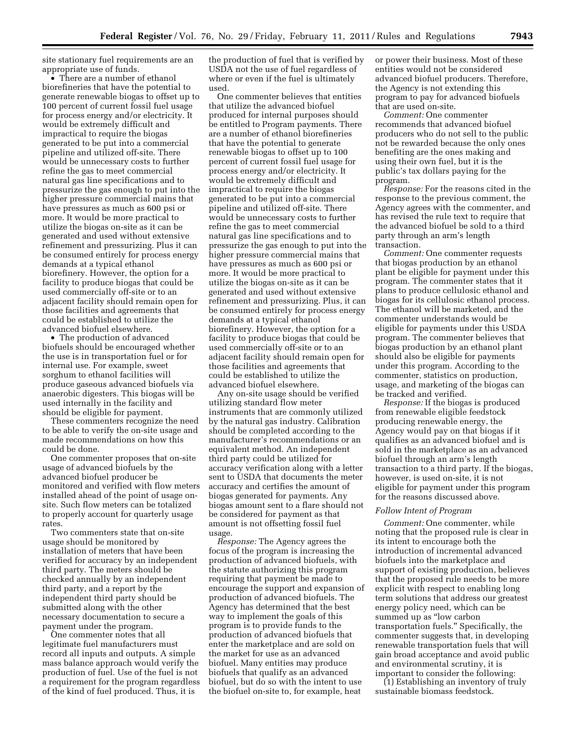site stationary fuel requirements are an appropriate use of funds.

- There are a number of ethanol biorefineries that have the potential to generate renewable biogas to offset up to 100 percent of current fossil fuel usage for process energy and/or electricity. It would be extremely difficult and impractical to require the biogas generated to be put into a commercial pipeline and utilized off-site. There would be unnecessary costs to further refine the gas to meet commercial natural gas line specifications and to pressurize the gas enough to put into the higher pressure commercial mains that have pressures as much as 600 psi or more. It would be more practical to utilize the biogas on-site as it can be generated and used without extensive refinement and pressurizing. Plus it can be consumed entirely for process energy demands at a typical ethanol biorefinery. However, the option for a facility to produce biogas that could be used commercially off-site or to an adjacent facility should remain open for those facilities and agreements that could be established to utilize the advanced biofuel elsewhere.
- The production of advanced biofuels should be encouraged whether the use is in transportation fuel or for internal use. For example, sweet sorghum to ethanol facilities will produce gaseous advanced biofuels via anaerobic digesters. This biogas will be used internally in the facility and should be eligible for payment.

These commenters recognize the need to be able to verify the on-site usage and made recommendations on how this could be done.

One commenter proposes that on-site usage of advanced biofuels by the advanced biofuel producer be monitored and verified with flow meters installed ahead of the point of usage on-site. Such flow meters can be totalized to properly account for quarterly usage rates.

Two commenters state that on-site usage should be monitored by installation of meters that have been verified for accuracy by an independent third party. The meters should be checked annually by an independent third party, and a report by the independent third party should be submitted along with the other necessary documentation to secure a payment under the program.

One commenter notes that all legitimate fuel manufacturers must record all inputs and outputs. A simple mass balance approach would verify the production of fuel. Use of the fuel is not a requirement for the program regardless of the kind of fuel produced. Thus, it is the production of fuel that is verified by USDA not the use of fuel regardless of where or even if the fuel is ultimately used.

One commenter believes that entities that utilize the advanced biofuel produced for internal purposes should be entitled to Program payments. There are a number of ethanol biorefineries that have the potential to generate renewable biogas to offset up to 100 percent of current fossil fuel usage for process energy and/or electricity. It would be extremely difficult and impractical to require the biogas generated to be put into a commercial pipeline and utilized off-site. There would be unnecessary costs to further refine the gas to meet commercial natural gas line specifications and to pressurize the gas enough to put into the higher pressure commercial mains that have pressures as much as 600 psi or more. It would be more practical to utilize the biogas on-site as it can be generated and used without extensive refinement and pressurizing. Plus, it can be consumed entirely for process energy demands at a typical ethanol biorefinery. However, the option for a facility to produce biogas that could be used commercially off-site or to an adjacent facility should remain open for those facilities and agreements that could be established to utilize the advanced biofuel elsewhere.

Any on-site usage should be verified utilizing standard flow meter instruments that are commonly utilized by the natural gas industry. Calibration should be completed according to the manufacturer's recommendations or an equivalent method. An independent third party could be utilized for accuracy verification along with a letter sent to USDA that documents the meter accuracy and certifies the amount of biogas generated for payments. Any biogas amount sent to a flare should not be considered for payment as that amount is not offsetting fossil fuel usage.

*Response:* The Agency agrees the focus of the program is increasing the production of advanced biofuels, with the statute authorizing this program requiring that payment be made to encourage the support and expansion of production of advanced biofuels. The Agency has determined that the best way to implement the goals of this program is to provide funds to the production of advanced biofuels that enter the marketplace and are sold on the market for use as an advanced biofuel. Many entities may produce biofuels that qualify as an advanced biofuel, but do so with the intent to use the biofuel on-site to, for example, heat or power their business. Most of these entities would not be considered advanced biofuel producers. Therefore, the Agency is not extending this program to pay for advanced biofuels that are used on-site.

*Comment:* One commenter recommends that advanced biofuel producers who do not sell to the public not be rewarded because the only ones benefiting are the ones making and using their own fuel, but it is the public's tax dollars paying for the program.

*Response:* For the reasons cited in the response to the previous comment, the Agency agrees with the commenter, and has revised the rule text to require that the advanced biofuel be sold to a third party through an arm's length transaction.

*Comment:* One commenter requests that biogas production by an ethanol plant be eligible for payment under this program. The commenter states that it plans to produce cellulosic ethanol and biogas for its cellulosic ethanol process. The ethanol will be marketed, and the commenter understands would be eligible for payments under this USDA program. The commenter believes that biogas production by an ethanol plant should also be eligible for payments under this program. According to the commenter, statistics on production, usage, and marketing of the biogas can be tracked and verified.

*Response:* If the biogas is produced from renewable eligible feedstock producing renewable energy, the Agency would pay on that biogas if it qualifies as an advanced biofuel and is sold in the marketplace as an advanced biofuel through an arm's length transaction to a third party. If the biogas, however, is used on-site, it is not eligible for payment under this program for the reasons discussed above.

*Follow Intent of Program*

*Comment:* One commenter, while noting that the proposed rule is clear in its intent to encourage both the introduction of incremental advanced biofuels into the marketplace and support of existing production, believes that the proposed rule needs to be more explicit with respect to enabling long term solutions that address our greatest energy policy need, which can be summed up as "low carbon transportation fuels." Specifically, the commenter suggests that, in developing renewable transportation fuels that will gain broad acceptance and avoid public and environmental scrutiny, it is important to consider the following:

(1) Establishing an inventory of truly sustainable biomass feedstock.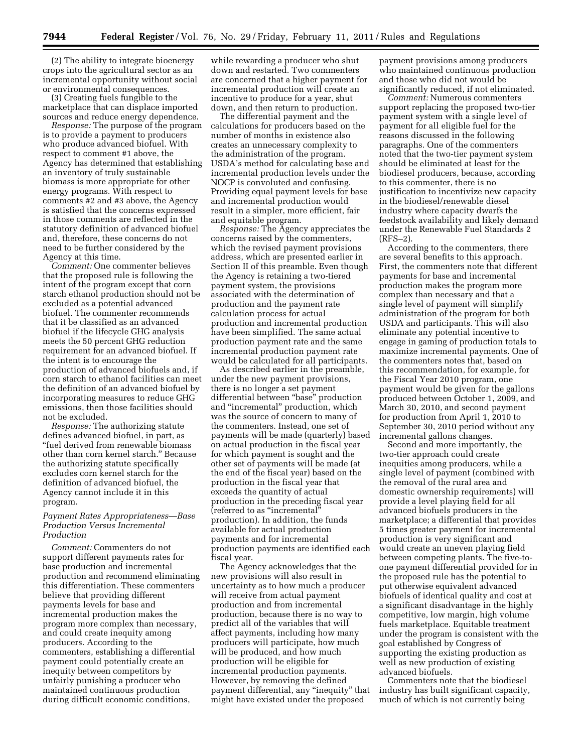(2) The ability to integrate bioenergy crops into the agricultural sector as an incremental opportunity without social or environmental consequences.

(3) Creating fuels fungible to the marketplace that can displace imported sources and reduce energy dependence.

*Response:* The purpose of the program is to provide a payment to producers who produce advanced biofuel. With respect to comment #1 above, the Agency has determined that establishing an inventory of truly sustainable biomass is more appropriate for other energy programs. With respect to comments #2 and #3 above, the Agency is satisfied that the concerns expressed in those comments are reflected in the statutory definition of advanced biofuel and, therefore, these concerns do not need to be further considered by the Agency at this time.

*Comment:* One commenter believes that the proposed rule is following the intent of the program except that corn starch ethanol production should not be excluded as a potential advanced biofuel. The commenter recommends that it be classified as an advanced biofuel if the lifecycle GHG analysis meets the 50 percent GHG reduction requirement for an advanced biofuel. If the intent is to encourage the production of advanced biofuels and, if corn starch to ethanol facilities can meet the definition of an advanced biofuel by incorporating measures to reduce GHG emissions, then those facilities should not be excluded.

*Response:* The authorizing statute defines advanced biofuel, in part, as "fuel derived from renewable biomass other than corn kernel starch." Because the authorizing statute specifically excludes corn kernel starch for the definition of advanced biofuel, the Agency cannot include it in this program.

### *Payment Rates Appropriateness—Base Production Versus Incremental Production*

*Comment:* Commenters do not support different payments rates for base production and incremental production and recommend eliminating this differentiation. These commenters believe that providing different payments levels for base and incremental production makes the program more complex than necessary, and could create inequity among producers. According to the commenters, establishing a differential payment could potentially create an inequity between competitors by unfairly punishing a producer who maintained continuous production during difficult economic conditions, while rewarding a producer who shut down and restarted. Two commenters are concerned that a higher payment for incremental production will create an incentive to produce for a year, shut down, and then return to production.

The differential payment and the calculations for producers based on the number of months in existence also creates an unnecessary complexity to the administration of the program. USDA's method for calculating base and incremental production levels under the NOCP is convoluted and confusing. Providing equal payment levels for base and incremental production would result in a simpler, more efficient, fair and equitable program.

*Response:* The Agency appreciates the concerns raised by the commenters, which the revised payment provisions address, which are presented earlier in Section II of this preamble. Even though the Agency is retaining a two-tiered payment system, the provisions associated with the determination of production and the payment rate calculation process for actual production and incremental production have been simplified. The same actual production payment rate and the same incremental production payment rate would be calculated for all participants.

As described earlier in the preamble, under the new payment provisions, there is no longer a set payment differential between "base" production and "incremental" production, which was the source of concern to many of the commenters. Instead, one set of payments will be made (quarterly) based on actual production in the fiscal year for which payment is sought and the other set of payments will be made (at the end of the fiscal year) based on the production in the fiscal year that exceeds the quantity of actual production in the preceding fiscal year (referred to as "incremental" production). In addition, the funds available for actual production payments and for incremental production payments are identified each fiscal year.

The Agency acknowledges that the new provisions will also result in uncertainty as to how much a producer will receive from actual payment production and from incremental production, because there is no way to predict all of the variables that will affect payments, including how many producers will participate, how much will be produced, and how much production will be eligible for incremental production payments. However, by removing the defined payment differential, any "inequity" that might have existed under the proposed payment provisions among producers who maintained continuous production and those who did not would be significantly reduced, if not eliminated.

*Comment:* Numerous commenters support replacing the proposed two-tier payment system with a single level of payment for all eligible fuel for the reasons discussed in the following paragraphs. One of the commenters noted that the two-tier payment system should be eliminated at least for the biodiesel producers, because, according to this commenter, there is no justification to incentivize new capacity in the biodiesel/renewable diesel industry where capacity dwarfs the feedstock availability and likely demand under the Renewable Fuel Standards 2 (RFS–2).

According to the commenters, there are several benefits to this approach. First, the commenters note that different payments for base and incremental production makes the program more complex than necessary and that a single level of payment will simplify administration of the program for both USDA and participants. This will also eliminate any potential incentive to engage in gaming of production totals to maximize incremental payments. One of the commenters notes that, based on this recommendation, for example, for the Fiscal Year 2010 program, one payment would be given for the gallons produced between October 1, 2009, and March 30, 2010, and second payment for production from April 1, 2010 to September 30, 2010 period without any incremental gallons changes.

Second and more importantly, the two-tier approach could create inequities among producers, while a single level of payment (combined with the removal of the rural area and domestic ownership requirements) will provide a level playing field for all advanced biofuels producers in the marketplace; a differential that provides 5 times greater payment for incremental production is very significant and would create an uneven playing field between competing plants. The five-to-one payment differential provided for in the proposed rule has the potential to put otherwise equivalent advanced biofuels of identical quality and cost at a significant disadvantage in the highly competitive, low margin, high volume fuels marketplace. Equitable treatment under the program is consistent with the goal established by Congress of supporting the existing production as well as new production of existing advanced biofuels.

Commenters note that the biodiesel industry has built significant capacity, much of which is not currently being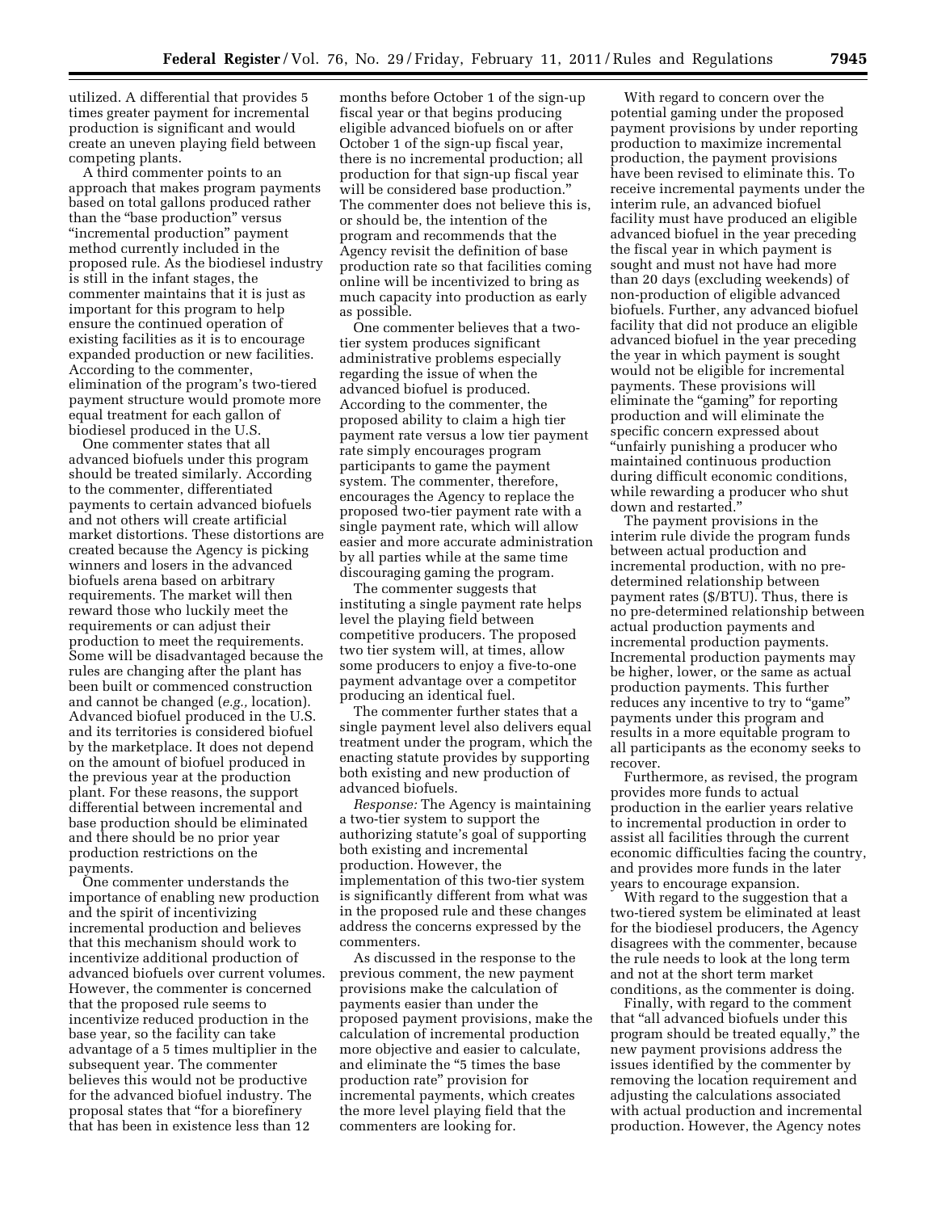utilized. A differential that provides 5 times greater payment for incremental production is significant and would create an uneven playing field between competing plants.

A third commenter points to an approach that makes program payments based on total gallons produced rather than the "base production" versus "incremental production" payment method currently included in the proposed rule. As the biodiesel industry is still in the infant stages, the commenter maintains that it is just as important for this program to help ensure the continued operation of existing facilities as it is to encourage expanded production or new facilities. According to the commenter, elimination of the program's two-tiered payment structure would promote more equal treatment for each gallon of biodiesel produced in the U.S.

One commenter states that all advanced biofuels under this program should be treated similarly. According to the commenter, differentiated payments to certain advanced biofuels and not others will create artificial market distortions. These distortions are created because the Agency is picking winners and losers in the advanced biofuels arena based on arbitrary requirements. The market will then reward those who luckily meet the requirements or can adjust their production to meet the requirements. Some will be disadvantaged because the rules are changing after the plant has been built or commenced construction and cannot be changed (*e.g.,* location). Advanced biofuel produced in the U.S. and its territories is considered biofuel by the marketplace. It does not depend on the amount of biofuel produced in the previous year at the production plant. For these reasons, the support differential between incremental and base production should be eliminated and there should be no prior year production restrictions on the payments.

One commenter understands the importance of enabling new production and the spirit of incentivizing incremental production and believes that this mechanism should work to incentivize additional production of advanced biofuels over current volumes. However, the commenter is concerned that the proposed rule seems to incentivize reduced production in the base year, so the facility can take advantage of a 5 times multiplier in the subsequent year. The commenter believes this would not be productive for the advanced biofuel industry. The proposal states that "for a biorefinery that has been in existence less than 12 months before October 1 of the sign-up fiscal year or that begins producing eligible advanced biofuels on or after October 1 of the sign-up fiscal year, there is no incremental production; all production for that sign-up fiscal year will be considered base production." The commenter does not believe this is, or should be, the intention of the program and recommends that the Agency revisit the definition of base production rate so that facilities coming online will be incentivized to bring as much capacity into production as early as possible.

One commenter believes that a two-tier system produces significant administrative problems especially regarding the issue of when the advanced biofuel is produced. According to the commenter, the proposed ability to claim a high tier payment rate versus a low tier payment rate simply encourages program participants to game the payment system. The commenter, therefore, encourages the Agency to replace the proposed two-tier payment rate with a single payment rate, which will allow easier and more accurate administration by all parties while at the same time discouraging gaming the program.

The commenter suggests that instituting a single payment rate helps level the playing field between competitive producers. The proposed two tier system will, at times, allow some producers to enjoy a five-to-one payment advantage over a competitor producing an identical fuel.

The commenter further states that a single payment level also delivers equal treatment under the program, which the enacting statute provides by supporting both existing and new production of advanced biofuels.

*Response:* The Agency is maintaining a two-tier system to support the authorizing statute's goal of supporting both existing and incremental production. However, the implementation of this two-tier system is significantly different from what was in the proposed rule and these changes address the concerns expressed by the commenters.

As discussed in the response to the previous comment, the new payment provisions make the calculation of payments easier than under the proposed payment provisions, make the calculation of incremental production more objective and easier to calculate, and eliminate the "5 times the base production rate" provision for incremental payments, which creates the more level playing field that the commenters are looking for.

With regard to concern over the potential gaming under the proposed payment provisions by under reporting production to maximize incremental production, the payment provisions have been revised to eliminate this. To receive incremental payments under the interim rule, an advanced biofuel facility must have produced an eligible advanced biofuel in the year preceding the fiscal year in which payment is sought and must not have had more than 20 days (excluding weekends) of non-production of eligible advanced biofuels. Further, any advanced biofuel facility that did not produce an eligible advanced biofuel in the year preceding the year in which payment is sought would not be eligible for incremental payments. These provisions will eliminate the "gaming" for reporting production and will eliminate the specific concern expressed about "unfairly punishing a producer who maintained continuous production during difficult economic conditions, while rewarding a producer who shut down and restarted."

The payment provisions in the interim rule divide the program funds between actual production and incremental production, with no pre-determined relationship between payment rates ($/BTU). Thus, there is no pre-determined relationship between actual production payments and incremental production payments. Incremental production payments may be higher, lower, or the same as actual production payments. This further reduces any incentive to try to "game" payments under this program and results in a more equitable program to all participants as the economy seeks to recover.

Furthermore, as revised, the program provides more funds to actual production in the earlier years relative to incremental production in order to assist all facilities through the current economic difficulties facing the country, and provides more funds in the later years to encourage expansion.

With regard to the suggestion that a two-tiered system be eliminated at least for the biodiesel producers, the Agency disagrees with the commenter, because the rule needs to look at the long term and not at the short term market conditions, as the commenter is doing.

Finally, with regard to the comment that "all advanced biofuels under this program should be treated equally," the new payment provisions address the issues identified by the commenter by removing the location requirement and adjusting the calculations associated with actual production and incremental production. However, the Agency notes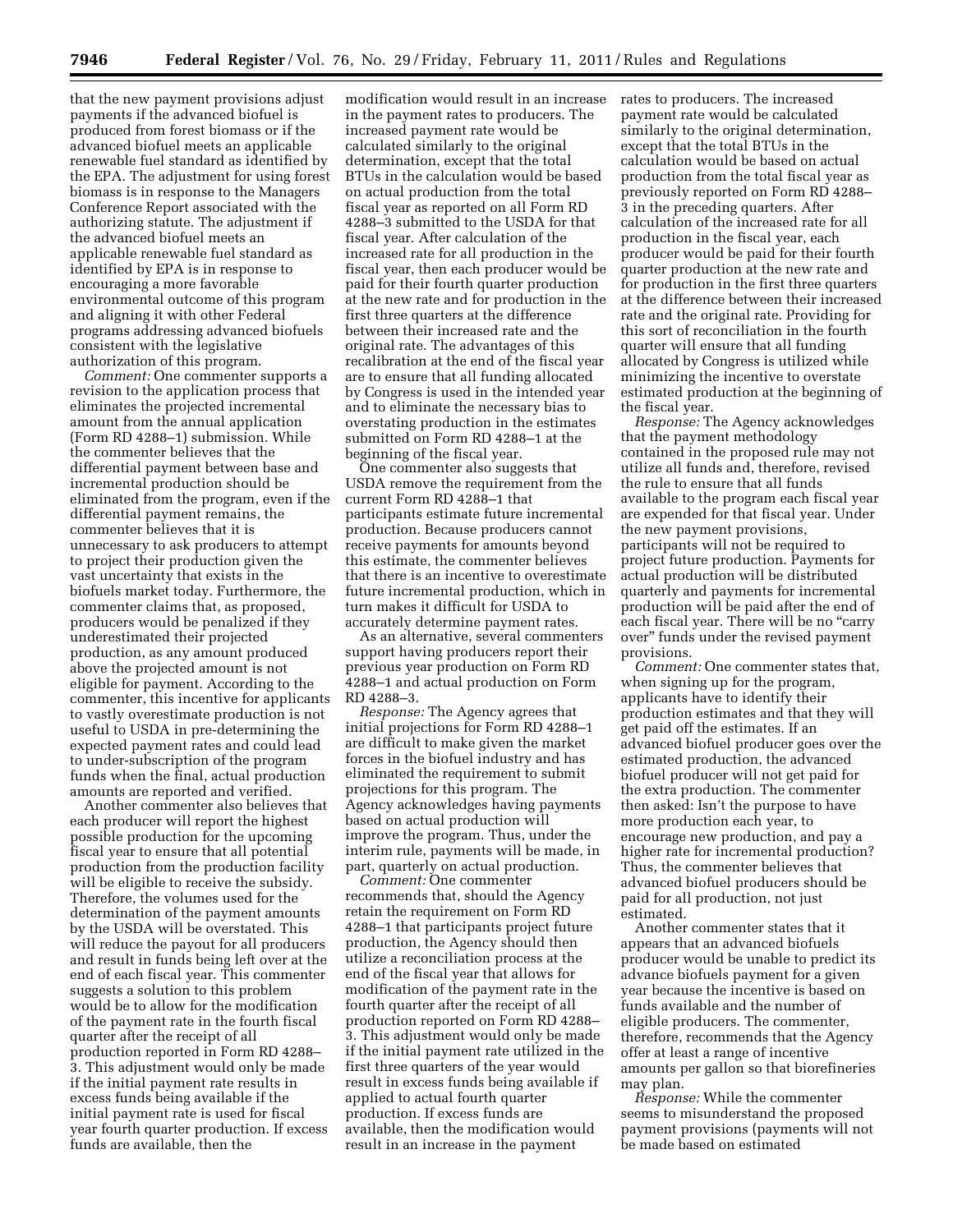that the new payment provisions adjust payments if the advanced biofuel is produced from forest biomass or if the advanced biofuel meets an applicable renewable fuel standard as identified by the EPA. The adjustment for using forest biomass is in response to the Managers Conference Report associated with the authorizing statute. The adjustment if the advanced biofuel meets an applicable renewable fuel standard as identified by EPA is in response to encouraging a more favorable environmental outcome of this program and aligning it with other Federal programs addressing advanced biofuels consistent with the legislative authorization of this program.

*Comment:* One commenter supports a revision to the application process that eliminates the projected incremental amount from the annual application (Form RD 4288–1) submission. While the commenter believes that the differential payment between base and incremental production should be eliminated from the program, even if the differential payment remains, the commenter believes that it is unnecessary to ask producers to attempt to project their production given the vast uncertainty that exists in the biofuels market today. Furthermore, the commenter claims that, as proposed, producers would be penalized if they underestimated their projected production, as any amount produced above the projected amount is not eligible for payment. According to the commenter, this incentive for applicants to vastly overestimate production is not useful to USDA in pre-determining the expected payment rates and could lead to under-subscription of the program funds when the final, actual production amounts are reported and verified.

Another commenter also believes that each producer will report the highest possible production for the upcoming fiscal year to ensure that all potential production from the production facility will be eligible to receive the subsidy. Therefore, the volumes used for the determination of the payment amounts by the USDA will be overstated. This will reduce the payout for all producers and result in funds being left over at the end of each fiscal year. This commenter suggests a solution to this problem would be to allow for the modification of the payment rate in the fourth fiscal quarter after the receipt of all production reported in Form RD 4288–3. This adjustment would only be made if the initial payment rate results in excess funds being available if the initial payment rate is used for fiscal year fourth quarter production. If excess funds are available, then the modification would result in an increase in the payment rates to producers. The increased payment rate would be calculated similarly to the original determination, except that the total BTUs in the calculation would be based on actual production from the total fiscal year as reported on all Form RD 4288–3 submitted to the USDA for that fiscal year. After calculation of the increased rate for all production in the fiscal year, then each producer would be paid for their fourth quarter production at the new rate and for production in the first three quarters at the difference between their increased rate and the original rate. The advantages of this recalibration at the end of the fiscal year are to ensure that all funding allocated by Congress is used in the intended year and to eliminate the necessary bias to overstating production in the estimates submitted on Form RD 4288–1 at the beginning of the fiscal year.

One commenter also suggests that USDA remove the requirement from the current Form RD 4288–1 that participants estimate future incremental production. Because producers cannot receive payments for amounts beyond this estimate, the commenter believes that there is an incentive to overestimate future incremental production, which in turn makes it difficult for USDA to accurately determine payment rates.

As an alternative, several commenters support having producers report their previous year production on Form RD 4288–1 and actual production on Form RD 4288–3.

*Response:* The Agency agrees that initial projections for Form RD 4288–1 are difficult to make given the market forces in the biofuel industry and has eliminated the requirement to submit projections for this program. The Agency acknowledges having payments based on actual production will improve the program. Thus, under the interim rule, payments will be made, in part, quarterly on actual production.

*Comment:* One commenter recommends that, should the Agency retain the requirement on Form RD 4288–1 that participants project future production, the Agency should then utilize a reconciliation process at the end of the fiscal year that allows for modification of the payment rate in the fourth quarter after the receipt of all production reported on Form RD 4288–3. This adjustment would only be made if the initial payment rate utilized in the first three quarters of the year would result in excess funds being available if applied to actual fourth quarter production. If excess funds are available, then the modification would result in an increase in the payment rates to producers. The increased payment rate would be calculated similarly to the original determination, except that the total BTUs in the calculation would be based on actual production from the total fiscal year as previously reported on Form RD 4288–3 in the preceding quarters. After calculation of the increased rate for all production in the fiscal year, each producer would be paid for their fourth quarter production at the new rate and for production in the first three quarters at the difference between their increased rate and the original rate. Providing for this sort of reconciliation in the fourth quarter will ensure that all funding allocated by Congress is utilized while minimizing the incentive to overstate estimated production at the beginning of the fiscal year.

*Response:* The Agency acknowledges that the payment methodology contained in the proposed rule may not utilize all funds and, therefore, revised the rule to ensure that all funds available to the program each fiscal year are expended for that fiscal year. Under the new payment provisions, participants will not be required to project future production. Payments for actual production will be distributed quarterly and payments for incremental production will be paid after the end of each fiscal year. There will be no "carry over" funds under the revised payment provisions.

*Comment:* One commenter states that, when signing up for the program, applicants have to identify their production estimates and that they will get paid off the estimates. If an advanced biofuel producer goes over the estimated production, the advanced biofuel producer will not get paid for the extra production. The commenter then asked: Isn't the purpose to have more production each year, to encourage new production, and pay a higher rate for incremental production? Thus, the commenter believes that advanced biofuel producers should be paid for all production, not just estimated.

Another commenter states that it appears that an advanced biofuels producer would be unable to predict its advance biofuels payment for a given year because the incentive is based on funds available and the number of eligible producers. The commenter, therefore, recommends that the Agency offer at least a range of incentive amounts per gallon so that biorefineries may plan.

*Response:* While the commenter seems to misunderstand the proposed payment provisions (payments will not be made based on estimated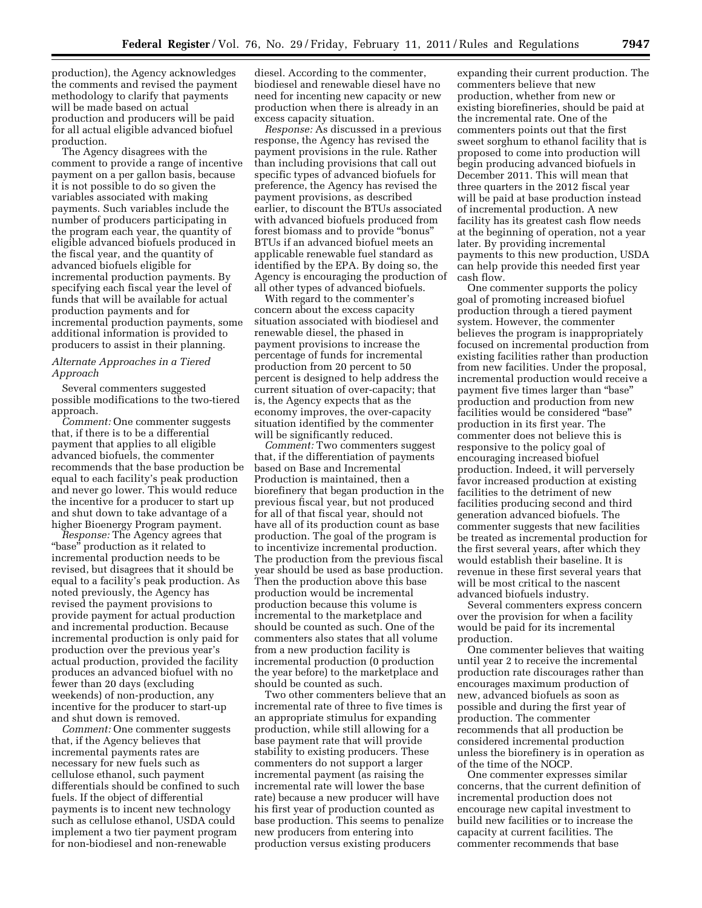production), the Agency acknowledges the comments and revised the payment methodology to clarify that payments will be made based on actual production and producers will be paid for all actual eligible advanced biofuel production.

The Agency disagrees with the comment to provide a range of incentive payment on a per gallon basis, because it is not possible to do so given the variables associated with making payments. Such variables include the number of producers participating in the program each year, the quantity of eligible advanced biofuels produced in the fiscal year, and the quantity of advanced biofuels eligible for incremental production payments. By specifying each fiscal year the level of funds that will be available for actual production payments and for incremental production payments, some additional information is provided to producers to assist in their planning.

*Alternate Approaches in a Tiered Approach*

Several commenters suggested possible modifications to the two-tiered approach.

*Comment:* One commenter suggests that, if there is to be a differential payment that applies to all eligible advanced biofuels, the commenter recommends that the base production be equal to each facility's peak production and never go lower. This would reduce the incentive for a producer to start up and shut down to take advantage of a higher Bioenergy Program payment.

*Response:* The Agency agrees that "base" production as it related to incremental production needs to be revised, but disagrees that it should be equal to a facility's peak production. As noted previously, the Agency has revised the payment provisions to provide payment for actual production and incremental production. Because incremental production is only paid for production over the previous year's actual production, provided the facility produces an advanced biofuel with no fewer than 20 days (excluding weekends) of non-production, any incentive for the producer to start-up and shut down is removed.

*Comment:* One commenter suggests that, if the Agency believes that incremental payments rates are necessary for new fuels such as cellulose ethanol, such payment differentials should be confined to such fuels. If the object of differential payments is to incent new technology such as cellulose ethanol, USDA could implement a two tier payment program for non-biodiesel and non-renewable diesel. According to the commenter, biodiesel and renewable diesel have no need for incenting new capacity or new production when there is already in an excess capacity situation.

*Response:* As discussed in a previous response, the Agency has revised the payment provisions in the rule. Rather than including provisions that call out specific types of advanced biofuels for preference, the Agency has revised the payment provisions, as described earlier, to discount the BTUs associated with advanced biofuels produced from forest biomass and to provide "bonus" BTUs if an advanced biofuel meets an applicable renewable fuel standard as identified by the EPA. By doing so, the Agency is encouraging the production of all other types of advanced biofuels.

With regard to the commenter's concern about the excess capacity situation associated with biodiesel and renewable diesel, the phased in payment provisions to increase the percentage of funds for incremental production from 20 percent to 50 percent is designed to help address the current situation of over-capacity; that is, the Agency expects that as the economy improves, the over-capacity situation identified by the commenter will be significantly reduced.

*Comment:* Two commenters suggest that, if the differentiation of payments based on Base and Incremental Production is maintained, then a biorefinery that began production in the previous fiscal year, but not produced for all of that fiscal year, should not have all of its production count as base production. The goal of the program is to incentivize incremental production. The production from the previous fiscal year should be used as base production. Then the production above this base production would be incremental production because this volume is incremental to the marketplace and should be counted as such. One of the commenters also states that all volume from a new production facility is incremental production (0 production the year before) to the marketplace and should be counted as such.

Two other commenters believe that an incremental rate of three to five times is an appropriate stimulus for expanding production, while still allowing for a base payment rate that will provide stability to existing producers. These commenters do not support a larger incremental payment (as raising the incremental rate will lower the base rate) because a new producer will have his first year of production counted as base production. This seems to penalize new producers from entering into production versus existing producers expanding their current production. The commenters believe that new production, whether from new or existing biorefineries, should be paid at the incremental rate. One of the commenters points out that the first sweet sorghum to ethanol facility that is proposed to come into production will begin producing advanced biofuels in December 2011. This will mean that three quarters in the 2012 fiscal year will be paid at base production instead of incremental production. A new facility has its greatest cash flow needs at the beginning of operation, not a year later. By providing incremental payments to this new production, USDA can help provide this needed first year cash flow.

One commenter supports the policy goal of promoting increased biofuel production through a tiered payment system. However, the commenter believes the program is inappropriately focused on incremental production from existing facilities rather than production from new facilities. Under the proposal, incremental production would receive a payment five times larger than "base" production and production from new facilities would be considered "base" production in its first year. The commenter does not believe this is responsive to the policy goal of encouraging increased biofuel production. Indeed, it will perversely favor increased production at existing facilities to the detriment of new facilities producing second and third generation advanced biofuels. The commenter suggests that new facilities be treated as incremental production for the first several years, after which they would establish their baseline. It is revenue in these first several years that will be most critical to the nascent advanced biofuels industry.

Several commenters express concern over the provision for when a facility would be paid for its incremental production.

One commenter believes that waiting until year 2 to receive the incremental production rate discourages rather than encourages maximum production of new, advanced biofuels as soon as possible and during the first year of production. The commenter recommends that all production be considered incremental production unless the biorefinery is in operation as of the time of the NOCP.

One commenter expresses similar concerns, that the current definition of incremental production does not encourage new capital investment to build new facilities or to increase the capacity at current facilities. The commenter recommends that base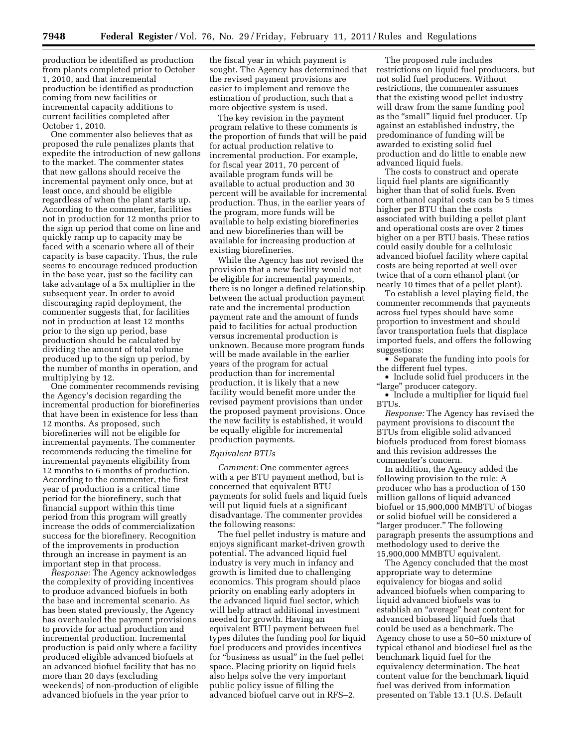production be identified as production from plants completed prior to October 1, 2010, and that incremental production be identified as production coming from new facilities or incremental capacity additions to current facilities completed after October 1, 2010.

One commenter also believes that as proposed the rule penalizes plants that expedite the introduction of new gallons to the market. The commenter states that new gallons should receive the incremental payment only once, but at least once, and should be eligible regardless of when the plant starts up. According to the commenter, facilities not in production for 12 months prior to the sign up period that come on line and quickly ramp up to capacity may be faced with a scenario where all of their capacity is base capacity. Thus, the rule seems to encourage reduced production in the base year, just so the facility can take advantage of a 5x multiplier in the subsequent year. In order to avoid discouraging rapid deployment, the commenter suggests that, for facilities not in production at least 12 months prior to the sign up period, base production should be calculated by dividing the amount of total volume produced up to the sign up period, by the number of months in operation, and multiplying by 12.

One commenter recommends revising the Agency's decision regarding the incremental production for biorefineries that have been in existence for less than 12 months. As proposed, such biorefineries will not be eligible for incremental payments. The commenter recommends reducing the timeline for incremental payments eligibility from 12 months to 6 months of production. According to the commenter, the first year of production is a critical time period for the biorefinery, such that financial support within this time period from this program will greatly increase the odds of commercialization success for the biorefinery. Recognition of the improvements in production through an increase in payment is an important step in that process.

*Response:* The Agency acknowledges the complexity of providing incentives to produce advanced biofuels in both the base and incremental scenario. As has been stated previously, the Agency has overhauled the payment provisions to provide for actual production and incremental production. Incremental production is paid only where a facility produced eligible advanced biofuels at an advanced biofuel facility that has no more than 20 days (excluding weekends) of non-production of eligible advanced biofuels in the year prior to the fiscal year in which payment is sought. The Agency has determined that the revised payment provisions are easier to implement and remove the estimation of production, such that a more objective system is used.

The key revision in the payment program relative to these comments is the proportion of funds that will be paid for actual production relative to incremental production. For example, for fiscal year 2011, 70 percent of available program funds will be available to actual production and 30 percent will be available for incremental production. Thus, in the earlier years of the program, more funds will be available to help existing biorefineries and new biorefineries than will be available for increasing production at existing biorefineries.

While the Agency has not revised the provision that a new facility would not be eligible for incremental payments, there is no longer a defined relationship between the actual production payment rate and the incremental production payment rate and the amount of funds paid to facilities for actual production versus incremental production is unknown. Because more program funds will be made available in the earlier years of the program for actual production than for incremental production, it is likely that a new facility would benefit more under the revised payment provisions than under the proposed payment provisions. Once the new facility is established, it would be equally eligible for incremental production payments.

*Equivalent BTUs*

*Comment:* One commenter agrees with a per BTU payment method, but is concerned that equivalent BTU payments for solid fuels and liquid fuels will put liquid fuels at a significant disadvantage. The commenter provides the following reasons:

The fuel pellet industry is mature and enjoys significant market-driven growth potential. The advanced liquid fuel industry is very much in infancy and growth is limited due to challenging economics. This program should place priority on enabling early adopters in the advanced liquid fuel sector, which will help attract additional investment needed for growth. Having an equivalent BTU payment between fuel types dilutes the funding pool for liquid fuel producers and provides incentives for "business as usual" in the fuel pellet space. Placing priority on liquid fuels also helps solve the very important public policy issue of filling the advanced biofuel carve out in RFS–2.

The proposed rule includes restrictions on liquid fuel producers, but not solid fuel producers. Without restrictions, the commenter assumes that the existing wood pellet industry will draw from the same funding pool as the "small" liquid fuel producer. Up against an established industry, the predominance of funding will be awarded to existing solid fuel production and do little to enable new advanced liquid fuels.

The costs to construct and operate liquid fuel plants are significantly higher than that of solid fuels. Even corn ethanol capital costs can be 5 times higher per BTU than the costs associated with building a pellet plant and operational costs are over 2 times higher on a per BTU basis. These ratios could easily double for a cellulosic advanced biofuel facility where capital costs are being reported at well over twice that of a corn ethanol plant (or nearly 10 times that of a pellet plant).

To establish a level playing field, the commenter recommends that payments across fuel types should have some proportion to investment and should favor transportation fuels that displace imported fuels, and offers the following suggestions:

- Separate the funding into pools for the different fuel types.
- Include solid fuel producers in the "large" producer category.
- Include a multiplier for liquid fuel BTUs.

*Response:* The Agency has revised the payment provisions to discount the BTUs from eligible solid advanced biofuels produced from forest biomass and this revision addresses the commenter's concern.

In addition, the Agency added the following provision to the rule: A producer who has a production of 150 million gallons of liquid advanced biofuel or 15,900,000 MMBTU of biogas or solid biofuel will be considered a "larger producer." The following paragraph presents the assumptions and methodology used to derive the 15,900,000 MMBTU equivalent.

The Agency concluded that the most appropriate way to determine equivalency for biogas and solid advanced biofuels when comparing to liquid advanced biofuels was to establish an "average" heat content for advanced biobased liquid fuels that could be used as a benchmark. The Agency chose to use a 50–50 mixture of typical ethanol and biodiesel fuel as the benchmark liquid fuel for the equivalency determination. The heat content value for the benchmark liquid fuel was derived from information presented on Table 13.1 (U.S. Default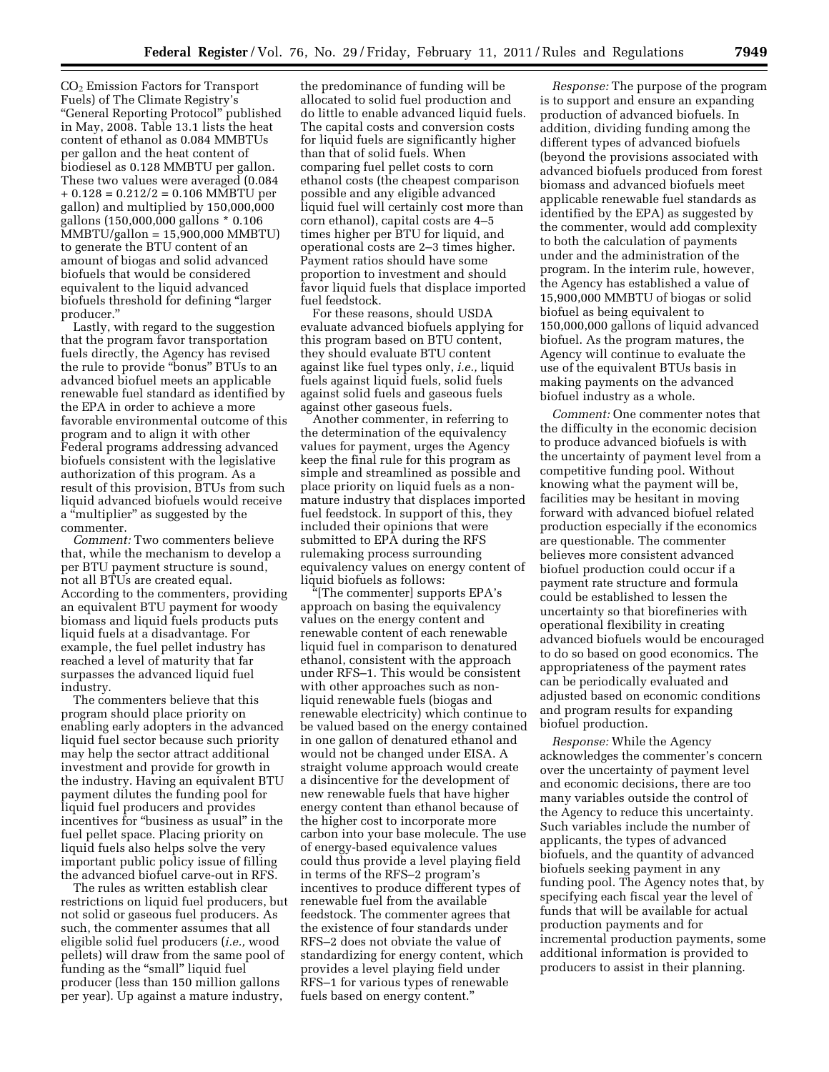$CO_2$ Emission Factors for Transport Fuels) of The Climate Registry's "General Reporting Protocol" published in May, 2008. Table 13.1 lists the heat content of ethanol as 0.084 MMBTUs per gallon and the heat content of biodiesel as 0.128 MMBTU per gallon. These two values were averaged (0.084 + 0.128 = 0.212/2 = 0.106 MMBTU per gallon) and multiplied by 150,000,000 gallons (150,000,000 gallons * 0.106 MMBTU/gallon = 15,900,000 MMBTU) to generate the BTU content of an amount of biogas and solid advanced biofuels that would be considered equivalent to the liquid advanced biofuels threshold for defining "larger producer."

Lastly, with regard to the suggestion that the program favor transportation fuels directly, the Agency has revised the rule to provide "bonus" BTUs to an advanced biofuel meets an applicable renewable fuel standard as identified by the EPA in order to achieve a more favorable environmental outcome of this program and to align it with other Federal programs addressing advanced biofuels consistent with the legislative authorization of this program. As a result of this provision, BTUs from such liquid advanced biofuels would receive a "multiplier" as suggested by the commenter.

*Comment:* Two commenters believe that, while the mechanism to develop a per BTU payment structure is sound, not all BTUs are created equal. According to the commenters, providing an equivalent BTU payment for woody biomass and liquid fuels products puts liquid fuels at a disadvantage. For example, the fuel pellet industry has reached a level of maturity that far surpasses the advanced liquid fuel industry.

The commenters believe that this program should place priority on enabling early adopters in the advanced liquid fuel sector because such priority may help the sector attract additional investment and provide for growth in the industry. Having an equivalent BTU payment dilutes the funding pool for liquid fuel producers and provides incentives for "business as usual" in the fuel pellet space. Placing priority on liquid fuels also helps solve the very important public policy issue of filling the advanced biofuel carve-out in RFS.

The rules as written establish clear restrictions on liquid fuel producers, but not solid or gaseous fuel producers. As such, the commenter assumes that all eligible solid fuel producers (*i.e.,* wood pellets) will draw from the same pool of funding as the "small" liquid fuel producer (less than 150 million gallons per year). Up against a mature industry, the predominance of funding will be allocated to solid fuel production and do little to enable advanced liquid fuels. The capital costs and conversion costs for liquid fuels are significantly higher than that of solid fuels. When comparing fuel pellet costs to corn ethanol costs (the cheapest comparison possible and any eligible advanced liquid fuel will certainly cost more than corn ethanol), capital costs are 4–5 times higher per BTU for liquid, and operational costs are 2–3 times higher. Payment ratios should have some proportion to investment and should favor liquid fuels that displace imported fuel feedstock.

For these reasons, should USDA evaluate advanced biofuels applying for this program based on BTU content, they should evaluate BTU content against like fuel types only, *i.e.,* liquid fuels against liquid fuels, solid fuels against solid fuels and gaseous fuels against other gaseous fuels.

Another commenter, in referring to the determination of the equivalency values for payment, urges the Agency keep the final rule for this program as simple and streamlined as possible and place priority on liquid fuels as a non-mature industry that displaces imported fuel feedstock. In support of this, they included their opinions that were submitted to EPA during the RFS rulemaking process surrounding equivalency values on energy content of liquid biofuels as follows:

"[The commenter] supports EPA's approach on basing the equivalency values on the energy content and renewable content of each renewable liquid fuel in comparison to denatured ethanol, consistent with the approach under RFS–1. This would be consistent with other approaches such as non-liquid renewable fuels (biogas and renewable electricity) which continue to be valued based on the energy contained in one gallon of denatured ethanol and would not be changed under EISA. A straight volume approach would create a disincentive for the development of new renewable fuels that have higher energy content than ethanol because of the higher cost to incorporate more carbon into your base molecule. The use of energy-based equivalence values could thus provide a level playing field in terms of the RFS–2 program's incentives to produce different types of renewable fuel from the available feedstock. The commenter agrees that the existence of four standards under RFS–2 does not obviate the value of standardizing for energy content, which provides a level playing field under RFS–1 for various types of renewable fuels based on energy content."

*Response:* The purpose of the program is to support and ensure an expanding production of advanced biofuels. In addition, dividing funding among the different types of advanced biofuels (beyond the provisions associated with advanced biofuels produced from forest biomass and advanced biofuels meet applicable renewable fuel standards as identified by the EPA) as suggested by the commenter, would add complexity to both the calculation of payments under and the administration of the program. In the interim rule, however, the Agency has established a value of 15,900,000 MMBTU of biogas or solid biofuel as being equivalent to 150,000,000 gallons of liquid advanced biofuel. As the program matures, the Agency will continue to evaluate the use of the equivalent BTUs basis in making payments on the advanced biofuel industry as a whole.

*Comment:* One commenter notes that the difficulty in the economic decision to produce advanced biofuels is with the uncertainty of payment level from a competitive funding pool. Without knowing what the payment will be, facilities may be hesitant in moving forward with advanced biofuel related production especially if the economics are questionable. The commenter believes more consistent advanced biofuel production could occur if a payment rate structure and formula could be established to lessen the uncertainty so that biorefineries with operational flexibility in creating advanced biofuels would be encouraged to do so based on good economics. The appropriateness of the payment rates can be periodically evaluated and adjusted based on economic conditions and program results for expanding biofuel production.

*Response:* While the Agency acknowledges the commenter's concern over the uncertainty of payment level and economic decisions, there are too many variables outside the control of the Agency to reduce this uncertainty. Such variables include the number of applicants, the types of advanced biofuels, and the quantity of advanced biofuels seeking payment in any funding pool. The Agency notes that, by specifying each fiscal year the level of funds that will be available for actual production payments and for incremental production payments, some additional information is provided to producers to assist in their planning.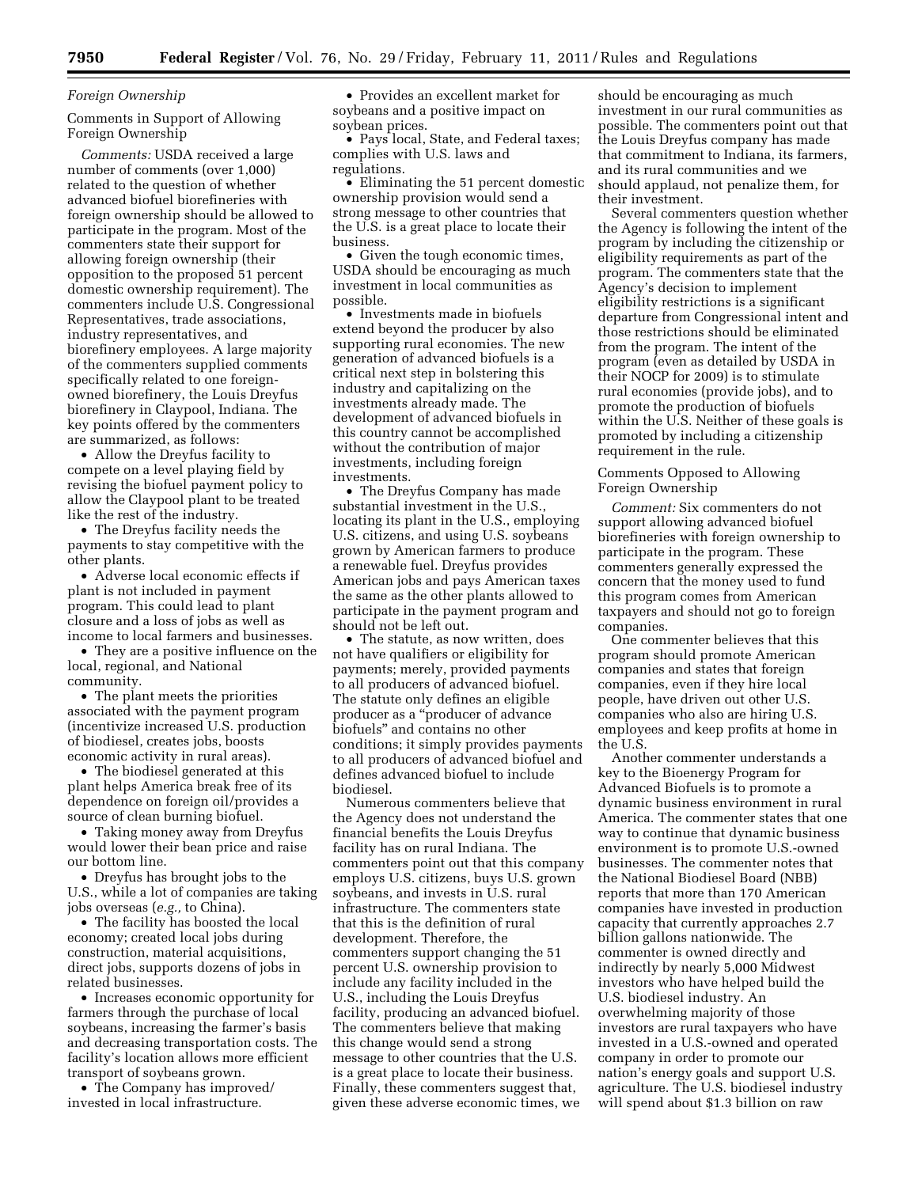*Foreign Ownership*

Comments in Support of Allowing Foreign Ownership

*Comments:* USDA received a large number of comments (over 1,000) related to the question of whether advanced biofuel biorefineries with foreign ownership should be allowed to participate in the program. Most of the commenters state their support for allowing foreign ownership (their opposition to the proposed 51 percent domestic ownership requirement). The commenters include U.S. Congressional Representatives, trade associations, industry representatives, and biorefinery employees. A large majority of the commenters supplied comments specifically related to one foreign-owned biorefinery, the Louis Dreyfus biorefinery in Claypool, Indiana. The key points offered by the commenters are summarized, as follows:

- Allow the Dreyfus facility to compete on a level playing field by revising the biofuel payment policy to allow the Claypool plant to be treated like the rest of the industry.
- The Dreyfus facility needs the payments to stay competitive with the other plants.
- Adverse local economic effects if plant is not included in payment program. This could lead to plant closure and a loss of jobs as well as income to local farmers and businesses.
- They are a positive influence on the local, regional, and National community.
- The plant meets the priorities associated with the payment program (incentivize increased U.S. production of biodiesel, creates jobs, boosts economic activity in rural areas).
- The biodiesel generated at this plant helps America break free of its dependence on foreign oil/provides a source of clean burning biofuel.
- Taking money away from Dreyfus would lower their bean price and raise our bottom line.
- Dreyfus has brought jobs to the U.S., while a lot of companies are taking jobs overseas (*e.g.,* to China).
- The facility has boosted the local economy; created local jobs during construction, material acquisitions, direct jobs, supports dozens of jobs in related businesses.
- Increases economic opportunity for farmers through the purchase of local soybeans, increasing the farmer's basis and decreasing transportation costs. The facility's location allows more efficient transport of soybeans grown.
- The Company has improved/invested in local infrastructure.
- Provides an excellent market for soybeans and a positive impact on soybean prices.
- Pays local, State, and Federal taxes; complies with U.S. laws and regulations.
- Eliminating the 51 percent domestic ownership provision would send a strong message to other countries that the U.S. is a great place to locate their business.
- Given the tough economic times, USDA should be encouraging as much investment in local communities as possible.
- Investments made in biofuels extend beyond the producer by also supporting rural economies. The new generation of advanced biofuels is a critical next step in bolstering this industry and capitalizing on the investments already made. The development of advanced biofuels in this country cannot be accomplished without the contribution of major investments, including foreign investments.
- The Dreyfus Company has made substantial investment in the U.S., locating its plant in the U.S., employing U.S. citizens, and using U.S. soybeans grown by American farmers to produce a renewable fuel. Dreyfus provides American jobs and pays American taxes the same as the other plants allowed to participate in the payment program and should not be left out.
- The statute, as now written, does not have qualifiers or eligibility for payments; merely, provided payments to all producers of advanced biofuel. The statute only defines an eligible producer as a "producer of advance biofuels" and contains no other conditions; it simply provides payments to all producers of advanced biofuel and defines advanced biofuel to include biodiesel.

Numerous commenters believe that the Agency does not understand the financial benefits the Louis Dreyfus facility has on rural Indiana. The commenters point out that this company employs U.S. citizens, buys U.S. grown soybeans, and invests in U.S. rural infrastructure. The commenters state that this is the definition of rural development. Therefore, the commenters support changing the 51 percent U.S. ownership provision to include any facility included in the U.S., including the Louis Dreyfus facility, producing an advanced biofuel. The commenters believe that making this change would send a strong message to other countries that the U.S. is a great place to locate their business. Finally, these commenters suggest that, given these adverse economic times, we should be encouraging as much investment in our rural communities as possible. The commenters point out that the Louis Dreyfus company has made that commitment to Indiana, its farmers, and its rural communities and we should applaud, not penalize them, for their investment.

Several commenters question whether the Agency is following the intent of the program by including the citizenship or eligibility requirements as part of the program. The commenters state that the Agency's decision to implement eligibility restrictions is a significant departure from Congressional intent and those restrictions should be eliminated from the program. The intent of the program (even as detailed by USDA in their NOCP for 2009) is to stimulate rural economies (provide jobs), and to promote the production of biofuels within the U.S. Neither of these goals is promoted by including a citizenship requirement in the rule.

Comments Opposed to Allowing Foreign Ownership

*Comment:* Six commenters do not support allowing advanced biofuel biorefineries with foreign ownership to participate in the program. These commenters generally expressed the concern that the money used to fund this program comes from American taxpayers and should not go to foreign companies.

One commenter believes that this program should promote American companies and states that foreign companies, even if they hire local people, have driven out other U.S. companies who also are hiring U.S. employees and keep profits at home in the U.S.

Another commenter understands a key to the Bioenergy Program for Advanced Biofuels is to promote a dynamic business environment in rural America. The commenter states that one way to continue that dynamic business environment is to promote U.S.-owned businesses. The commenter notes that the National Biodiesel Board (NBB) reports that more than 170 American companies have invested in production capacity that currently approaches 2.7 billion gallons nationwide. The commenter is owned directly and indirectly by nearly 5,000 Midwest investors who have helped build the U.S. biodiesel industry. An overwhelming majority of those investors are rural taxpayers who have invested in a U.S.-owned and operated company in order to promote our nation's energy goals and support U.S. agriculture. The U.S. biodiesel industry will spend about $1.3 billion on raw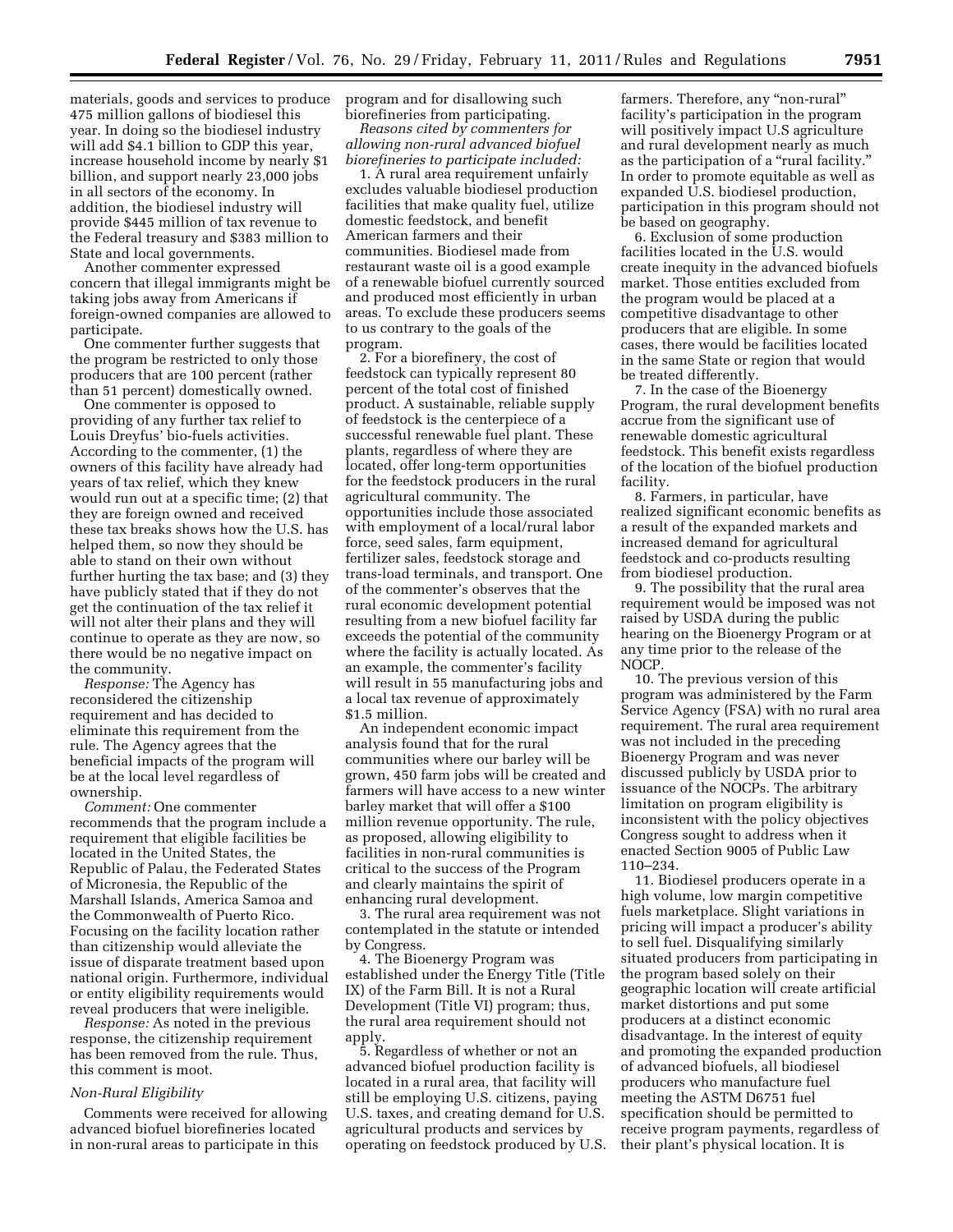materials, goods and services to produce 475 million gallons of biodiesel this year. In doing so the biodiesel industry will add $4.1 billion to GDP this year, increase household income by nearly $1 billion, and support nearly 23,000 jobs in all sectors of the economy. In addition, the biodiesel industry will provide $445 million of tax revenue to the Federal treasury and $383 million to State and local governments.

Another commenter expressed concern that illegal immigrants might be taking jobs away from Americans if foreign-owned companies are allowed to participate.

One commenter further suggests that the program be restricted to only those producers that are 100 percent (rather than 51 percent) domestically owned.

One commenter is opposed to providing of any further tax relief to Louis Dreyfus' bio-fuels activities. According to the commenter, (1) the owners of this facility have already had years of tax relief, which they knew would run out at a specific time; (2) that they are foreign owned and received these tax breaks shows how the U.S. has helped them, so now they should be able to stand on their own without further hurting the tax base; and (3) they have publicly stated that if they do not get the continuation of the tax relief it will not alter their plans and they will continue to operate as they are now, so there would be no negative impact on the community.

*Response:* The Agency has reconsidered the citizenship requirement and has decided to eliminate this requirement from the rule. The Agency agrees that the beneficial impacts of the program will be at the local level regardless of ownership.

*Comment:* One commenter recommends that the program include a requirement that eligible facilities be located in the United States, the Republic of Palau, the Federated States of Micronesia, the Republic of the Marshall Islands, America Samoa and the Commonwealth of Puerto Rico. Focusing on the facility location rather than citizenship would alleviate the issue of disparate treatment based upon national origin. Furthermore, individual or entity eligibility requirements would reveal producers that were ineligible.

*Response:* As noted in the previous response, the citizenship requirement has been removed from the rule. Thus, this comment is moot.

*Non-Rural Eligibility*

Comments were received for allowing advanced biofuel biorefineries located in non-rural areas to participate in this program and for disallowing such biorefineries from participating.

*Reasons cited by commenters for allowing non-rural advanced biofuel biorefineries to participate included:*

1. A rural area requirement unfairly excludes valuable biodiesel production facilities that make quality fuel, utilize domestic feedstock, and benefit American farmers and their communities. Biodiesel made from restaurant waste oil is a good example of a renewable biofuel currently sourced and produced most efficiently in urban areas. To exclude these producers seems to us contrary to the goals of the program.

2. For a biorefinery, the cost of feedstock can typically represent 80 percent of the total cost of finished product. A sustainable, reliable supply of feedstock is the centerpiece of a successful renewable fuel plant. These plants, regardless of where they are located, offer long-term opportunities for the feedstock producers in the rural agricultural community. The opportunities include those associated with employment of a local/rural labor force, seed sales, farm equipment, fertilizer sales, feedstock storage and trans-load terminals, and transport. One of the commenter's observes that the rural economic development potential resulting from a new biofuel facility far exceeds the potential of the community where the facility is actually located. As an example, the commenter's facility will result in 55 manufacturing jobs and a local tax revenue of approximately $1.5 million.

An independent economic impact analysis found that for the rural communities where our barley will be grown, 450 farm jobs will be created and farmers will have access to a new winter barley market that will offer a $100 million revenue opportunity. The rule, as proposed, allowing eligibility to facilities in non-rural communities is critical to the success of the Program and clearly maintains the spirit of enhancing rural development.

3. The rural area requirement was not contemplated in the statute or intended by Congress.

4. The Bioenergy Program was established under the Energy Title (Title IX) of the Farm Bill. It is not a Rural Development (Title VI) program; thus, the rural area requirement should not apply.

5. Regardless of whether or not an advanced biofuel production facility is located in a rural area, that facility will still be employing U.S. citizens, paying U.S. taxes, and creating demand for U.S. agricultural products and services by operating on feedstock produced by U.S. farmers. Therefore, any "non-rural" facility's participation in the program will positively impact U.S agriculture and rural development nearly as much as the participation of a "rural facility." In order to promote equitable as well as expanded U.S. biodiesel production, participation in this program should not be based on geography.

6. Exclusion of some production facilities located in the U.S. would create inequity in the advanced biofuels market. Those entities excluded from the program would be placed at a competitive disadvantage to other producers that are eligible. In some cases, there would be facilities located in the same State or region that would be treated differently.

7. In the case of the Bioenergy Program, the rural development benefits accrue from the significant use of renewable domestic agricultural feedstock. This benefit exists regardless of the location of the biofuel production facility.

8. Farmers, in particular, have realized significant economic benefits as a result of the expanded markets and increased demand for agricultural feedstock and co-products resulting from biodiesel production.

9. The possibility that the rural area requirement would be imposed was not raised by USDA during the public hearing on the Bioenergy Program or at any time prior to the release of the NOCP.

10. The previous version of this program was administered by the Farm Service Agency (FSA) with no rural area requirement. The rural area requirement was not included in the preceding Bioenergy Program and was never discussed publicly by USDA prior to issuance of the NOCPs. The arbitrary limitation on program eligibility is inconsistent with the policy objectives Congress sought to address when it enacted Section 9005 of Public Law 110–234.

11. Biodiesel producers operate in a high volume, low margin competitive fuels marketplace. Slight variations in pricing will impact a producer's ability to sell fuel. Disqualifying similarly situated producers from participating in the program based solely on their geographic location will create artificial market distortions and put some producers at a distinct economic disadvantage. In the interest of equity and promoting the expanded production of advanced biofuels, all biodiesel producers who manufacture fuel meeting the ASTM D6751 fuel specification should be permitted to receive program payments, regardless of their plant's physical location. It is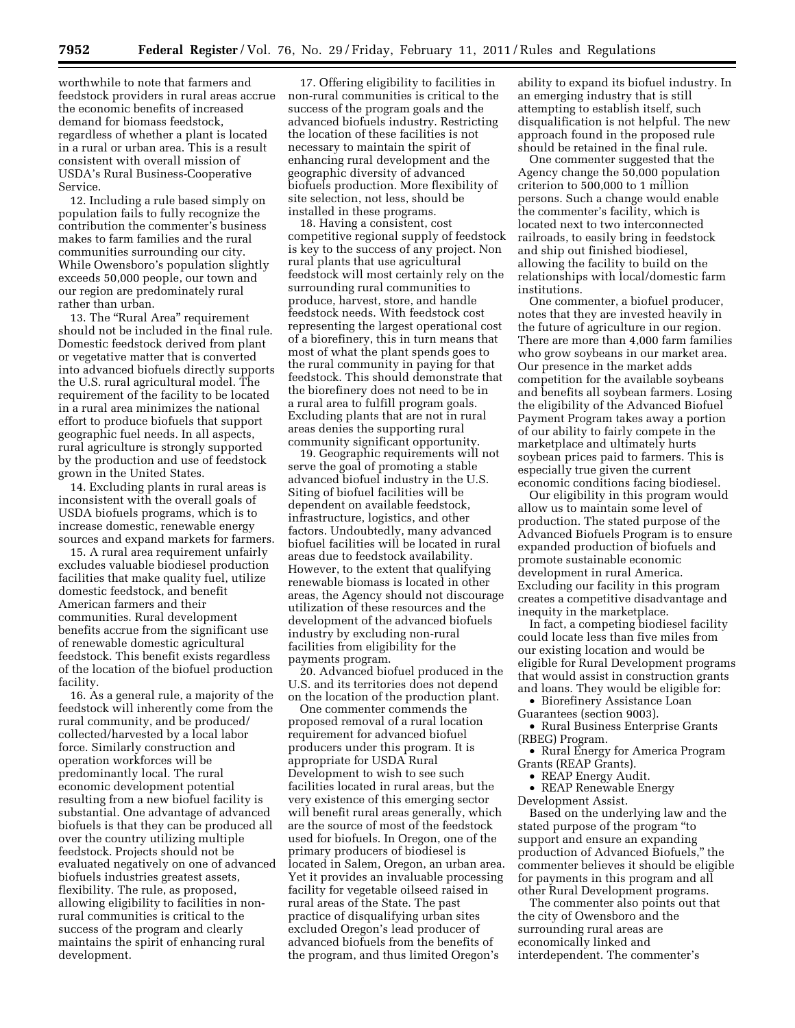worthwhile to note that farmers and feedstock providers in rural areas accrue the economic benefits of increased demand for biomass feedstock, regardless of whether a plant is located in a rural or urban area. This is a result consistent with overall mission of USDA's Rural Business-Cooperative Service.

12. Including a rule based simply on population fails to fully recognize the contribution the commenter's business makes to farm families and the rural communities surrounding our city. While Owensboro's population slightly exceeds 50,000 people, our town and our region are predominately rural rather than urban.

13. The "Rural Area" requirement should not be included in the final rule. Domestic feedstock derived from plant or vegetative matter that is converted into advanced biofuels directly supports the U.S. rural agricultural model. The requirement of the facility to be located in a rural area minimizes the national effort to produce biofuels that support geographic fuel needs. In all aspects, rural agriculture is strongly supported by the production and use of feedstock grown in the United States.

14. Excluding plants in rural areas is inconsistent with the overall goals of USDA biofuels programs, which is to increase domestic, renewable energy sources and expand markets for farmers.

15. A rural area requirement unfairly excludes valuable biodiesel production facilities that make quality fuel, utilize domestic feedstock, and benefit American farmers and their communities. Rural development benefits accrue from the significant use of renewable domestic agricultural feedstock. This benefit exists regardless of the location of the biofuel production facility.

16. As a general rule, a majority of the feedstock will inherently come from the rural community, and be produced/collected/harvested by a local labor force. Similarly construction and operation workforces will be predominantly local. The rural economic development potential resulting from a new biofuel facility is substantial. One advantage of advanced biofuels is that they can be produced all over the country utilizing multiple feedstock. Projects should not be evaluated negatively on one of advanced biofuels industries greatest assets, flexibility. The rule, as proposed, allowing eligibility to facilities in non-rural communities is critical to the success of the program and clearly maintains the spirit of enhancing rural development.

17. Offering eligibility to facilities in non-rural communities is critical to the success of the program goals and the advanced biofuels industry. Restricting the location of these facilities is not necessary to maintain the spirit of enhancing rural development and the geographic diversity of advanced biofuels production. More flexibility of site selection, not less, should be installed in these programs.

18. Having a consistent, cost competitive regional supply of feedstock is key to the success of any project. Non rural plants that use agricultural feedstock will most certainly rely on the surrounding rural communities to produce, harvest, store, and handle feedstock needs. With feedstock cost representing the largest operational cost of a biorefinery, this in turn means that most of what the plant spends goes to the rural community in paying for that feedstock. This should demonstrate that the biorefinery does not need to be in a rural area to fulfill program goals. Excluding plants that are not in rural areas denies the supporting rural community significant opportunity.

19. Geographic requirements will not serve the goal of promoting a stable advanced biofuel industry in the U.S. Siting of biofuel facilities will be dependent on available feedstock, infrastructure, logistics, and other factors. Undoubtedly, many advanced biofuel facilities will be located in rural areas due to feedstock availability. However, to the extent that qualifying renewable biomass is located in other areas, the Agency should not discourage utilization of these resources and the development of the advanced biofuels industry by excluding non-rural facilities from eligibility for the payments program.

20. Advanced biofuel produced in the U.S. and its territories does not depend on the location of the production plant.

One commenter commends the proposed removal of a rural location requirement for advanced biofuel producers under this program. It is appropriate for USDA Rural Development to wish to see such facilities located in rural areas, but the very existence of this emerging sector will benefit rural areas generally, which are the source of most of the feedstock used for biofuels. In Oregon, one of the primary producers of biodiesel is located in Salem, Oregon, an urban area. Yet it provides an invaluable processing facility for vegetable oilseed raised in rural areas of the State. The past practice of disqualifying urban sites excluded Oregon's lead producer of advanced biofuels from the benefits of the program, and thus limited Oregon's ability to expand its biofuel industry. In an emerging industry that is still attempting to establish itself, such disqualification is not helpful. The new approach found in the proposed rule should be retained in the final rule.

One commenter suggested that the Agency change the 50,000 population criterion to 500,000 to 1 million persons. Such a change would enable the commenter's facility, which is located next to two interconnected railroads, to easily bring in feedstock and ship out finished biodiesel, allowing the facility to build on the relationships with local/domestic farm institutions.

One commenter, a biofuel producer, notes that they are invested heavily in the future of agriculture in our region. There are more than 4,000 farm families who grow soybeans in our market area. Our presence in the market adds competition for the available soybeans and benefits all soybean farmers. Losing the eligibility of the Advanced Biofuel Payment Program takes away a portion of our ability to fairly compete in the marketplace and ultimately hurts soybean prices paid to farmers. This is especially true given the current economic conditions facing biodiesel.

Our eligibility in this program would allow us to maintain some level of production. The stated purpose of the Advanced Biofuels Program is to ensure expanded production of biofuels and promote sustainable economic development in rural America. Excluding our facility in this program creates a competitive disadvantage and inequity in the marketplace.

In fact, a competing biodiesel facility could locate less than five miles from our existing location and would be eligible for Rural Development programs that would assist in construction grants and loans. They would be eligible for:

- Biorefinery Assistance Loan Guarantees (section 9003).
- Rural Business Enterprise Grants (RBEG) Program.
- Rural Energy for America Program Grants (REAP Grants).
- REAP Energy Audit.
- REAP Renewable Energy Development Assist.

Based on the underlying law and the stated purpose of the program "to support and ensure an expanding production of Advanced Biofuels," the commenter believes it should be eligible for payments in this program and all other Rural Development programs.

The commenter also points out that the city of Owensboro and the surrounding rural areas are economically linked and interdependent. The commenter's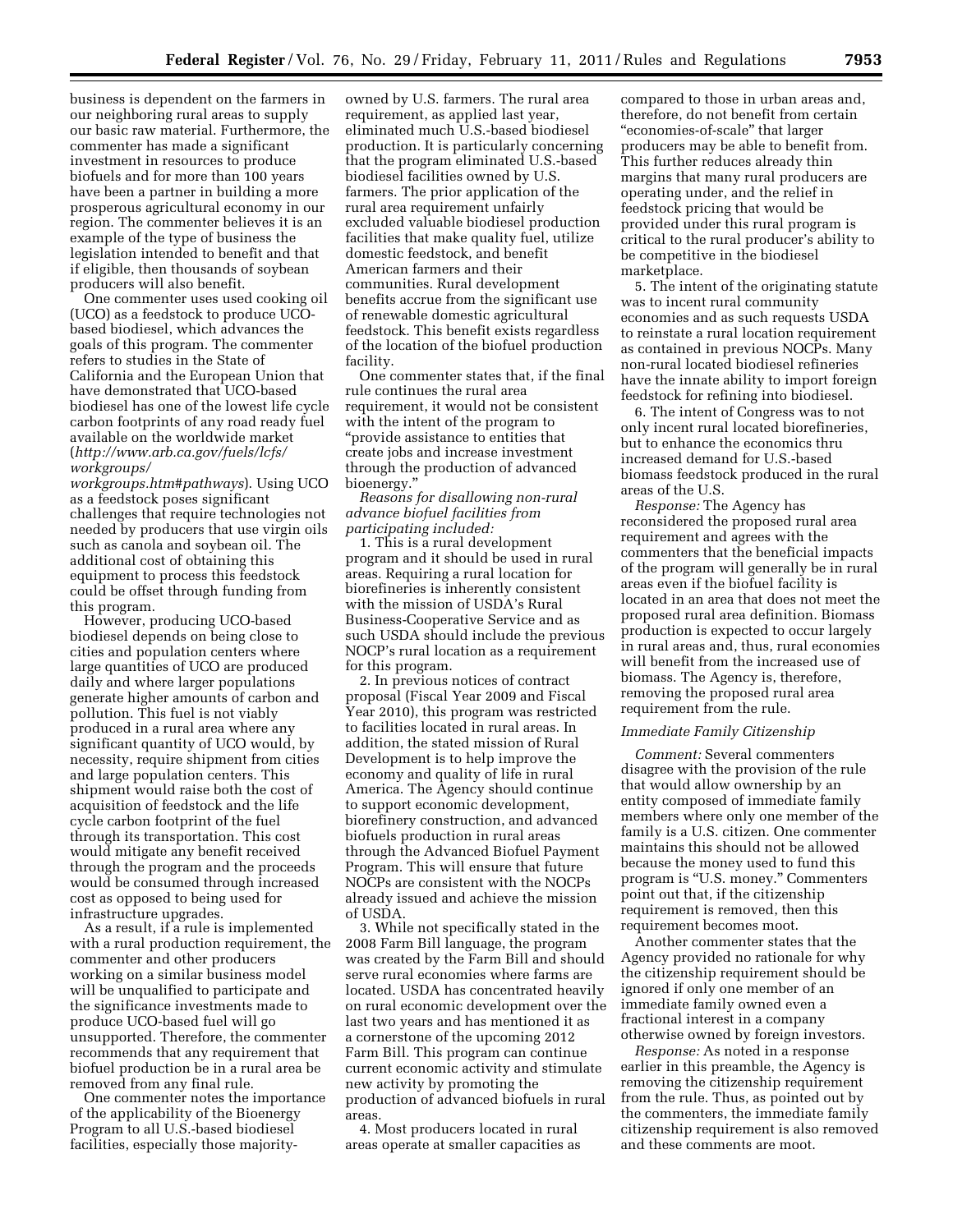business is dependent on the farmers in our neighboring rural areas to supply our basic raw material. Furthermore, the commenter has made a significant investment in resources to produce biofuels and for more than 100 years have been a partner in building a more prosperous agricultural economy in our region. The commenter believes it is an example of the type of business the legislation intended to benefit and that if eligible, then thousands of soybean producers will also benefit.

One commenter uses used cooking oil (UCO) as a feedstock to produce UCO-based biodiesel, which advances the goals of this program. The commenter refers to studies in the State of California and the European Union that have demonstrated that UCO-based biodiesel has one of the lowest life cycle carbon footprints of any road ready fuel available on the worldwide market (*http://www.arb.ca.gov/fuels/lcfs/workgroups/workgroups.htm#pathways*). Using UCO as a feedstock poses significant challenges that require technologies not needed by producers that use virgin oils such as canola and soybean oil. The additional cost of obtaining this equipment to process this feedstock could be offset through funding from this program.

However, producing UCO-based biodiesel depends on being close to cities and population centers where large quantities of UCO are produced daily and where larger populations generate higher amounts of carbon and pollution. This fuel is not viably produced in a rural area where any significant quantity of UCO would, by necessity, require shipment from cities and large population centers. This shipment would raise both the cost of acquisition of feedstock and the life cycle carbon footprint of the fuel through its transportation. This cost would mitigate any benefit received through the program and the proceeds would be consumed through increased cost as opposed to being used for infrastructure upgrades.

As a result, if a rule is implemented with a rural production requirement, the commenter and other producers working on a similar business model will be unqualified to participate and the significance investments made to produce UCO-based fuel will go unsupported. Therefore, the commenter recommends that any requirement that biofuel production be in a rural area be removed from any final rule.

One commenter notes the importance of the applicability of the Bioenergy Program to all U.S.-based biodiesel facilities, especially those majority-owned by U.S. farmers. The rural area requirement, as applied last year, eliminated much U.S.-based biodiesel production. It is particularly concerning that the program eliminated U.S.-based biodiesel facilities owned by U.S. farmers. The prior application of the rural area requirement unfairly excluded valuable biodiesel production facilities that make quality fuel, utilize domestic feedstock, and benefit American farmers and their communities. Rural development benefits accrue from the significant use of renewable domestic agricultural feedstock. This benefit exists regardless of the location of the biofuel production facility.

One commenter states that, if the final rule continues the rural area requirement, it would not be consistent with the intent of the program to "provide assistance to entities that create jobs and increase investment through the production of advanced bioenergy."

*Reasons for disallowing non-rural advance biofuel facilities from participating included:*

1. This is a rural development program and it should be used in rural areas. Requiring a rural location for biorefineries is inherently consistent with the mission of USDA's Rural Business-Cooperative Service and as such USDA should include the previous NOCP's rural location as a requirement for this program.

2. In previous notices of contract proposal (Fiscal Year 2009 and Fiscal Year 2010), this program was restricted to facilities located in rural areas. In addition, the stated mission of Rural Development is to help improve the economy and quality of life in rural America. The Agency should continue to support economic development, biorefinery construction, and advanced biofuels production in rural areas through the Advanced Biofuel Payment Program. This will ensure that future NOCPs are consistent with the NOCPs already issued and achieve the mission of USDA.

3. While not specifically stated in the 2008 Farm Bill language, the program was created by the Farm Bill and should serve rural economies where farms are located. USDA has concentrated heavily on rural economic development over the last two years and has mentioned it as a cornerstone of the upcoming 2012 Farm Bill. This program can continue current economic activity and stimulate new activity by promoting the production of advanced biofuels in rural areas.

4. Most producers located in rural areas operate at smaller capacities as compared to those in urban areas and, therefore, do not benefit from certain "economies-of-scale" that larger producers may be able to benefit from. This further reduces already thin margins that many rural producers are operating under, and the relief in feedstock pricing that would be provided under this rural program is critical to the rural producer's ability to be competitive in the biodiesel marketplace.

5. The intent of the originating statute was to incent rural community economies and as such requests USDA to reinstate a rural location requirement as contained in previous NOCPs. Many non-rural located biodiesel refineries have the innate ability to import foreign feedstock for refining into biodiesel.

6. The intent of Congress was to not only incent rural located biorefineries, but to enhance the economics thru increased demand for U.S.-based biomass feedstock produced in the rural areas of the U.S.

*Response:* The Agency has reconsidered the proposed rural area requirement and agrees with the commenters that the beneficial impacts of the program will generally be in rural areas even if the biofuel facility is located in an area that does not meet the proposed rural area definition. Biomass production is expected to occur largely in rural areas and, thus, rural economies will benefit from the increased use of biomass. The Agency is, therefore, removing the proposed rural area requirement from the rule.

*Immediate Family Citizenship*

*Comment:* Several commenters disagree with the provision of the rule that would allow ownership by an entity composed of immediate family members where only one member of the family is a U.S. citizen. One commenter maintains this should not be allowed because the money used to fund this program is "U.S. money." Commenters point out that, if the citizenship requirement is removed, then this requirement becomes moot.

Another commenter states that the Agency provided no rationale for why the citizenship requirement should be ignored if only one member of an immediate family owned even a fractional interest in a company otherwise owned by foreign investors.

*Response:* As noted in a response earlier in this preamble, the Agency is removing the citizenship requirement from the rule. Thus, as pointed out by the commenters, the immediate family citizenship requirement is also removed and these comments are moot.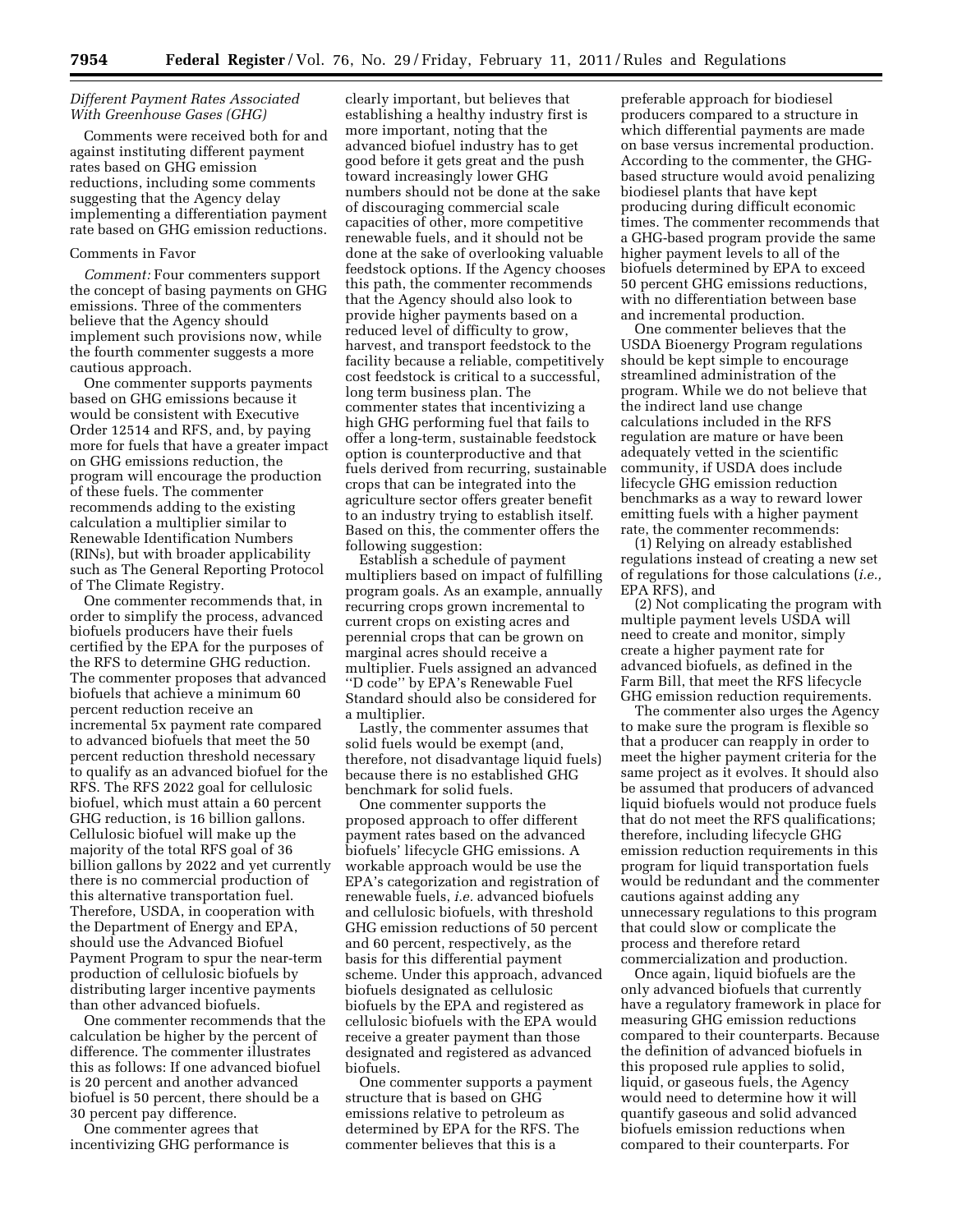*Different Payment Rates Associated With Greenhouse Gases (GHG)*

Comments were received both for and against instituting different payment rates based on GHG emission reductions, including some comments suggesting that the Agency delay implementing a differentiation payment rate based on GHG emission reductions.

Comments in Favor

*Comment:* Four commenters support the concept of basing payments on GHG emissions. Three of the commenters believe that the Agency should implement such provisions now, while the fourth commenter suggests a more cautious approach.

One commenter supports payments based on GHG emissions because it would be consistent with Executive Order 12514 and RFS, and, by paying more for fuels that have a greater impact on GHG emissions reduction, the program will encourage the production of these fuels. The commenter recommends adding to the existing calculation a multiplier similar to Renewable Identification Numbers (RINs), but with broader applicability such as The General Reporting Protocol of The Climate Registry.

One commenter recommends that, in order to simplify the process, advanced biofuels producers have their fuels certified by the EPA for the purposes of the RFS to determine GHG reduction. The commenter proposes that advanced biofuels that achieve a minimum 60 percent reduction receive an incremental 5x payment rate compared to advanced biofuels that meet the 50 percent reduction threshold necessary to qualify as an advanced biofuel for the RFS. The RFS 2022 goal for cellulosic biofuel, which must attain a 60 percent GHG reduction, is 16 billion gallons. Cellulosic biofuel will make up the majority of the total RFS goal of 36 billion gallons by 2022 and yet currently there is no commercial production of this alternative transportation fuel. Therefore, USDA, in cooperation with the Department of Energy and EPA, should use the Advanced Biofuel Payment Program to spur the near-term production of cellulosic biofuels by distributing larger incentive payments than other advanced biofuels.

One commenter recommends that the calculation be higher by the percent of difference. The commenter illustrates this as follows: If one advanced biofuel is 20 percent and another advanced biofuel is 50 percent, there should be a 30 percent pay difference.

One commenter agrees that incentivizing GHG performance is clearly important, but believes that establishing a healthy industry first is more important, noting that the advanced biofuel industry has to get good before it gets great and the push toward increasingly lower GHG numbers should not be done at the sake of discouraging commercial scale capacities of other, more competitive renewable fuels, and it should not be done at the sake of overlooking valuable feedstock options. If the Agency chooses this path, the commenter recommends that the Agency should also look to provide higher payments based on a reduced level of difficulty to grow, harvest, and transport feedstock to the facility because a reliable, competitively cost feedstock is critical to a successful, long term business plan. The commenter states that incentivizing a high GHG performing fuel that fails to offer a long-term, sustainable feedstock option is counterproductive and that fuels derived from recurring, sustainable crops that can be integrated into the agriculture sector offers greater benefit to an industry trying to establish itself. Based on this, the commenter offers the following suggestion:

Establish a schedule of payment multipliers based on impact of fulfilling program goals. As an example, annually recurring crops grown incremental to current crops on existing acres and perennial crops that can be grown on marginal acres should receive a multiplier. Fuels assigned an advanced "D code" by EPA's Renewable Fuel Standard should also be considered for a multiplier.

Lastly, the commenter assumes that solid fuels would be exempt (and, therefore, not disadvantage liquid fuels) because there is no established GHG benchmark for solid fuels.

One commenter supports the proposed approach to offer different payment rates based on the advanced biofuels' lifecycle GHG emissions. A workable approach would be use the EPA's categorization and registration of renewable fuels, *i.e.* advanced biofuels and cellulosic biofuels, with threshold GHG emission reductions of 50 percent and 60 percent, respectively, as the basis for this differential payment scheme. Under this approach, advanced biofuels designated as cellulosic biofuels by the EPA and registered as cellulosic biofuels with the EPA would receive a greater payment than those designated and registered as advanced biofuels.

One commenter supports a payment structure that is based on GHG emissions relative to petroleum as determined by EPA for the RFS. The commenter believes that this is a preferable approach for biodiesel producers compared to a structure in which differential payments are made on base versus incremental production. According to the commenter, the GHG-based structure would avoid penalizing biodiesel plants that have kept producing during difficult economic times. The commenter recommends that a GHG-based program provide the same higher payment levels to all of the biofuels determined by EPA to exceed 50 percent GHG emissions reductions, with no differentiation between base and incremental production.

One commenter believes that the USDA Bioenergy Program regulations should be kept simple to encourage streamlined administration of the program. While we do not believe that the indirect land use change calculations included in the RFS regulation are mature or have been adequately vetted in the scientific community, if USDA does include lifecycle GHG emission reduction benchmarks as a way to reward lower emitting fuels with a higher payment rate, the commenter recommends:

(1) Relying on already established regulations instead of creating a new set of regulations for those calculations (*i.e.,* EPA RFS), and

(2) Not complicating the program with multiple payment levels USDA will need to create and monitor, simply create a higher payment rate for advanced biofuels, as defined in the Farm Bill, that meet the RFS lifecycle GHG emission reduction requirements.

The commenter also urges the Agency to make sure the program is flexible so that a producer can reapply in order to meet the higher payment criteria for the same project as it evolves. It should also be assumed that producers of advanced liquid biofuels would not produce fuels that do not meet the RFS qualifications; therefore, including lifecycle GHG emission reduction requirements in this program for liquid transportation fuels would be redundant and the commenter cautions against adding any unnecessary regulations to this program that could slow or complicate the process and therefore retard commercialization and production.

Once again, liquid biofuels are the only advanced biofuels that currently have a regulatory framework in place for measuring GHG emission reductions compared to their counterparts. Because the definition of advanced biofuels in this proposed rule applies to solid, liquid, or gaseous fuels, the Agency would need to determine how it will quantify gaseous and solid advanced biofuels emission reductions when compared to their counterparts. For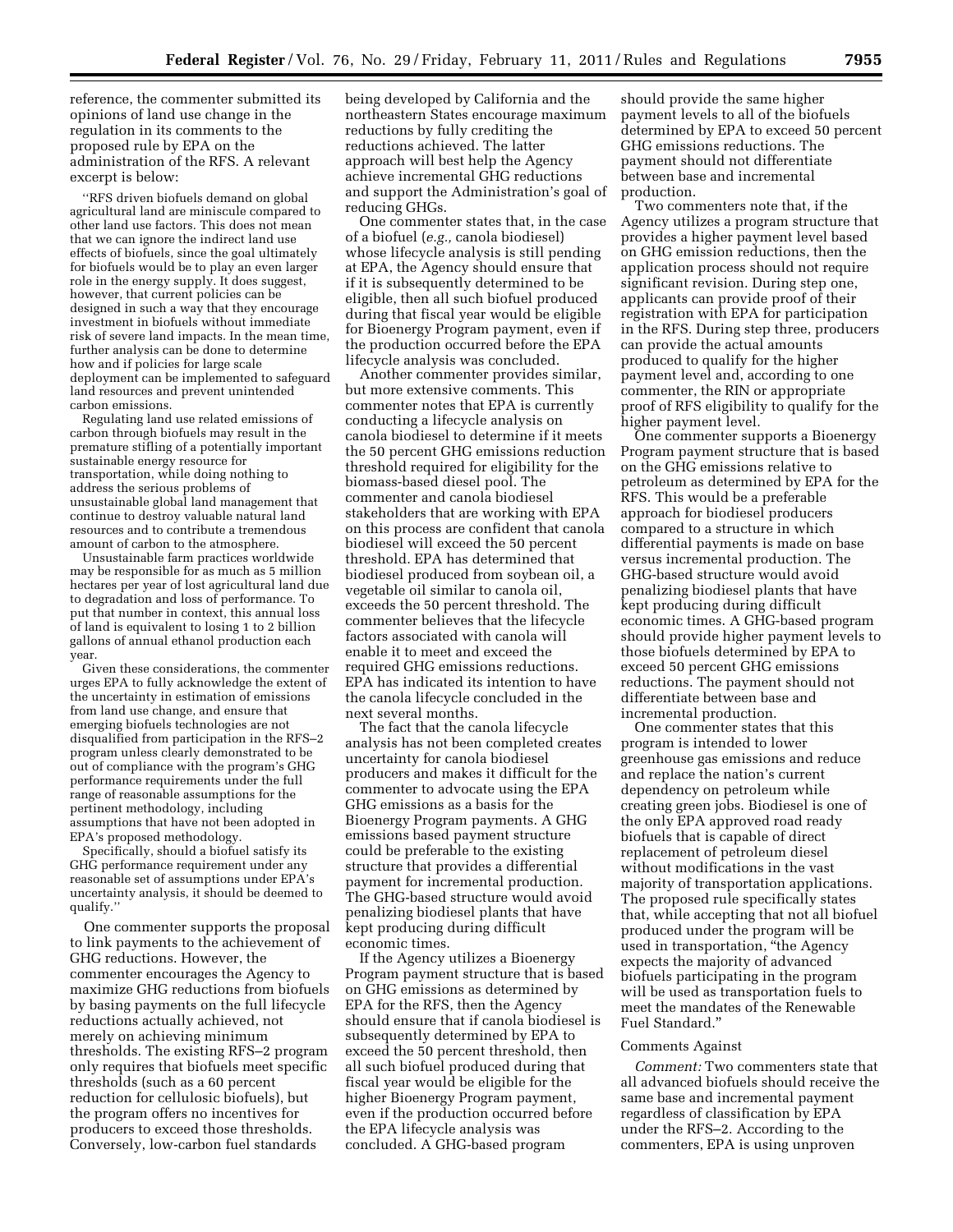reference, the commenter submitted its opinions of land use change in the regulation in its comments to the proposed rule by EPA on the administration of the RFS. A relevant excerpt is below:

> "RFS driven biofuels demand on global agricultural land are miniscule compared to other land use factors. This does not mean that we can ignore the indirect land use effects of biofuels, since the goal ultimately for biofuels would be to play an even larger role in the energy supply. It does suggest, however, that current policies can be designed in such a way that they encourage investment in biofuels without immediate risk of severe land impacts. In the mean time, further analysis can be done to determine how and if policies for large scale deployment can be implemented to safeguard land resources and prevent unintended carbon emissions.
>
> Regulating land use related emissions of carbon through biofuels may result in the premature stifling of a potentially important sustainable energy resource for transportation, while doing nothing to address the serious problems of unsustainable global land management that continue to destroy valuable natural land resources and to contribute a tremendous amount of carbon to the atmosphere.
>
> Unsustainable farm practices worldwide may be responsible for as much as 5 million hectares per year of lost agricultural land due to degradation and loss of performance. To put that number in context, this annual loss of land is equivalent to losing 1 to 2 billion gallons of annual ethanol production each year.
>
> Given these considerations, the commenter urges EPA to fully acknowledge the extent of the uncertainty in estimation of emissions from land use change, and ensure that emerging biofuels technologies are not disqualified from participation in the RFS–2 program unless clearly demonstrated to be out of compliance with the program's GHG performance requirements under the full range of reasonable assumptions for the pertinent methodology, including assumptions that have not been adopted in EPA's proposed methodology.
>
> Specifically, should a biofuel satisfy its GHG performance requirement under any reasonable set of assumptions under EPA's uncertainty analysis, it should be deemed to qualify."

One commenter supports the proposal to link payments to the achievement of GHG reductions. However, the commenter encourages the Agency to maximize GHG reductions from biofuels by basing payments on the full lifecycle reductions actually achieved, not merely on achieving minimum thresholds. The existing RFS–2 program only requires that biofuels meet specific thresholds (such as a 60 percent reduction for cellulosic biofuels), but the program offers no incentives for producers to exceed those thresholds. Conversely, low-carbon fuel standards being developed by California and the northeastern States encourage maximum reductions by fully crediting the reductions achieved. The latter approach will best help the Agency achieve incremental GHG reductions and support the Administration's goal of reducing GHGs.

One commenter states that, in the case of a biofuel (*e.g.,* canola biodiesel) whose lifecycle analysis is still pending at EPA, the Agency should ensure that if it is subsequently determined to be eligible, then all such biofuel produced during that fiscal year would be eligible for Bioenergy Program payment, even if the production occurred before the EPA lifecycle analysis was concluded.

Another commenter provides similar, but more extensive comments. This commenter notes that EPA is currently conducting a lifecycle analysis on canola biodiesel to determine if it meets the 50 percent GHG emissions reduction threshold required for eligibility for the biomass-based diesel pool. The commenter and canola biodiesel stakeholders that are working with EPA on this process are confident that canola biodiesel will exceed the 50 percent threshold. EPA has determined that biodiesel produced from soybean oil, a vegetable oil similar to canola oil, exceeds the 50 percent threshold. The commenter believes that the lifecycle factors associated with canola will enable it to meet and exceed the required GHG emissions reductions. EPA has indicated its intention to have the canola lifecycle concluded in the next several months.

The fact that the canola lifecycle analysis has not been completed creates uncertainty for canola biodiesel producers and makes it difficult for the commenter to advocate using the EPA GHG emissions as a basis for the Bioenergy Program payments. A GHG emissions based payment structure could be preferable to the existing structure that provides a differential payment for incremental production. The GHG-based structure would avoid penalizing biodiesel plants that have kept producing during difficult economic times.

If the Agency utilizes a Bioenergy Program payment structure that is based on GHG emissions as determined by EPA for the RFS, then the Agency should ensure that if canola biodiesel is subsequently determined by EPA to exceed the 50 percent threshold, then all such biofuel produced during that fiscal year would be eligible for the higher Bioenergy Program payment, even if the production occurred before the EPA lifecycle analysis was concluded. A GHG-based program should provide the same higher payment levels to all of the biofuels determined by EPA to exceed 50 percent GHG emissions reductions. The payment should not differentiate between base and incremental production.

Two commenters note that, if the Agency utilizes a program structure that provides a higher payment level based on GHG emission reductions, then the application process should not require significant revision. During step one, applicants can provide proof of their registration with EPA for participation in the RFS. During step three, producers can provide the actual amounts produced to qualify for the higher payment level and, according to one commenter, the RIN or appropriate proof of RFS eligibility to qualify for the higher payment level.

One commenter supports a Bioenergy Program payment structure that is based on the GHG emissions relative to petroleum as determined by EPA for the RFS. This would be a preferable approach for biodiesel producers compared to a structure in which differential payments is made on base versus incremental production. The GHG-based structure would avoid penalizing biodiesel plants that have kept producing during difficult economic times. A GHG-based program should provide higher payment levels to those biofuels determined by EPA to exceed 50 percent GHG emissions reductions. The payment should not differentiate between base and incremental production.

One commenter states that this program is intended to lower greenhouse gas emissions and reduce and replace the nation's current dependency on petroleum while creating green jobs. Biodiesel is one of the only EPA approved road ready biofuels that is capable of direct replacement of petroleum diesel without modifications in the vast majority of transportation applications. The proposed rule specifically states that, while accepting that not all biofuel produced under the program will be used in transportation, "the Agency expects the majority of advanced biofuels participating in the program will be used as transportation fuels to meet the mandates of the Renewable Fuel Standard."

Comments Against

*Comment:* Two commenters state that all advanced biofuels should receive the same base and incremental payment regardless of classification by EPA under the RFS–2. According to the commenters, EPA is using unproven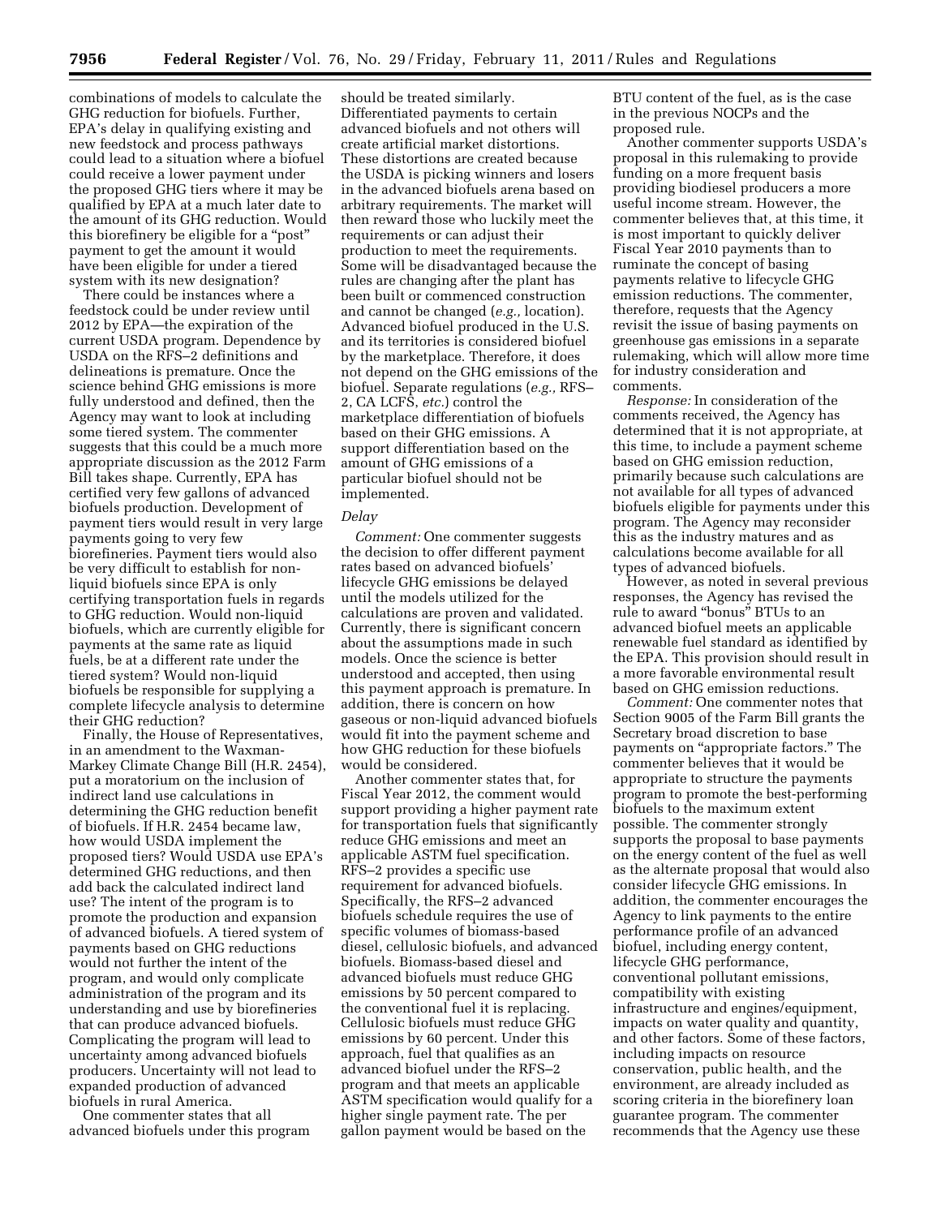combinations of models to calculate the GHG reduction for biofuels. Further, EPA's delay in qualifying existing and new feedstock and process pathways could lead to a situation where a biofuel could receive a lower payment under the proposed GHG tiers where it may be qualified by EPA at a much later date to the amount of its GHG reduction. Would this biorefinery be eligible for a "post" payment to get the amount it would have been eligible for under a tiered system with its new designation?

There could be instances where a feedstock could be under review until 2012 by EPA—the expiration of the current USDA program. Dependence by USDA on the RFS–2 definitions and delineations is premature. Once the science behind GHG emissions is more fully understood and defined, then the Agency may want to look at including some tiered system. The commenter suggests that this could be a much more appropriate discussion as the 2012 Farm Bill takes shape. Currently, EPA has certified very few gallons of advanced biofuels production. Development of payment tiers would result in very large payments going to very few biorefineries. Payment tiers would also be very difficult to establish for non-liquid biofuels since EPA is only certifying transportation fuels in regards to GHG reduction. Would non-liquid biofuels, which are currently eligible for payments at the same rate as liquid fuels, be at a different rate under the tiered system? Would non-liquid biofuels be responsible for supplying a complete lifecycle analysis to determine their GHG reduction?

Finally, the House of Representatives, in an amendment to the Waxman-Markey Climate Change Bill (H.R. 2454), put a moratorium on the inclusion of indirect land use calculations in determining the GHG reduction benefit of biofuels. If H.R. 2454 became law, how would USDA implement the proposed tiers? Would USDA use EPA's determined GHG reductions, and then add back the calculated indirect land use? The intent of the program is to promote the production and expansion of advanced biofuels. A tiered system of payments based on GHG reductions would not further the intent of the program, and would only complicate administration of the program and its understanding and use by biorefineries that can produce advanced biofuels. Complicating the program will lead to uncertainty among advanced biofuels producers. Uncertainty will not lead to expanded production of advanced biofuels in rural America.

One commenter states that all advanced biofuels under this program should be treated similarly. Differentiated payments to certain advanced biofuels and not others will create artificial market distortions. These distortions are created because the USDA is picking winners and losers in the advanced biofuels arena based on arbitrary requirements. The market will then reward those who luckily meet the requirements or can adjust their production to meet the requirements. Some will be disadvantaged because the rules are changing after the plant has been built or commenced construction and cannot be changed (*e.g.,* location). Advanced biofuel produced in the U.S. and its territories is considered biofuel by the marketplace. Therefore, it does not depend on the GHG emissions of the biofuel. Separate regulations (*e.g.,* RFS–2, CA LCFS, *etc.*) control the marketplace differentiation of biofuels based on their GHG emissions. A support differentiation based on the amount of GHG emissions of a particular biofuel should not be implemented.

### *Delay*

*Comment:* One commenter suggests the decision to offer different payment rates based on advanced biofuels' lifecycle GHG emissions be delayed until the models utilized for the calculations are proven and validated. Currently, there is significant concern about the assumptions made in such models. Once the science is better understood and accepted, then using this payment approach is premature. In addition, there is concern on how gaseous or non-liquid advanced biofuels would fit into the payment scheme and how GHG reduction for these biofuels would be considered.

Another commenter states that, for Fiscal Year 2012, the comment would support providing a higher payment rate for transportation fuels that significantly reduce GHG emissions and meet an applicable ASTM fuel specification. RFS–2 provides a specific use requirement for advanced biofuels. Specifically, the RFS–2 advanced biofuels schedule requires the use of specific volumes of biomass-based diesel, cellulosic biofuels, and advanced biofuels. Biomass-based diesel and advanced biofuels must reduce GHG emissions by 50 percent compared to the conventional fuel it is replacing. Cellulosic biofuels must reduce GHG emissions by 60 percent. Under this approach, fuel that qualifies as an advanced biofuel under the RFS–2 program and that meets an applicable ASTM specification would qualify for a higher single payment rate. The per gallon payment would be based on the BTU content of the fuel, as is the case in the previous NOCPs and the proposed rule.

Another commenter supports USDA's proposal in this rulemaking to provide funding on a more frequent basis providing biodiesel producers a more useful income stream. However, the commenter believes that, at this time, it is most important to quickly deliver Fiscal Year 2010 payments than to ruminate the concept of basing payments relative to lifecycle GHG emission reductions. The commenter, therefore, requests that the Agency revisit the issue of basing payments on greenhouse gas emissions in a separate rulemaking, which will allow more time for industry consideration and comments.

*Response:* In consideration of the comments received, the Agency has determined that it is not appropriate, at this time, to include a payment scheme based on GHG emission reduction, primarily because such calculations are not available for all types of advanced biofuels eligible for payments under this program. The Agency may reconsider this as the industry matures and as calculations become available for all types of advanced biofuels.

However, as noted in several previous responses, the Agency has revised the rule to award "bonus" BTUs to an advanced biofuel meets an applicable renewable fuel standard as identified by the EPA. This provision should result in a more favorable environmental result based on GHG emission reductions.

*Comment:* One commenter notes that Section 9005 of the Farm Bill grants the Secretary broad discretion to base payments on "appropriate factors." The commenter believes that it would be appropriate to structure the payments program to promote the best-performing biofuels to the maximum extent possible. The commenter strongly supports the proposal to base payments on the energy content of the fuel as well as the alternate proposal that would also consider lifecycle GHG emissions. In addition, the commenter encourages the Agency to link payments to the entire performance profile of an advanced biofuel, including energy content, lifecycle GHG performance, conventional pollutant emissions, compatibility with existing infrastructure and engines/equipment, impacts on water quality and quantity, and other factors. Some of these factors, including impacts on resource conservation, public health, and the environment, are already included as scoring criteria in the biorefinery loan guarantee program. The commenter recommends that the Agency use these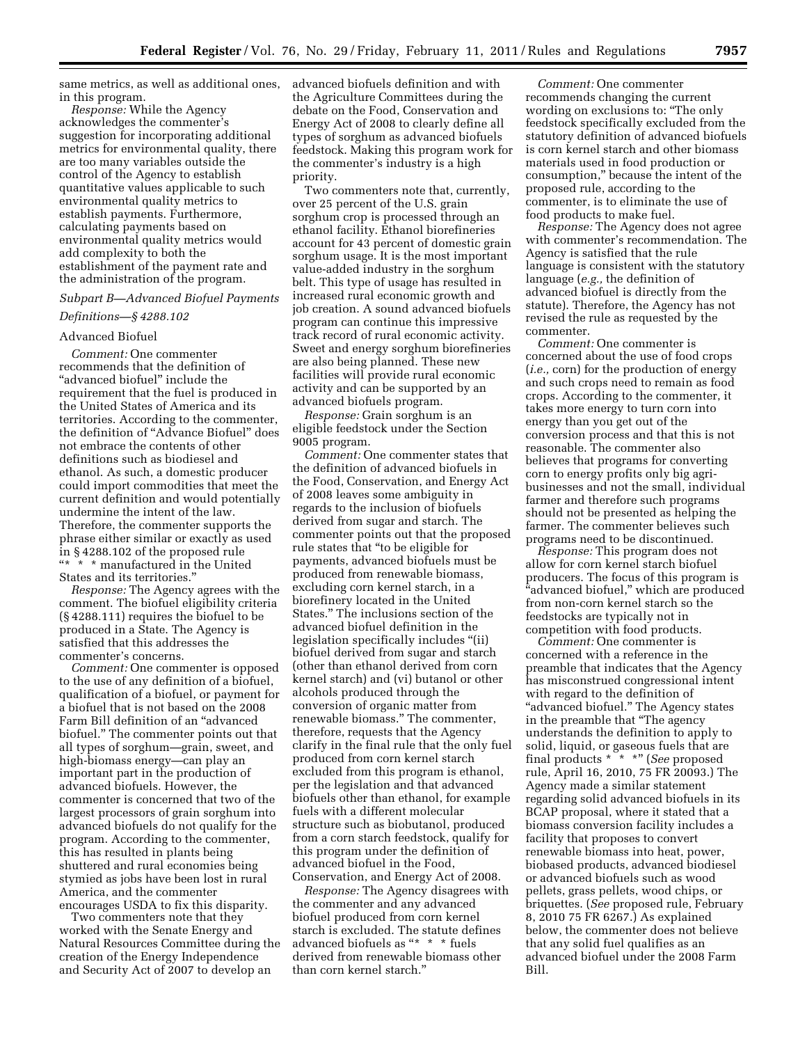same metrics, as well as additional ones, in this program.

*Response:* While the Agency acknowledges the commenter's suggestion for incorporating additional metrics for environmental quality, there are too many variables outside the control of the Agency to establish quantitative values applicable to such environmental quality metrics to establish payments. Furthermore, calculating payments based on environmental quality metrics would add complexity to both the establishment of the payment rate and the administration of the program.

### *Subpart B—Advanced Biofuel Payments*

### *Definitions—§ 4288.102*

#### Advanced Biofuel

*Comment:* One commenter recommends that the definition of "advanced biofuel" include the requirement that the fuel is produced in the United States of America and its territories. According to the commenter, the definition of "Advance Biofuel" does not embrace the contents of other definitions such as biodiesel and ethanol. As such, a domestic producer could import commodities that meet the current definition and would potentially undermine the intent of the law. Therefore, the commenter supports the phrase either similar or exactly as used in § 4288.102 of the proposed rule "* * * manufactured in the United States and its territories."

*Response:* The Agency agrees with the comment. The biofuel eligibility criteria (§ 4288.111) requires the biofuel to be produced in a State. The Agency is satisfied that this addresses the commenter's concerns.

*Comment:* One commenter is opposed to the use of any definition of a biofuel, qualification of a biofuel, or payment for a biofuel that is not based on the 2008 Farm Bill definition of an "advanced biofuel." The commenter points out that all types of sorghum—grain, sweet, and high-biomass energy—can play an important part in the production of advanced biofuels. However, the commenter is concerned that two of the largest processors of grain sorghum into advanced biofuels do not qualify for the program. According to the commenter, this has resulted in plants being shuttered and rural economies being stymied as jobs have been lost in rural America, and the commenter encourages USDA to fix this disparity.

Two commenters note that they worked with the Senate Energy and Natural Resources Committee during the creation of the Energy Independence and Security Act of 2007 to develop an advanced biofuels definition and with the Agriculture Committees during the debate on the Food, Conservation and Energy Act of 2008 to clearly define all types of sorghum as advanced biofuels feedstock. Making this program work for the commenter's industry is a high priority.

Two commenters note that, currently, over 25 percent of the U.S. grain sorghum crop is processed through an ethanol facility. Ethanol biorefineries account for 43 percent of domestic grain sorghum usage. It is the most important value-added industry in the sorghum belt. This type of usage has resulted in increased rural economic growth and job creation. A sound advanced biofuels program can continue this impressive track record of rural economic activity. Sweet and energy sorghum biorefineries are also being planned. These new facilities will provide rural economic activity and can be supported by an advanced biofuels program.

*Response:* Grain sorghum is an eligible feedstock under the Section 9005 program.

*Comment:* One commenter states that the definition of advanced biofuels in the Food, Conservation, and Energy Act of 2008 leaves some ambiguity in regards to the inclusion of biofuels derived from sugar and starch. The commenter points out that the proposed rule states that "to be eligible for payments, advanced biofuels must be produced from renewable biomass, excluding corn kernel starch, in a biorefinery located in the United States." The inclusions section of the advanced biofuel definition in the legislation specifically includes "(ii) biofuel derived from sugar and starch (other than ethanol derived from corn kernel starch) and (vi) butanol or other alcohols produced through the conversion of organic matter from renewable biomass." The commenter, therefore, requests that the Agency clarify in the final rule that the only fuel produced from corn kernel starch excluded from this program is ethanol, per the legislation and that advanced biofuels other than ethanol, for example fuels with a different molecular structure such as biobutanol, produced from a corn starch feedstock, qualify for this program under the definition of advanced biofuel in the Food, Conservation, and Energy Act of 2008.

*Response:* The Agency disagrees with the commenter and any advanced biofuel produced from corn kernel starch is excluded. The statute defines advanced biofuels as "* * * fuels derived from renewable biomass other than corn kernel starch."

*Comment:* One commenter recommends changing the current wording on exclusions to: "The only feedstock specifically excluded from the statutory definition of advanced biofuels is corn kernel starch and other biomass materials used in food production or consumption," because the intent of the proposed rule, according to the commenter, is to eliminate the use of food products to make fuel.

*Response:* The Agency does not agree with commenter's recommendation. The Agency is satisfied that the rule language is consistent with the statutory language (*e.g.,* the definition of advanced biofuel is directly from the statute). Therefore, the Agency has not revised the rule as requested by the commenter.

*Comment:* One commenter is concerned about the use of food crops (*i.e.,* corn) for the production of energy and such crops need to remain as food crops. According to the commenter, it takes more energy to turn corn into energy than you get out of the conversion process and that this is not reasonable. The commenter also believes that programs for converting corn to energy profits only big agri-businesses and not the small, individual farmer and therefore such programs should not be presented as helping the farmer. The commenter believes such programs need to be discontinued.

*Response:* This program does not allow for corn kernel starch biofuel producers. The focus of this program is "advanced biofuel," which are produced from non-corn kernel starch so the feedstocks are typically not in competition with food products.

*Comment:* One commenter is concerned with a reference in the preamble that indicates that the Agency has misconstrued congressional intent with regard to the definition of "advanced biofuel." The Agency states in the preamble that "The agency understands the definition to apply to solid, liquid, or gaseous fuels that are final products * * *" (*See* proposed rule, April 16, 2010, 75 FR 20093.) The Agency made a similar statement regarding solid advanced biofuels in its BCAP proposal, where it stated that a biomass conversion facility includes a facility that proposes to convert renewable biomass into heat, power, biobased products, advanced biodiesel or advanced biofuels such as wood pellets, grass pellets, wood chips, or briquettes. (*See* proposed rule, February 8, 2010 75 FR 6267.) As explained below, the commenter does not believe that any solid fuel qualifies as an advanced biofuel under the 2008 Farm Bill.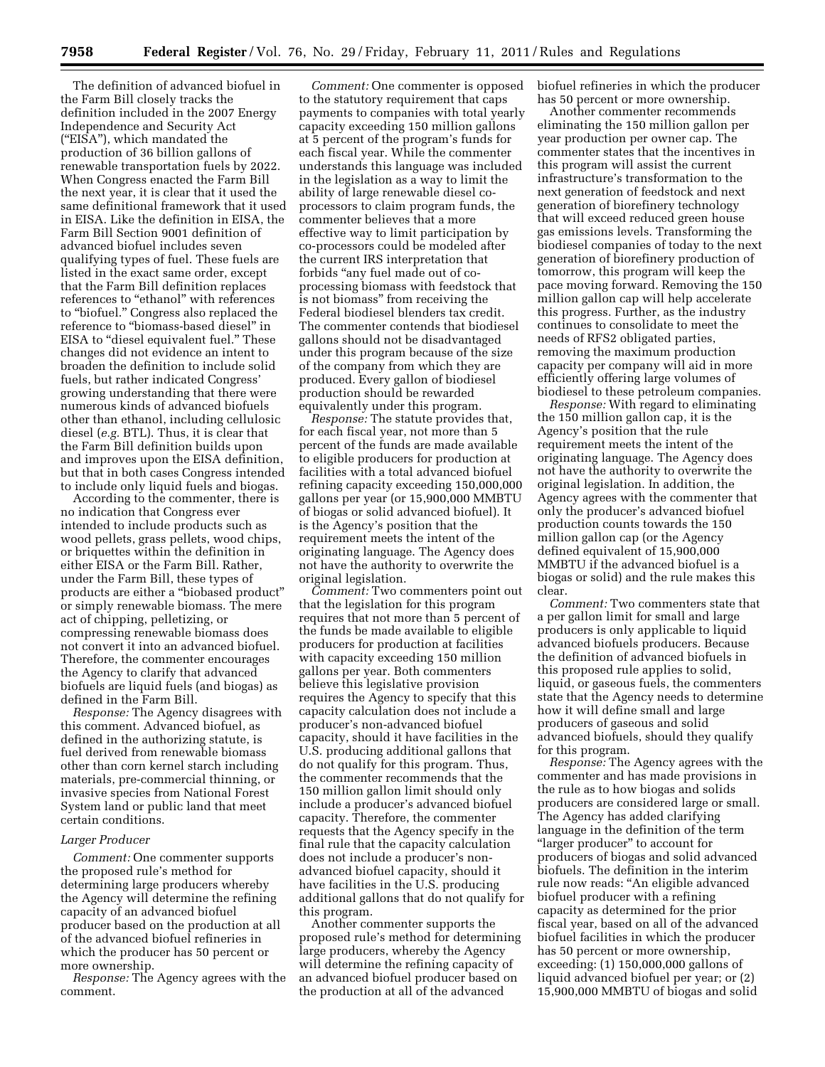The definition of advanced biofuel in the Farm Bill closely tracks the definition included in the 2007 Energy Independence and Security Act ("EISA"), which mandated the production of 36 billion gallons of renewable transportation fuels by 2022. When Congress enacted the Farm Bill the next year, it is clear that it used the same definitional framework that it used in EISA. Like the definition in EISA, the Farm Bill Section 9001 definition of advanced biofuel includes seven qualifying types of fuel. These fuels are listed in the exact same order, except that the Farm Bill definition replaces references to "ethanol" with references to "biofuel." Congress also replaced the reference to "biomass-based diesel" in EISA to "diesel equivalent fuel." These changes did not evidence an intent to broaden the definition to include solid fuels, but rather indicated Congress' growing understanding that there were numerous kinds of advanced biofuels other than ethanol, including cellulosic diesel (*e.g.* BTL). Thus, it is clear that the Farm Bill definition builds upon and improves upon the EISA definition, but that in both cases Congress intended to include only liquid fuels and biogas.

According to the commenter, there is no indication that Congress ever intended to include products such as wood pellets, grass pellets, wood chips, or briquettes within the definition in either EISA or the Farm Bill. Rather, under the Farm Bill, these types of products are either a "biobased product" or simply renewable biomass. The mere act of chipping, pelletizing, or compressing renewable biomass does not convert it into an advanced biofuel. Therefore, the commenter encourages the Agency to clarify that advanced biofuels are liquid fuels (and biogas) as defined in the Farm Bill.

*Response:* The Agency disagrees with this comment. Advanced biofuel, as defined in the authorizing statute, is fuel derived from renewable biomass other than corn kernel starch including materials, pre-commercial thinning, or invasive species from National Forest System land or public land that meet certain conditions.

*Larger Producer*

*Comment:* One commenter supports the proposed rule's method for determining large producers whereby the Agency will determine the refining capacity of an advanced biofuel producer based on the production at all of the advanced biofuel refineries in which the producer has 50 percent or more ownership.

*Response:* The Agency agrees with the comment.

*Comment:* One commenter is opposed to the statutory requirement that caps payments to companies with total yearly capacity exceeding 150 million gallons at 5 percent of the program's funds for each fiscal year. While the commenter understands this language was included in the legislation as a way to limit the ability of large renewable diesel co-processors to claim program funds, the commenter believes that a more effective way to limit participation by co-processors could be modeled after the current IRS interpretation that forbids "any fuel made out of co-processing biomass with feedstock that is not biomass" from receiving the Federal biodiesel blenders tax credit. The commenter contends that biodiesel gallons should not be disadvantaged under this program because of the size of the company from which they are produced. Every gallon of biodiesel production should be rewarded equivalently under this program.

*Response:* The statute provides that, for each fiscal year, not more than 5 percent of the funds are made available to eligible producers for production at facilities with a total advanced biofuel refining capacity exceeding 150,000,000 gallons per year (or 15,900,000 MMBTU of biogas or solid advanced biofuel). It is the Agency's position that the requirement meets the intent of the originating language. The Agency does not have the authority to overwrite the original legislation.

*Comment:* Two commenters point out that the legislation for this program requires that not more than 5 percent of the funds be made available to eligible producers for production at facilities with capacity exceeding 150 million gallons per year. Both commenters believe this legislative provision requires the Agency to specify that this capacity calculation does not include a producer's non-advanced biofuel capacity, should it have facilities in the U.S. producing additional gallons that do not qualify for this program. Thus, the commenter recommends that the 150 million gallon limit should only include a producer's advanced biofuel capacity. Therefore, the commenter requests that the Agency specify in the final rule that the capacity calculation does not include a producer's non-advanced biofuel capacity, should it have facilities in the U.S. producing additional gallons that do not qualify for this program.

Another commenter supports the proposed rule's method for determining large producers, whereby the Agency will determine the refining capacity of an advanced biofuel producer based on the production at all of the advanced biofuel refineries in which the producer has 50 percent or more ownership.

Another commenter recommends eliminating the 150 million gallon per year production per owner cap. The commenter states that the incentives in this program will assist the current infrastructure's transformation to the next generation of feedstock and next generation of biorefinery technology that will exceed reduced green house gas emissions levels. Transforming the biodiesel companies of today to the next generation of biorefinery production of tomorrow, this program will keep the pace moving forward. Removing the 150 million gallon cap will help accelerate this progress. Further, as the industry continues to consolidate to meet the needs of RFS2 obligated parties, removing the maximum production capacity per company will aid in more efficiently offering large volumes of biodiesel to these petroleum companies.

*Response:* With regard to eliminating the 150 million gallon cap, it is the Agency's position that the rule requirement meets the intent of the originating language. The Agency does not have the authority to overwrite the original legislation. In addition, the Agency agrees with the commenter that only the producer's advanced biofuel production counts towards the 150 million gallon cap (or the Agency defined equivalent of 15,900,000 MMBTU if the advanced biofuel is a biogas or solid) and the rule makes this clear.

*Comment:* Two commenters state that a per gallon limit for small and large producers is only applicable to liquid advanced biofuels producers. Because the definition of advanced biofuels in this proposed rule applies to solid, liquid, or gaseous fuels, the commenters state that the Agency needs to determine how it will define small and large producers of gaseous and solid advanced biofuels, should they qualify for this program.

*Response:* The Agency agrees with the commenter and has made provisions in the rule as to how biogas and solids producers are considered large or small. The Agency has added clarifying language in the definition of the term "larger producer" to account for producers of biogas and solid advanced biofuels. The definition in the interim rule now reads: "An eligible advanced biofuel producer with a refining capacity as determined for the prior fiscal year, based on all of the advanced biofuel facilities in which the producer has 50 percent or more ownership, exceeding: (1) 150,000,000 gallons of liquid advanced biofuel per year; or (2) 15,900,000 MMBTU of biogas and solid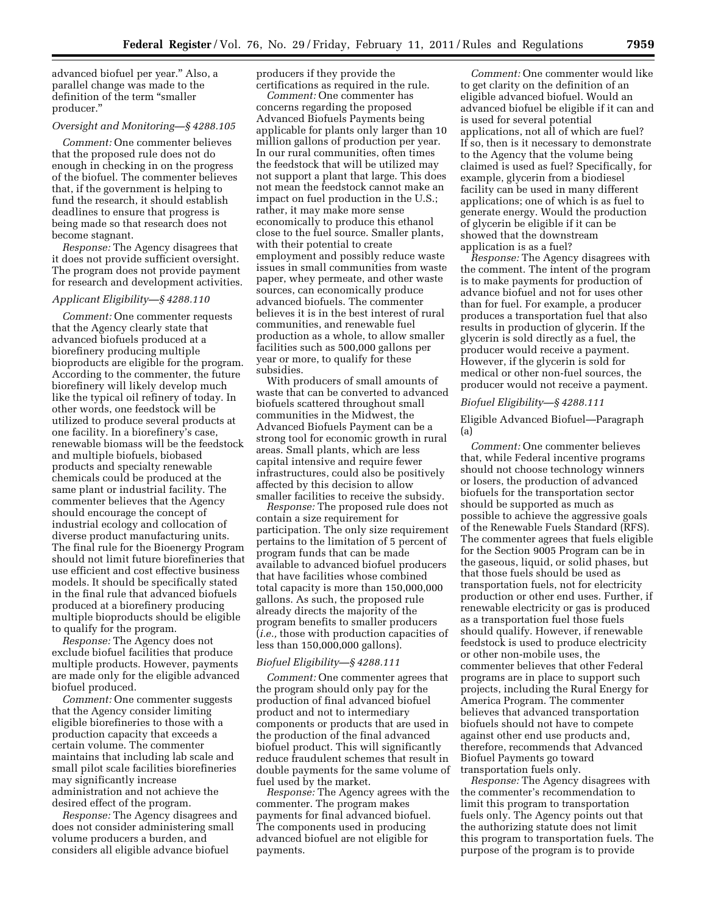advanced biofuel per year." Also, a parallel change was made to the definition of the term "smaller producer."

### *Oversight and Monitoring—§ 4288.105*

*Comment:* One commenter believes that the proposed rule does not do enough in checking in on the progress of the biofuel. The commenter believes that, if the government is helping to fund the research, it should establish deadlines to ensure that progress is being made so that research does not become stagnant.

*Response:* The Agency disagrees that it does not provide sufficient oversight. The program does not provide payment for research and development activities.

### *Applicant Eligibility—§ 4288.110*

*Comment:* One commenter requests that the Agency clearly state that advanced biofuels produced at a biorefinery producing multiple bioproducts are eligible for the program. According to the commenter, the future biorefinery will likely develop much like the typical oil refinery of today. In other words, one feedstock will be utilized to produce several products at one facility. In a biorefinery's case, renewable biomass will be the feedstock and multiple biofuels, biobased products and specialty renewable chemicals could be produced at the same plant or industrial facility. The commenter believes that the Agency should encourage the concept of industrial ecology and collocation of diverse product manufacturing units. The final rule for the Bioenergy Program should not limit future biorefineries that use efficient and cost effective business models. It should be specifically stated in the final rule that advanced biofuels produced at a biorefinery producing multiple bioproducts should be eligible to qualify for the program.

*Response:* The Agency does not exclude biofuel facilities that produce multiple products. However, payments are made only for the eligible advanced biofuel produced.

*Comment:* One commenter suggests that the Agency consider limiting eligible biorefineries to those with a production capacity that exceeds a certain volume. The commenter maintains that including lab scale and small pilot scale facilities biorefineries may significantly increase administration and not achieve the desired effect of the program.

*Response:* The Agency disagrees and does not consider administering small volume producers a burden, and considers all eligible advance biofuel producers if they provide the certifications as required in the rule.

*Comment:* One commenter has concerns regarding the proposed Advanced Biofuels Payments being applicable for plants only larger than 10 million gallons of production per year. In our rural communities, often times the feedstock that will be utilized may not support a plant that large. This does not mean the feedstock cannot make an impact on fuel production in the U.S.; rather, it may make more sense economically to produce this ethanol close to the fuel source. Smaller plants, with their potential to create employment and possibly reduce waste issues in small communities from waste paper, whey permeate, and other waste sources, can economically produce advanced biofuels. The commenter believes it is in the best interest of rural communities, and renewable fuel production as a whole, to allow smaller facilities such as 500,000 gallons per year or more, to qualify for these subsidies.

With producers of small amounts of waste that can be converted to advanced biofuels scattered throughout small communities in the Midwest, the Advanced Biofuels Payment can be a strong tool for economic growth in rural areas. Small plants, which are less capital intensive and require fewer infrastructures, could also be positively affected by this decision to allow smaller facilities to receive the subsidy.

*Response:* The proposed rule does not contain a size requirement for participation. The only size requirement pertains to the limitation of 5 percent of program funds that can be made available to advanced biofuel producers that have facilities whose combined total capacity is more than 150,000,000 gallons. As such, the proposed rule already directs the majority of the program benefits to smaller producers (*i.e.,* those with production capacities of less than 150,000,000 gallons).

### *Biofuel Eligibility—§ 4288.111*

*Comment:* One commenter agrees that the program should only pay for the production of final advanced biofuel product and not to intermediary components or products that are used in the production of the final advanced biofuel product. This will significantly reduce fraudulent schemes that result in double payments for the same volume of fuel used by the market.

*Response:* The Agency agrees with the commenter. The program makes payments for final advanced biofuel. The components used in producing advanced biofuel are not eligible for payments.

*Comment:* One commenter would like to get clarity on the definition of an eligible advanced biofuel. Would an advanced biofuel be eligible if it can and is used for several potential applications, not all of which are fuel? If so, then is it necessary to demonstrate to the Agency that the volume being claimed is used as fuel? Specifically, for example, glycerin from a biodiesel facility can be used in many different applications; one of which is as fuel to generate energy. Would the production of glycerin be eligible if it can be showed that the downstream application is as a fuel?

*Response:* The Agency disagrees with the comment. The intent of the program is to make payments for production of advance biofuel and not for uses other than for fuel. For example, a producer produces a transportation fuel that also results in production of glycerin. If the glycerin is sold directly as a fuel, the producer would receive a payment. However, if the glycerin is sold for medical or other non-fuel sources, the producer would not receive a payment.

### *Biofuel Eligibility—§ 4288.111*

#### Eligible Advanced Biofuel—Paragraph (a)

*Comment:* One commenter believes that, while Federal incentive programs should not choose technology winners or losers, the production of advanced biofuels for the transportation sector should be supported as much as possible to achieve the aggressive goals of the Renewable Fuels Standard (RFS). The commenter agrees that fuels eligible for the Section 9005 Program can be in the gaseous, liquid, or solid phases, but that those fuels should be used as transportation fuels, not for electricity production or other end uses. Further, if renewable electricity or gas is produced as a transportation fuel those fuels should qualify. However, if renewable feedstock is used to produce electricity or other non-mobile uses, the commenter believes that other Federal programs are in place to support such projects, including the Rural Energy for America Program. The commenter believes that advanced transportation biofuels should not have to compete against other end use products and, therefore, recommends that Advanced Biofuel Payments go toward transportation fuels only.

*Response:* The Agency disagrees with the commenter's recommendation to limit this program to transportation fuels only. The Agency points out that the authorizing statute does not limit this program to transportation fuels. The purpose of the program is to provide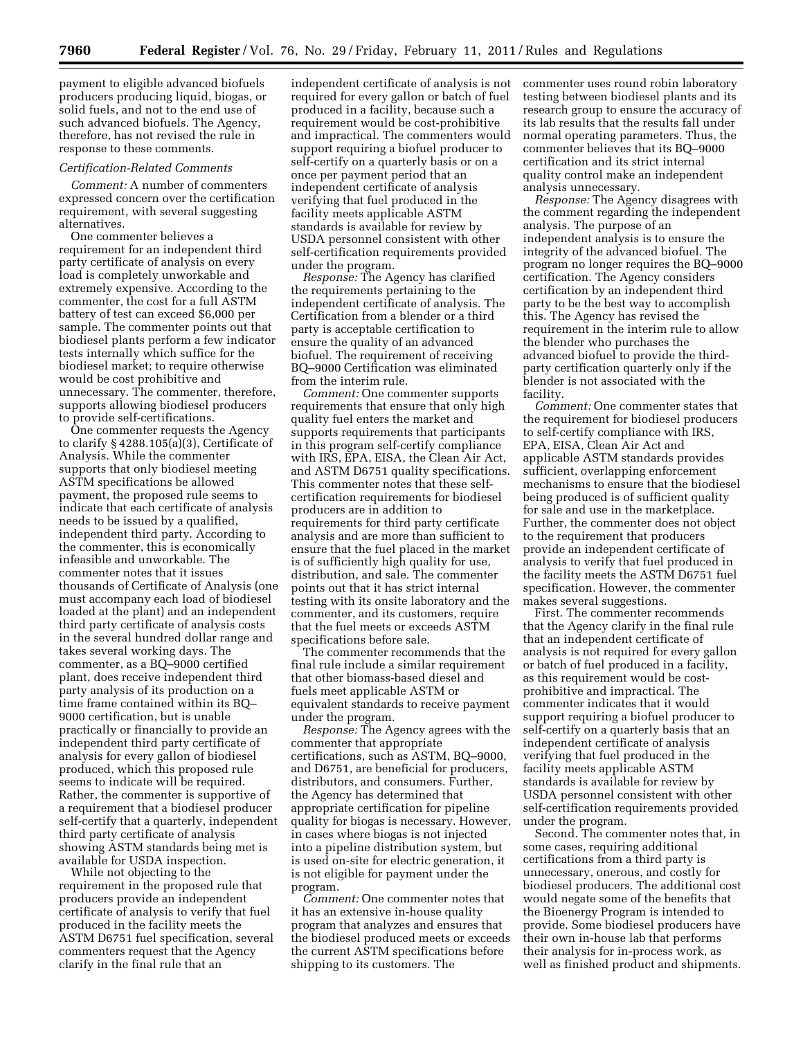payment to eligible advanced biofuels producers producing liquid, biogas, or solid fuels, and not to the end use of such advanced biofuels. The Agency, therefore, has not revised the rule in response to these comments.

*Certification-Related Comments*

*Comment:* A number of commenters expressed concern over the certification requirement, with several suggesting alternatives.

One commenter believes a requirement for an independent third party certificate of analysis on every load is completely unworkable and extremely expensive. According to the commenter, the cost for a full ASTM battery of test can exceed $6,000 per sample. The commenter points out that biodiesel plants perform a few indicator tests internally which suffice for the biodiesel market; to require otherwise would be cost prohibitive and unnecessary. The commenter, therefore, supports allowing biodiesel producers to provide self-certifications.

One commenter requests the Agency to clarify § 4288.105(a)(3), Certificate of Analysis. While the commenter supports that only biodiesel meeting ASTM specifications be allowed payment, the proposed rule seems to indicate that each certificate of analysis needs to be issued by a qualified, independent third party. According to the commenter, this is economically infeasible and unworkable. The commenter notes that it issues thousands of Certificate of Analysis (one must accompany each load of biodiesel loaded at the plant) and an independent third party certificate of analysis costs in the several hundred dollar range and takes several working days. The commenter, as a BQ–9000 certified plant, does receive independent third party analysis of its production on a time frame contained within its BQ–9000 certification, but is unable practically or financially to provide an independent third party certificate of analysis for every gallon of biodiesel produced, which this proposed rule seems to indicate will be required. Rather, the commenter is supportive of a requirement that a biodiesel producer self-certify that a quarterly, independent third party certificate of analysis showing ASTM standards being met is available for USDA inspection.

While not objecting to the requirement in the proposed rule that producers provide an independent certificate of analysis to verify that fuel produced in the facility meets the ASTM D6751 fuel specification, several commenters request that the Agency clarify in the final rule that an independent certificate of analysis is not required for every gallon or batch of fuel produced in a facility, because such a requirement would be cost-prohibitive and impractical. The commenters would support requiring a biofuel producer to self-certify on a quarterly basis or on a once per payment period that an independent certificate of analysis verifying that fuel produced in the facility meets applicable ASTM standards is available for review by USDA personnel consistent with other self-certification requirements provided under the program.

*Response:* The Agency has clarified the requirements pertaining to the independent certificate of analysis. The Certification from a blender or a third party is acceptable certification to ensure the quality of an advanced biofuel. The requirement of receiving BQ–9000 Certification was eliminated from the interim rule.

*Comment:* One commenter supports requirements that ensure that only high quality fuel enters the market and supports requirements that participants in this program self-certify compliance with IRS, EPA, EISA, the Clean Air Act, and ASTM D6751 quality specifications. This commenter notes that these self-certification requirements for biodiesel producers are in addition to requirements for third party certificate analysis and are more than sufficient to ensure that the fuel placed in the market is of sufficiently high quality for use, distribution, and sale. The commenter points out that it has strict internal testing with its onsite laboratory and the commenter, and its customers, require that the fuel meets or exceeds ASTM specifications before sale.

The commenter recommends that the final rule include a similar requirement that other biomass-based diesel and fuels meet applicable ASTM or equivalent standards to receive payment under the program.

*Response:* The Agency agrees with the commenter that appropriate certifications, such as ASTM, BQ–9000, and D6751, are beneficial for producers, distributors, and consumers. Further, the Agency has determined that appropriate certification for pipeline quality for biogas is necessary. However, in cases where biogas is not injected into a pipeline distribution system, but is used on-site for electric generation, it is not eligible for payment under the program.

*Comment:* One commenter notes that it has an extensive in-house quality program that analyzes and ensures that the biodiesel produced meets or exceeds the current ASTM specifications before shipping to its customers. The commenter uses round robin laboratory testing between biodiesel plants and its research group to ensure the accuracy of its lab results that the results fall under normal operating parameters. Thus, the commenter believes that its BQ–9000 certification and its strict internal quality control make an independent analysis unnecessary.

*Response:* The Agency disagrees with the comment regarding the independent analysis. The purpose of an independent analysis is to ensure the integrity of the advanced biofuel. The program no longer requires the BQ–9000 certification. The Agency considers certification by an independent third party to be the best way to accomplish this. The Agency has revised the requirement in the interim rule to allow the blender who purchases the advanced biofuel to provide the third-party certification quarterly only if the blender is not associated with the facility.

*Comment:* One commenter states that the requirement for biodiesel producers to self-certify compliance with IRS, EPA, EISA, Clean Air Act and applicable ASTM standards provides sufficient, overlapping enforcement mechanisms to ensure that the biodiesel being produced is of sufficient quality for sale and use in the marketplace. Further, the commenter does not object to the requirement that producers provide an independent certificate of analysis to verify that fuel produced in the facility meets the ASTM D6751 fuel specification. However, the commenter makes several suggestions.

First. The commenter recommends that the Agency clarify in the final rule that an independent certificate of analysis is not required for every gallon or batch of fuel produced in a facility, as this requirement would be cost-prohibitive and impractical. The commenter indicates that it would support requiring a biofuel producer to self-certify on a quarterly basis that an independent certificate of analysis verifying that fuel produced in the facility meets applicable ASTM standards is available for review by USDA personnel consistent with other self-certification requirements provided under the program.

Second. The commenter notes that, in some cases, requiring additional certifications from a third party is unnecessary, onerous, and costly for biodiesel producers. The additional cost would negate some of the benefits that the Bioenergy Program is intended to provide. Some biodiesel producers have their own in-house lab that performs their analysis for in-process work, as well as finished product and shipments.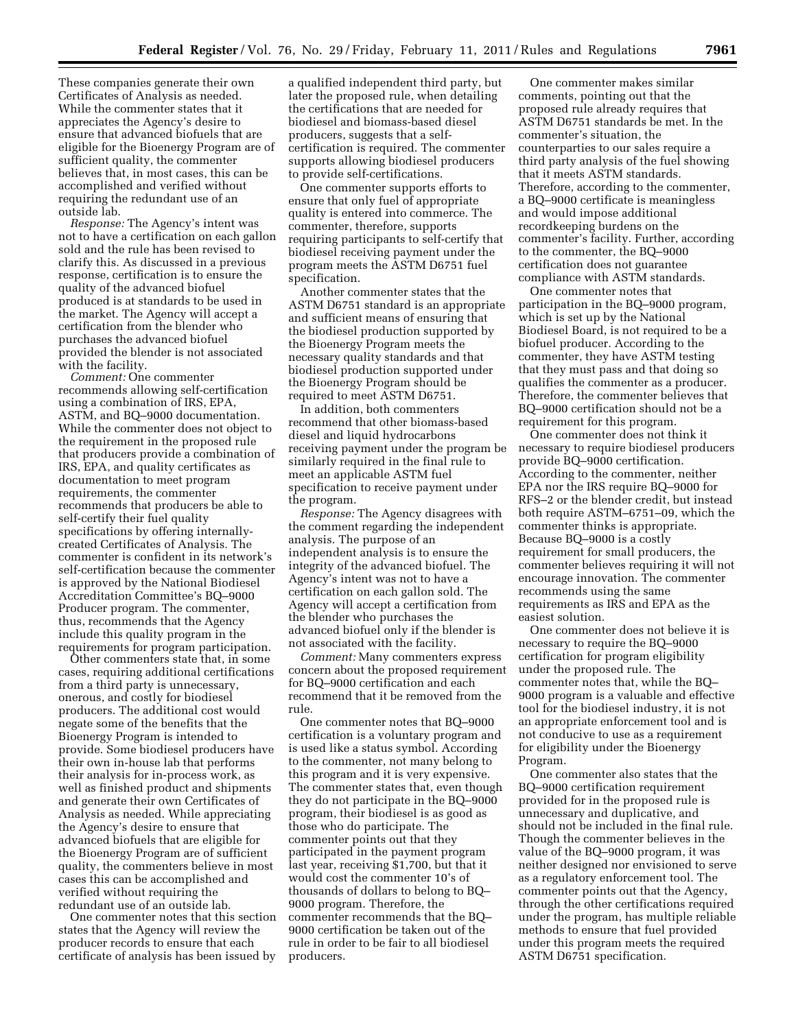These companies generate their own Certificates of Analysis as needed. While the commenter states that it appreciates the Agency's desire to ensure that advanced biofuels that are eligible for the Bioenergy Program are of sufficient quality, the commenter believes that, in most cases, this can be accomplished and verified without requiring the redundant use of an outside lab.

*Response:* The Agency's intent was not to have a certification on each gallon sold and the rule has been revised to clarify this. As discussed in a previous response, certification is to ensure the quality of the advanced biofuel produced is at standards to be used in the market. The Agency will accept a certification from the blender who purchases the advanced biofuel provided the blender is not associated with the facility.

*Comment:* One commenter recommends allowing self-certification using a combination of IRS, EPA, ASTM, and BQ–9000 documentation. While the commenter does not object to the requirement in the proposed rule that producers provide a combination of IRS, EPA, and quality certificates as documentation to meet program requirements, the commenter recommends that producers be able to self-certify their fuel quality specifications by offering internally-created Certificates of Analysis. The commenter is confident in its network's self-certification because the commenter is approved by the National Biodiesel Accreditation Committee's BQ–9000 Producer program. The commenter, thus, recommends that the Agency include this quality program in the requirements for program participation.

Other commenters state that, in some cases, requiring additional certifications from a third party is unnecessary, onerous, and costly for biodiesel producers. The additional cost would negate some of the benefits that the Bioenergy Program is intended to provide. Some biodiesel producers have their own in-house lab that performs their analysis for in-process work, as well as finished product and shipments and generate their own Certificates of Analysis as needed. While appreciating the Agency's desire to ensure that advanced biofuels that are eligible for the Bioenergy Program are of sufficient quality, the commenters believe in most cases this can be accomplished and verified without requiring the redundant use of an outside lab.

One commenter notes that this section states that the Agency will review the producer records to ensure that each certificate of analysis has been issued by a qualified independent third party, but later the proposed rule, when detailing the certifications that are needed for biodiesel and biomass-based diesel producers, suggests that a self-certification is required. The commenter supports allowing biodiesel producers to provide self-certifications.

One commenter supports efforts to ensure that only fuel of appropriate quality is entered into commerce. The commenter, therefore, supports requiring participants to self-certify that biodiesel receiving payment under the program meets the ASTM D6751 fuel specification.

Another commenter states that the ASTM D6751 standard is an appropriate and sufficient means of ensuring that the biodiesel production supported by the Bioenergy Program meets the necessary quality standards and that biodiesel production supported under the Bioenergy Program should be required to meet ASTM D6751.

In addition, both commenters recommend that other biomass-based diesel and liquid hydrocarbons receiving payment under the program be similarly required in the final rule to meet an applicable ASTM fuel specification to receive payment under the program.

*Response:* The Agency disagrees with the comment regarding the independent analysis. The purpose of an independent analysis is to ensure the integrity of the advanced biofuel. The Agency's intent was not to have a certification on each gallon sold. The Agency will accept a certification from the blender who purchases the advanced biofuel only if the blender is not associated with the facility.

*Comment:* Many commenters express concern about the proposed requirement for BQ–9000 certification and each recommend that it be removed from the rule.

One commenter notes that BQ–9000 certification is a voluntary program and is used like a status symbol. According to the commenter, not many belong to this program and it is very expensive. The commenter states that, even though they do not participate in the BQ–9000 program, their biodiesel is as good as those who do participate. The commenter points out that they participated in the payment program last year, receiving $1,700, but that it would cost the commenter 10's of thousands of dollars to belong to BQ–9000 program. Therefore, the commenter recommends that the BQ–9000 certification be taken out of the rule in order to be fair to all biodiesel producers.

One commenter makes similar comments, pointing out that the proposed rule already requires that ASTM D6751 standards be met. In the commenter's situation, the counterparties to our sales require a third party analysis of the fuel showing that it meets ASTM standards. Therefore, according to the commenter, a BQ–9000 certificate is meaningless and would impose additional recordkeeping burdens on the commenter's facility. Further, according to the commenter, the BQ–9000 certification does not guarantee compliance with ASTM standards.

One commenter notes that participation in the BQ–9000 program, which is set up by the National Biodiesel Board, is not required to be a biofuel producer. According to the commenter, they have ASTM testing that they must pass and that doing so qualifies the commenter as a producer. Therefore, the commenter believes that BQ–9000 certification should not be a requirement for this program.

One commenter does not think it necessary to require biodiesel producers provide BQ–9000 certification. According to the commenter, neither EPA nor the IRS require BQ–9000 for RFS–2 or the blender credit, but instead both require ASTM–6751–09, which the commenter thinks is appropriate. Because BQ–9000 is a costly requirement for small producers, the commenter believes requiring it will not encourage innovation. The commenter recommends using the same requirements as IRS and EPA as the easiest solution.

One commenter does not believe it is necessary to require the BQ–9000 certification for program eligibility under the proposed rule. The commenter notes that, while the BQ–9000 program is a valuable and effective tool for the biodiesel industry, it is not an appropriate enforcement tool and is not conducive to use as a requirement for eligibility under the Bioenergy Program.

One commenter also states that the BQ–9000 certification requirement provided for in the proposed rule is unnecessary and duplicative, and should not be included in the final rule. Though the commenter believes in the value of the BQ–9000 program, it was neither designed nor envisioned to serve as a regulatory enforcement tool. The commenter points out that the Agency, through the other certifications required under the program, has multiple reliable methods to ensure that fuel provided under this program meets the required ASTM D6751 specification.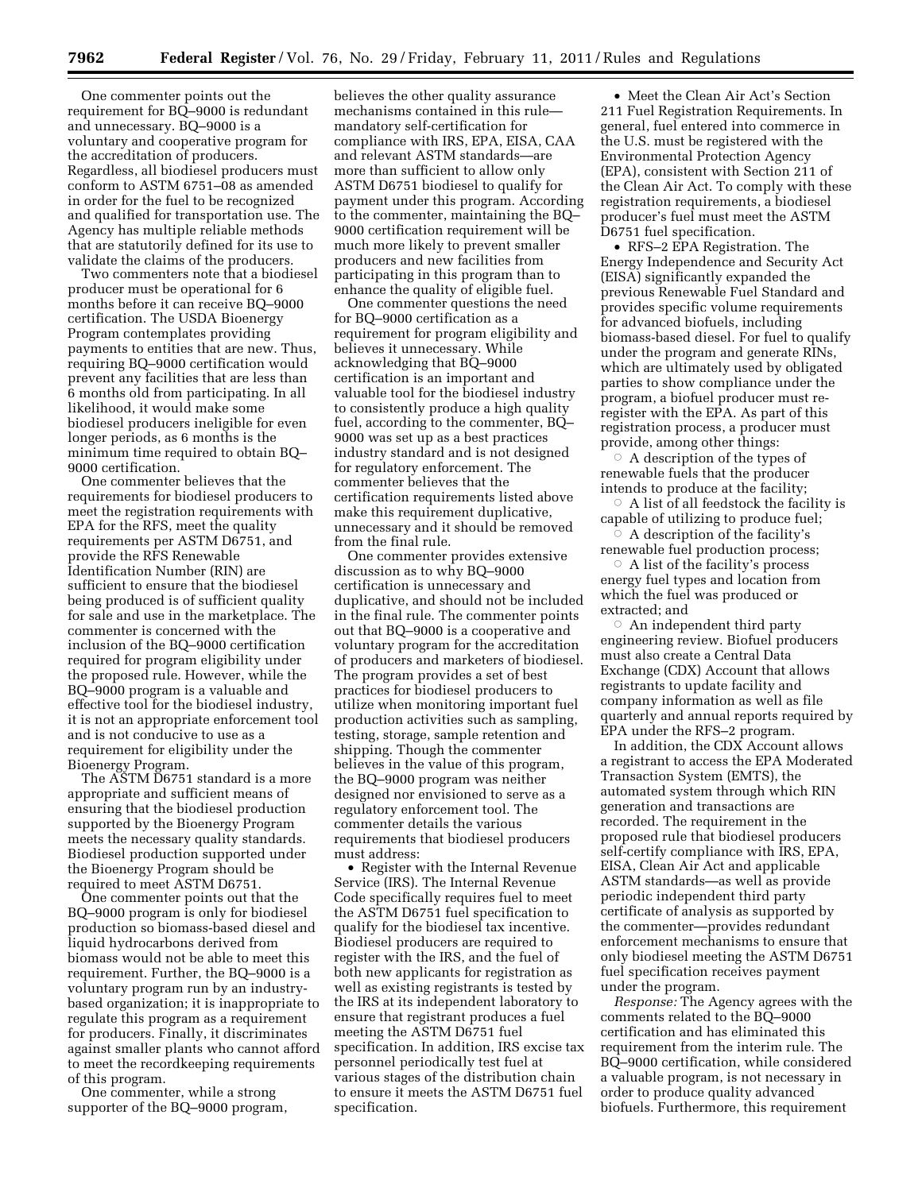One commenter points out the requirement for BQ–9000 is redundant and unnecessary. BQ–9000 is a voluntary and cooperative program for the accreditation of producers. Regardless, all biodiesel producers must conform to ASTM 6751–08 as amended in order for the fuel to be recognized and qualified for transportation use. The Agency has multiple reliable methods that are statutorily defined for its use to validate the claims of the producers.

Two commenters note that a biodiesel producer must be operational for 6 months before it can receive BQ–9000 certification. The USDA Bioenergy Program contemplates providing payments to entities that are new. Thus, requiring BQ–9000 certification would prevent any facilities that are less than 6 months old from participating. In all likelihood, it would make some biodiesel producers ineligible for even longer periods, as 6 months is the minimum time required to obtain BQ–9000 certification.

One commenter believes that the requirements for biodiesel producers to meet the registration requirements with EPA for the RFS, meet the quality requirements per ASTM D6751, and provide the RFS Renewable Identification Number (RIN) are sufficient to ensure that the biodiesel being produced is of sufficient quality for sale and use in the marketplace. The commenter is concerned with the inclusion of the BQ–9000 certification required for program eligibility under the proposed rule. However, while the BQ–9000 program is a valuable and effective tool for the biodiesel industry, it is not an appropriate enforcement tool and is not conducive to use as a requirement for eligibility under the Bioenergy Program.

The ASTM D6751 standard is a more appropriate and sufficient means of ensuring that the biodiesel production supported by the Bioenergy Program meets the necessary quality standards. Biodiesel production supported under the Bioenergy Program should be required to meet ASTM D6751.

One commenter points out that the BQ–9000 program is only for biodiesel production so biomass-based diesel and liquid hydrocarbons derived from biomass would not be able to meet this requirement. Further, the BQ–9000 is a voluntary program run by an industry-based organization; it is inappropriate to regulate this program as a requirement for producers. Finally, it discriminates against smaller plants who cannot afford to meet the recordkeeping requirements of this program.

One commenter, while a strong supporter of the BQ–9000 program, believes the other quality assurance mechanisms contained in this rule—mandatory self-certification for compliance with IRS, EPA, EISA, CAA and relevant ASTM standards—are more than sufficient to allow only ASTM D6751 biodiesel to qualify for payment under this program. According to the commenter, maintaining the BQ–9000 certification requirement will be much more likely to prevent smaller producers and new facilities from participating in this program than to enhance the quality of eligible fuel.

One commenter questions the need for BQ–9000 certification as a requirement for program eligibility and believes it unnecessary. While acknowledging that BQ–9000 certification is an important and valuable tool for the biodiesel industry to consistently produce a high quality fuel, according to the commenter, BQ–9000 was set up as a best practices industry standard and is not designed for regulatory enforcement. The commenter believes that the certification requirements listed above make this requirement duplicative, unnecessary and it should be removed from the final rule.

One commenter provides extensive discussion as to why BQ–9000 certification is unnecessary and duplicative, and should not be included in the final rule. The commenter points out that BQ–9000 is a cooperative and voluntary program for the accreditation of producers and marketers of biodiesel. The program provides a set of best practices for biodiesel producers to utilize when monitoring important fuel production activities such as sampling, testing, storage, sample retention and shipping. Though the commenter believes in the value of this program, the BQ–9000 program was neither designed nor envisioned to serve as a regulatory enforcement tool. The commenter details the various requirements that biodiesel producers must address:

- Register with the Internal Revenue Service (IRS). The Internal Revenue Code specifically requires fuel to meet the ASTM D6751 fuel specification to qualify for the biodiesel tax incentive. Biodiesel producers are required to register with the IRS, and the fuel of both new applicants for registration as well as existing registrants is tested by the IRS at its independent laboratory to ensure that registrant produces a fuel meeting the ASTM D6751 fuel specification. In addition, IRS excise tax personnel periodically test fuel at various stages of the distribution chain to ensure it meets the ASTM D6751 fuel specification.
- Meet the Clean Air Act's Section 211 Fuel Registration Requirements. In general, fuel entered into commerce in the U.S. must be registered with the Environmental Protection Agency (EPA), consistent with Section 211 of the Clean Air Act. To comply with these registration requirements, a biodiesel producer's fuel must meet the ASTM D6751 fuel specification.
- RFS–2 EPA Registration. The Energy Independence and Security Act (EISA) significantly expanded the previous Renewable Fuel Standard and provides specific volume requirements for advanced biofuels, including biomass-based diesel. For fuel to qualify under the program and generate RINs, which are ultimately used by obligated parties to show compliance under the program, a biofuel producer must re-register with the EPA. As part of this registration process, a producer must provide, among other things:
  - A description of the types of renewable fuels that the producer intends to produce at the facility;
  - A list of all feedstock the facility is capable of utilizing to produce fuel;
  - A description of the facility's renewable fuel production process;
  - A list of the facility's process energy fuel types and location from which the fuel was produced or extracted; and
  - An independent third party engineering review. Biofuel producers must also create a Central Data Exchange (CDX) Account that allows registrants to update facility and company information as well as file quarterly and annual reports required by EPA under the RFS–2 program.

In addition, the CDX Account allows a registrant to access the EPA Moderated Transaction System (EMTS), the automated system through which RIN generation and transactions are recorded. The requirement in the proposed rule that biodiesel producers self-certify compliance with IRS, EPA, EISA, Clean Air Act and applicable ASTM standards—as well as provide periodic independent third party certificate of analysis as supported by the commenter—provides redundant enforcement mechanisms to ensure that only biodiesel meeting the ASTM D6751 fuel specification receives payment under the program.

*Response:* The Agency agrees with the comments related to the BQ–9000 certification and has eliminated this requirement from the interim rule. The BQ–9000 certification, while considered a valuable program, is not necessary in order to produce quality advanced biofuels. Furthermore, this requirement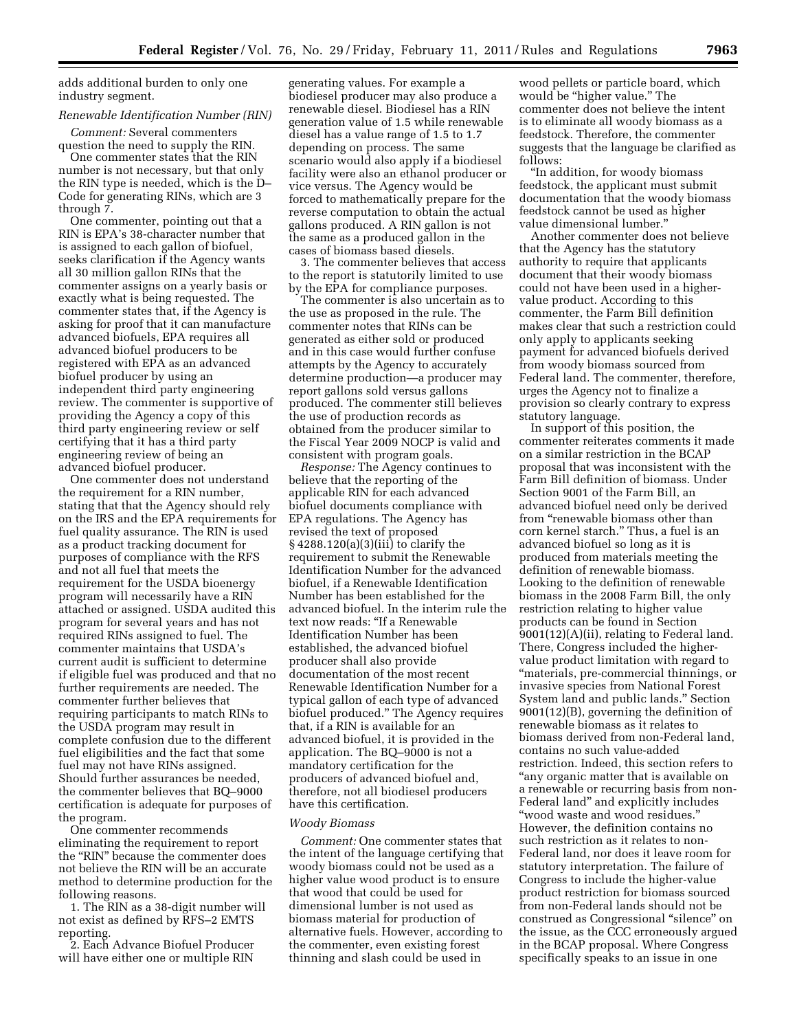adds additional burden to only one industry segment.

*Renewable Identification Number (RIN)*

*Comment:* Several commenters question the need to supply the RIN.

One commenter states that the RIN number is not necessary, but that only the RIN type is needed, which is the D–Code for generating RINs, which are 3 through 7.

One commenter, pointing out that a RIN is EPA's 38-character number that is assigned to each gallon of biofuel, seeks clarification if the Agency wants all 30 million gallon RINs that the commenter assigns on a yearly basis or exactly what is being requested. The commenter states that, if the Agency is asking for proof that it can manufacture advanced biofuels, EPA requires all advanced biofuel producers to be registered with EPA as an advanced biofuel producer by using an independent third party engineering review. The commenter is supportive of providing the Agency a copy of this third party engineering review or self certifying that it has a third party engineering review of being an advanced biofuel producer.

One commenter does not understand the requirement for a RIN number, stating that that the Agency should rely on the IRS and the EPA requirements for fuel quality assurance. The RIN is used as a product tracking document for purposes of compliance with the RFS and not all fuel that meets the requirement for the USDA bioenergy program will necessarily have a RIN attached or assigned. USDA audited this program for several years and has not required RINs assigned to fuel. The commenter maintains that USDA's current audit is sufficient to determine if eligible fuel was produced and that no further requirements are needed. The commenter further believes that requiring participants to match RINs to the USDA program may result in complete confusion due to the different fuel eligibilities and the fact that some fuel may not have RINs assigned. Should further assurances be needed, the commenter believes that BQ–9000 certification is adequate for purposes of the program.

One commenter recommends eliminating the requirement to report the "RIN" because the commenter does not believe the RIN will be an accurate method to determine production for the following reasons.

1. The RIN as a 38-digit number will not exist as defined by RFS–2 EMTS reporting.

2. Each Advance Biofuel Producer will have either one or multiple RIN generating values. For example a biodiesel producer may also produce a renewable diesel. Biodiesel has a RIN generation value of 1.5 while renewable diesel has a value range of 1.5 to 1.7 depending on process. The same scenario would also apply if a biodiesel facility were also an ethanol producer or vice versus. The Agency would be forced to mathematically prepare for the reverse computation to obtain the actual gallons produced. A RIN gallon is not the same as a produced gallon in the cases of biomass based diesels.

3. The commenter believes that access to the report is statutorily limited to use by the EPA for compliance purposes.

The commenter is also uncertain as to the use as proposed in the rule. The commenter notes that RINs can be generated as either sold or produced and in this case would further confuse attempts by the Agency to accurately determine production—a producer may report gallons sold versus gallons produced. The commenter still believes the use of production records as obtained from the producer similar to the Fiscal Year 2009 NOCP is valid and consistent with program goals.

*Response:* The Agency continues to believe that the reporting of the applicable RIN for each advanced biofuel documents compliance with EPA regulations. The Agency has revised the text of proposed § 4288.120(a)(3)(iii) to clarify the requirement to submit the Renewable Identification Number for the advanced biofuel, if a Renewable Identification Number has been established for the advanced biofuel. In the interim rule the text now reads: "If a Renewable Identification Number has been established, the advanced biofuel producer shall also provide documentation of the most recent Renewable Identification Number for a typical gallon of each type of advanced biofuel produced." The Agency requires that, if a RIN is available for an advanced biofuel, it is provided in the application. The BQ–9000 is not a mandatory certification for the producers of advanced biofuel and, therefore, not all biodiesel producers have this certification.

*Woody Biomass*

*Comment:* One commenter states that the intent of the language certifying that woody biomass could not be used as a higher value wood product is to ensure that wood that could be used for dimensional lumber is not used as biomass material for production of alternative fuels. However, according to the commenter, even existing forest thinning and slash could be used in wood pellets or particle board, which would be "higher value." The commenter does not believe the intent is to eliminate all woody biomass as a feedstock. Therefore, the commenter suggests that the language be clarified as follows:

"In addition, for woody biomass feedstock, the applicant must submit documentation that the woody biomass feedstock cannot be used as higher value dimensional lumber."

Another commenter does not believe that the Agency has the statutory authority to require that applicants document that their woody biomass could not have been used in a higher-value product. According to this commenter, the Farm Bill definition makes clear that such a restriction could only apply to applicants seeking payment for advanced biofuels derived from woody biomass sourced from Federal land. The commenter, therefore, urges the Agency not to finalize a provision so clearly contrary to express statutory language.

In support of this position, the commenter reiterates comments it made on a similar restriction in the BCAP proposal that was inconsistent with the Farm Bill definition of biomass. Under Section 9001 of the Farm Bill, an advanced biofuel need only be derived from "renewable biomass other than corn kernel starch." Thus, a fuel is an advanced biofuel so long as it is produced from materials meeting the definition of renewable biomass. Looking to the definition of renewable biomass in the 2008 Farm Bill, the only restriction relating to higher value products can be found in Section 9001(12)(A)(ii), relating to Federal land. There, Congress included the higher-value product limitation with regard to "materials, pre-commercial thinnings, or invasive species from National Forest System land and public lands." Section 9001(12)(B), governing the definition of renewable biomass as it relates to biomass derived from non-Federal land, contains no such value-added restriction. Indeed, this section refers to "any organic matter that is available on a renewable or recurring basis from non-Federal land" and explicitly includes "wood waste and wood residues." However, the definition contains no such restriction as it relates to non-Federal land, nor does it leave room for statutory interpretation. The failure of Congress to include the higher-value product restriction for biomass sourced from non-Federal lands should not be construed as Congressional "silence" on the issue, as the CCC erroneously argued in the BCAP proposal. Where Congress specifically speaks to an issue in one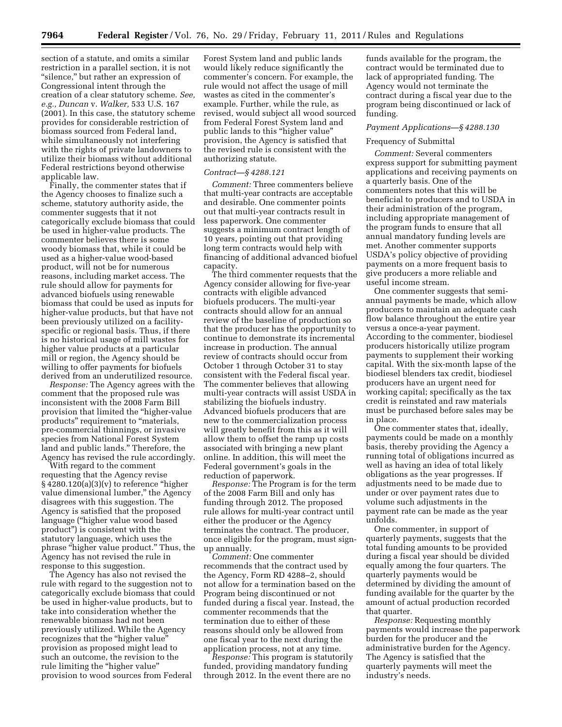section of a statute, and omits a similar restriction in a parallel section, it is not "silence," but rather an expression of Congressional intent through the creation of a clear statutory scheme. *See, e.g., Duncan* v. *Walker,* 533 U.S. 167 (2001). In this case, the statutory scheme provides for considerable restriction of biomass sourced from Federal land, while simultaneously not interfering with the rights of private landowners to utilize their biomass without additional Federal restrictions beyond otherwise applicable law.

Finally, the commenter states that if the Agency chooses to finalize such a scheme, statutory authority aside, the commenter suggests that it not categorically exclude biomass that could be used in higher-value products. The commenter believes there is some woody biomass that, while it could be used as a higher-value wood-based product, will not be for numerous reasons, including market access. The rule should allow for payments for advanced biofuels using renewable biomass that could be used as inputs for higher-value products, but that have not been previously utilized on a facility-specific or regional basis. Thus, if there is no historical usage of mill wastes for higher value products at a particular mill or region, the Agency should be willing to offer payments for biofuels derived from an underutilized resource.

*Response:* The Agency agrees with the comment that the proposed rule was inconsistent with the 2008 Farm Bill provision that limited the "higher-value products" requirement to "materials, pre-commercial thinnings, or invasive species from National Forest System land and public lands." Therefore, the Agency has revised the rule accordingly.

With regard to the comment requesting that the Agency revise § 4280.120(a)(3)(v) to reference "higher value dimensional lumber," the Agency disagrees with this suggestion. The Agency is satisfied that the proposed language ("higher value wood based product") is consistent with the statutory language, which uses the phrase "higher value product." Thus, the Agency has not revised the rule in response to this suggestion.

The Agency has also not revised the rule with regard to the suggestion not to categorically exclude biomass that could be used in higher-value products, but to take into consideration whether the renewable biomass had not been previously utilized. While the Agency recognizes that the "higher value" provision as proposed might lead to such an outcome, the revision to the rule limiting the "higher value" provision to wood sources from Federal Forest System land and public lands would likely reduce significantly the commenter's concern. For example, the rule would not affect the usage of mill wastes as cited in the commenter's example. Further, while the rule, as revised, would subject all wood sourced from Federal Forest System land and public lands to this "higher value" provision, the Agency is satisfied that the revised rule is consistent with the authorizing statute.

*Contract—§ 4288.121*

*Comment:* Three commenters believe that multi-year contracts are acceptable and desirable. One commenter points out that multi-year contracts result in less paperwork. One commenter suggests a minimum contract length of 10 years, pointing out that providing long term contracts would help with financing of additional advanced biofuel capacity.

The third commenter requests that the Agency consider allowing for five-year contracts with eligible advanced biofuels producers. The multi-year contracts should allow for an annual review of the baseline of production so that the producer has the opportunity to continue to demonstrate its incremental increase in production. The annual review of contracts should occur from October 1 through October 31 to stay consistent with the Federal fiscal year. The commenter believes that allowing multi-year contracts will assist USDA in stabilizing the biofuels industry. Advanced biofuels producers that are new to the commercialization process will greatly benefit from this as it will allow them to offset the ramp up costs associated with bringing a new plant online. In addition, this will meet the Federal government's goals in the reduction of paperwork.

*Response:* The Program is for the term of the 2008 Farm Bill and only has funding through 2012. The proposed rule allows for multi-year contract until either the producer or the Agency terminates the contract. The producer, once eligible for the program, must sign-up annually.

*Comment:* One commenter recommends that the contract used by the Agency, Form RD 4288–2, should not allow for a termination based on the Program being discontinued or not funded during a fiscal year. Instead, the commenter recommends that the termination due to either of these reasons should only be allowed from one fiscal year to the next during the application process, not at any time.

*Response:* This program is statutorily funded, providing mandatory funding through 2012. In the event there are no funds available for the program, the contract would be terminated due to lack of appropriated funding. The Agency would not terminate the contract during a fiscal year due to the program being discontinued or lack of funding.

*Payment Applications—§ 4288.130*

Frequency of Submittal

*Comment:* Several commenters express support for submitting payment applications and receiving payments on a quarterly basis. One of the commenters notes that this will be beneficial to producers and to USDA in their administration of the program, including appropriate management of the program funds to ensure that all annual mandatory funding levels are met. Another commenter supports USDA's policy objective of providing payments on a more frequent basis to give producers a more reliable and useful income stream.

One commenter suggests that semi-annual payments be made, which allow producers to maintain an adequate cash flow balance throughout the entire year versus a once-a-year payment. According to the commenter, biodiesel producers historically utilize program payments to supplement their working capital. With the six-month lapse of the biodiesel blenders tax credit, biodiesel producers have an urgent need for working capital; specifically as the tax credit is reinstated and raw materials must be purchased before sales may be in place.

One commenter states that, ideally, payments could be made on a monthly basis, thereby providing the Agency a running total of obligations incurred as well as having an idea of total likely obligations as the year progresses. If adjustments need to be made due to under or over payment rates due to volume such adjustments in the payment rate can be made as the year unfolds.

One commenter, in support of quarterly payments, suggests that the total funding amounts to be provided during a fiscal year should be divided equally among the four quarters. The quarterly payments would be determined by dividing the amount of funding available for the quarter by the amount of actual production recorded that quarter.

*Response:* Requesting monthly payments would increase the paperwork burden for the producer and the administrative burden for the Agency. The Agency is satisfied that the quarterly payments will meet the industry's needs.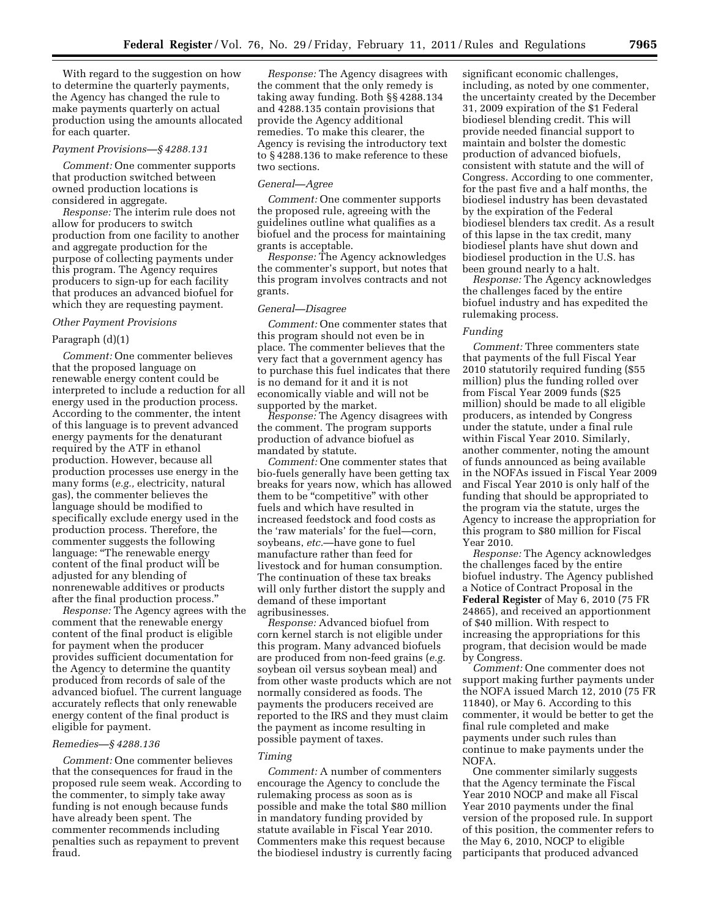With regard to the suggestion on how to determine the quarterly payments, the Agency has changed the rule to make payments quarterly on actual production using the amounts allocated for each quarter.

*Payment Provisions—§ 4288.131*

*Comment:* One commenter supports that production switched between owned production locations is considered in aggregate.

*Response:* The interim rule does not allow for producers to switch production from one facility to another and aggregate production for the purpose of collecting payments under this program. The Agency requires producers to sign-up for each facility that produces an advanced biofuel for which they are requesting payment.

*Other Payment Provisions*

Paragraph (d)(1)

*Comment:* One commenter believes that the proposed language on renewable energy content could be interpreted to include a reduction for all energy used in the production process. According to the commenter, the intent of this language is to prevent advanced energy payments for the denaturant required by the ATF in ethanol production. However, because all production processes use energy in the many forms (*e.g.,* electricity, natural gas), the commenter believes the language should be modified to specifically exclude energy used in the production process. Therefore, the commenter suggests the following language: "The renewable energy content of the final product will be adjusted for any blending of nonrenewable additives or products after the final production process."

*Response:* The Agency agrees with the comment that the renewable energy content of the final product is eligible for payment when the producer provides sufficient documentation for the Agency to determine the quantity produced from records of sale of the advanced biofuel. The current language accurately reflects that only renewable energy content of the final product is eligible for payment.

*Remedies—§ 4288.136*

*Comment:* One commenter believes that the consequences for fraud in the proposed rule seem weak. According to the commenter, to simply take away funding is not enough because funds have already been spent. The commenter recommends including penalties such as repayment to prevent fraud.

*Response:* The Agency disagrees with the comment that the only remedy is taking away funding. Both §§ 4288.134 and 4288.135 contain provisions that provide the Agency additional remedies. To make this clearer, the Agency is revising the introductory text to § 4288.136 to make reference to these two sections.

*General—Agree*

*Comment:* One commenter supports the proposed rule, agreeing with the guidelines outline what qualifies as a biofuel and the process for maintaining grants is acceptable.

*Response:* The Agency acknowledges the commenter's support, but notes that this program involves contracts and not grants.

*General—Disagree*

*Comment:* One commenter states that this program should not even be in place. The commenter believes that the very fact that a government agency has to purchase this fuel indicates that there is no demand for it and it is not economically viable and will not be supported by the market.

*Response:* The Agency disagrees with the comment. The program supports production of advance biofuel as mandated by statute.

*Comment:* One commenter states that bio-fuels generally have been getting tax breaks for years now, which has allowed them to be "competitive" with other fuels and which have resulted in increased feedstock and food costs as the 'raw materials' for the fuel—corn, soybeans, *etc.*—have gone to fuel manufacture rather than feed for livestock and for human consumption. The continuation of these tax breaks will only further distort the supply and demand of these important agribusinesses.

*Response:* Advanced biofuel from corn kernel starch is not eligible under this program. Many advanced biofuels are produced from non-feed grains (*e.g.* soybean oil versus soybean meal) and from other waste products which are not normally considered as foods. The payments the producers received are reported to the IRS and they must claim the payment as income resulting in possible payment of taxes.

*Timing*

*Comment:* A number of commenters encourage the Agency to conclude the rulemaking process as soon as is possible and make the total $80 million in mandatory funding provided by statute available in Fiscal Year 2010. Commenters make this request because the biodiesel industry is currently facing significant economic challenges, including, as noted by one commenter, the uncertainty created by the December 31, 2009 expiration of the $1 Federal biodiesel blending credit. This will provide needed financial support to maintain and bolster the domestic production of advanced biofuels, consistent with statute and the will of Congress. According to one commenter, for the past five and a half months, the biodiesel industry has been devastated by the expiration of the Federal biodiesel blenders tax credit. As a result of this lapse in the tax credit, many biodiesel plants have shut down and biodiesel production in the U.S. has been ground nearly to a halt.

*Response:* The Agency acknowledges the challenges faced by the entire biofuel industry and has expedited the rulemaking process.

*Funding*

*Comment:* Three commenters state that payments of the full Fiscal Year 2010 statutorily required funding ($55 million) plus the funding rolled over from Fiscal Year 2009 funds ($25 million) should be made to all eligible producers, as intended by Congress under the statute, under a final rule within Fiscal Year 2010. Similarly, another commenter, noting the amount of funds announced as being available in the NOFAs issued in Fiscal Year 2009 and Fiscal Year 2010 is only half of the funding that should be appropriated to the program via the statute, urges the Agency to increase the appropriation for this program to $80 million for Fiscal Year 2010.

*Response:* The Agency acknowledges the challenges faced by the entire biofuel industry. The Agency published a Notice of Contract Proposal in the **Federal Register** of May 6, 2010 (75 FR 24865), and received an apportionment of $40 million. With respect to increasing the appropriations for this program, that decision would be made by Congress.

*Comment:* One commenter does not support making further payments under the NOFA issued March 12, 2010 (75 FR 11840), or May 6. According to this commenter, it would be better to get the final rule completed and make payments under such rules than continue to make payments under the NOFA.

One commenter similarly suggests that the Agency terminate the Fiscal Year 2010 NOCP and make all Fiscal Year 2010 payments under the final version of the proposed rule. In support of this position, the commenter refers to the May 6, 2010, NOCP to eligible participants that produced advanced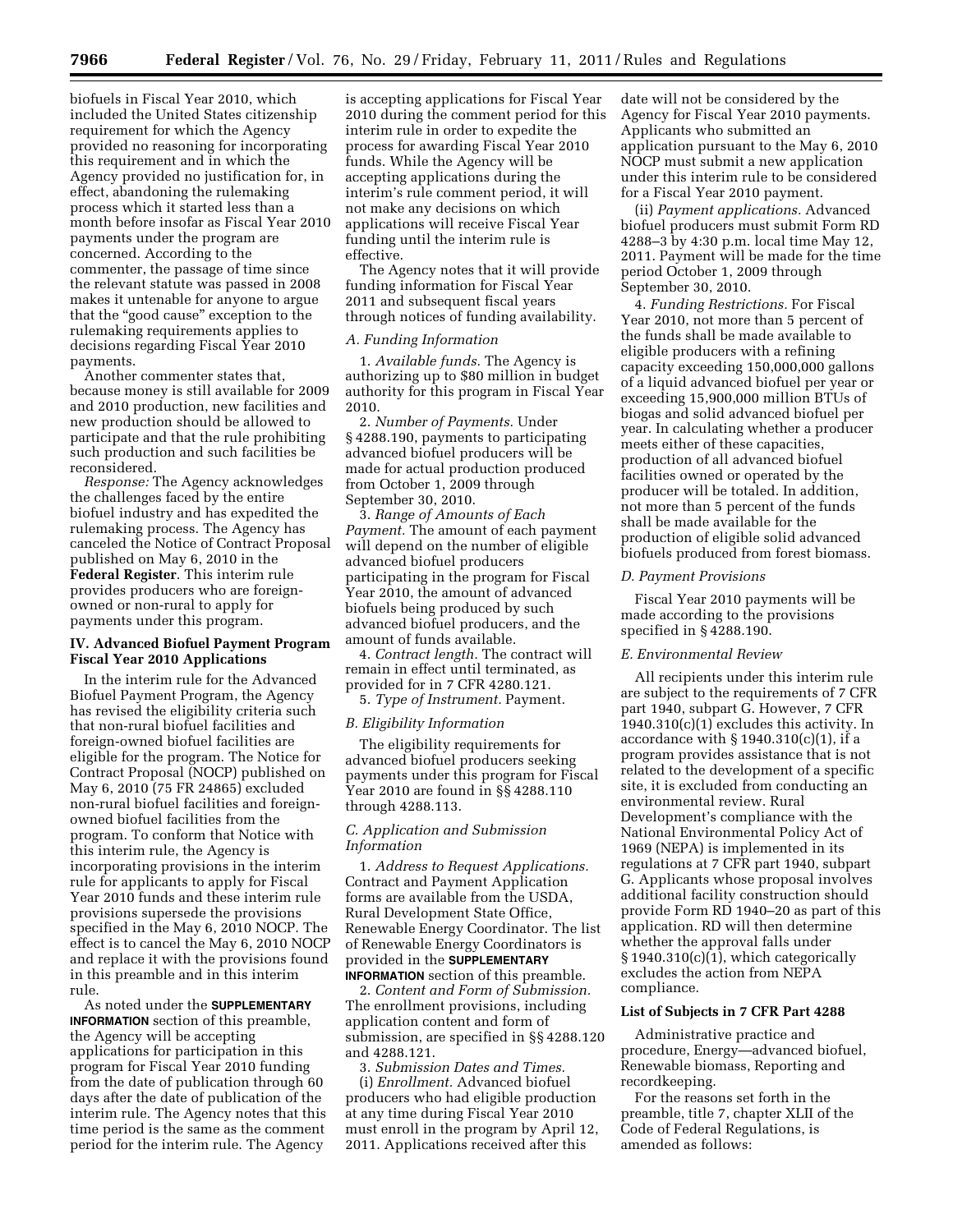biofuels in Fiscal Year 2010, which included the United States citizenship requirement for which the Agency provided no reasoning for incorporating this requirement and in which the Agency provided no justification for, in effect, abandoning the rulemaking process which it started less than a month before insofar as Fiscal Year 2010 payments under the program are concerned. According to the commenter, the passage of time since the relevant statute was passed in 2008 makes it untenable for anyone to argue that the "good cause" exception to the rulemaking requirements applies to decisions regarding Fiscal Year 2010 payments.

Another commenter states that, because money is still available for 2009 and 2010 production, new facilities and new production should be allowed to participate and that the rule prohibiting such production and such facilities be reconsidered.

*Response:* The Agency acknowledges the challenges faced by the entire biofuel industry and has expedited the rulemaking process. The Agency has canceled the Notice of Contract Proposal published on May 6, 2010 in the **Federal Register**. This interim rule provides producers who are foreign-owned or non-rural to apply for payments under this program.

## IV. Advanced Biofuel Payment Program Fiscal Year 2010 Applications

In the interim rule for the Advanced Biofuel Payment Program, the Agency has revised the eligibility criteria such that non-rural biofuel facilities and foreign-owned biofuel facilities are eligible for the program. The Notice for Contract Proposal (NOCP) published on May 6, 2010 (75 FR 24865) excluded non-rural biofuel facilities and foreign-owned biofuel facilities from the program. To conform that Notice with this interim rule, the Agency is incorporating provisions in the interim rule for applicants to apply for Fiscal Year 2010 funds and these interim rule provisions supersede the provisions specified in the May 6, 2010 NOCP. The effect is to cancel the May 6, 2010 NOCP and replace it with the provisions found in this preamble and in this interim rule.

As noted under the **SUPPLEMENTARY INFORMATION** section of this preamble, the Agency will be accepting applications for participation in this program for Fiscal Year 2010 funding from the date of publication through 60 days after the date of publication of the interim rule. The Agency notes that this time period is the same as the comment period for the interim rule. The Agency is accepting applications for Fiscal Year 2010 during the comment period for this interim rule in order to expedite the process for awarding Fiscal Year 2010 funds. While the Agency will be accepting applications during the interim's rule comment period, it will not make any decisions on which applications will receive Fiscal Year funding until the interim rule is effective.

The Agency notes that it will provide funding information for Fiscal Year 2011 and subsequent fiscal years through notices of funding availability.

### A. Funding Information

1. *Available funds.* The Agency is authorizing up to $80 million in budget authority for this program in Fiscal Year 2010.

2. *Number of Payments.* Under § 4288.190, payments to participating advanced biofuel producers will be made for actual production produced from October 1, 2009 through September 30, 2010.

3. *Range of Amounts of Each Payment.* The amount of each payment will depend on the number of eligible advanced biofuel producers participating in the program for Fiscal Year 2010, the amount of advanced biofuels being produced by such advanced biofuel producers, and the amount of funds available.

4. *Contract length.* The contract will remain in effect until terminated, as provided for in 7 CFR 4280.121.

5. *Type of Instrument.* Payment.

### B. Eligibility Information

The eligibility requirements for advanced biofuel producers seeking payments under this program for Fiscal Year 2010 are found in §§ 4288.110 through 4288.113.

### C. Application and Submission Information

1. *Address to Request Applications.* Contract and Payment Application forms are available from the USDA, Rural Development State Office, Renewable Energy Coordinator. The list of Renewable Energy Coordinators is provided in the **SUPPLEMENTARY INFORMATION** section of this preamble.

2. *Content and Form of Submission.* The enrollment provisions, including application content and form of submission, are specified in §§ 4288.120 and 4288.121.

3. *Submission Dates and Times.*

(i) *Enrollment.* Advanced biofuel producers who had eligible production at any time during Fiscal Year 2010 must enroll in the program by April 12, 2011. Applications received after this date will not be considered by the Agency for Fiscal Year 2010 payments. Applicants who submitted an application pursuant to the May 6, 2010 NOCP must submit a new application under this interim rule to be considered for a Fiscal Year 2010 payment.

(ii) *Payment applications.* Advanced biofuel producers must submit Form RD 4288–3 by 4:30 p.m. local time May 12, 2011. Payment will be made for the time period October 1, 2009 through September 30, 2010.

4. *Funding Restrictions.* For Fiscal Year 2010, not more than 5 percent of the funds shall be made available to eligible producers with a refining capacity exceeding 150,000,000 gallons of a liquid advanced biofuel per year or exceeding 15,900,000 million BTUs of biogas and solid advanced biofuel per year. In calculating whether a producer meets either of these capacities, production of all advanced biofuel facilities owned or operated by the producer will be totaled. In addition, not more than 5 percent of the funds shall be made available for the production of eligible solid advanced biofuels produced from forest biomass.

### D. Payment Provisions

Fiscal Year 2010 payments will be made according to the provisions specified in § 4288.190.

### E. Environmental Review

All recipients under this interim rule are subject to the requirements of 7 CFR part 1940, subpart G. However, 7 CFR 1940.310(c)(1) excludes this activity. In accordance with § 1940.310(c)(1), if a program provides assistance that is not related to the development of a specific site, it is excluded from conducting an environmental review. Rural Development's compliance with the National Environmental Policy Act of 1969 (NEPA) is implemented in its regulations at 7 CFR part 1940, subpart G. Applicants whose proposal involves additional facility construction should provide Form RD 1940–20 as part of this application. RD will then determine whether the approval falls under § 1940.310(c)(1), which categorically excludes the action from NEPA compliance.

## List of Subjects in 7 CFR Part 4288

Administrative practice and procedure, Energy—advanced biofuel, Renewable biomass, Reporting and recordkeeping.

For the reasons set forth in the preamble, title 7, chapter XLII of the Code of Federal Regulations, is amended as follows: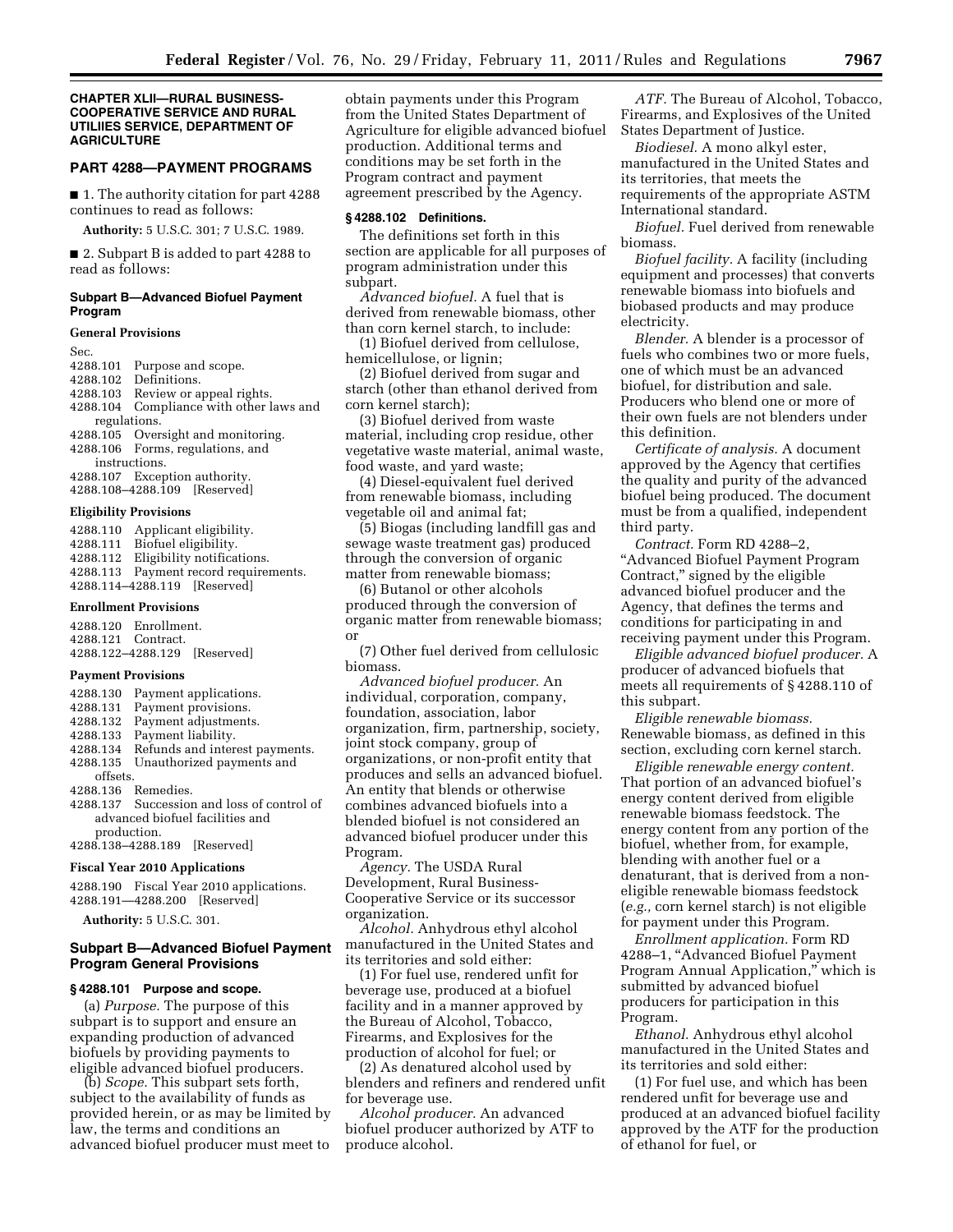**CHAPTER XLII—RURAL BUSINESS-COOPERATIVE SERVICE AND RURAL UTILIIES SERVICE, DEPARTMENT OF AGRICULTURE**

## PART 4288—PAYMENT PROGRAMS

■ 1. The authority citation for part 4288 continues to read as follows:

**Authority:** 5 U.S.C. 301; 7 U.S.C. 1989.

■ 2. Subpart B is added to part 4288 to read as follows:

### Subpart B—Advanced Biofuel Payment Program

#### General Provisions

Sec.
4288.101 Purpose and scope.
4288.102 Definitions.
4288.103 Review or appeal rights.
4288.104 Compliance with other laws and regulations.
4288.105 Oversight and monitoring.
4288.106 Forms, regulations, and instructions.
4288.107 Exception authority.
4288.108–4288.109 [Reserved]

#### Eligibility Provisions

4288.110 Applicant eligibility.
4288.111 Biofuel eligibility.
4288.112 Eligibility notifications.
4288.113 Payment record requirements.
4288.114–4288.119 [Reserved]

#### Enrollment Provisions

4288.120 Enrollment.
4288.121 Contract.
4288.122–4288.129 [Reserved]

#### Payment Provisions

4288.130 Payment applications.
4288.131 Payment provisions.
4288.132 Payment adjustments.
4288.133 Payment liability.
4288.134 Refunds and interest payments.
4288.135 Unauthorized payments and offsets.
4288.136 Remedies.
4288.137 Succession and loss of control of advanced biofuel facilities and production.
4288.138–4288.189 [Reserved]

#### Fiscal Year 2010 Applications

4288.190 Fiscal Year 2010 applications.
4288.191—4288.200 [Reserved]

**Authority:** 5 U.S.C. 301.

### Subpart B—Advanced Biofuel Payment Program General Provisions

#### § 4288.101 Purpose and scope.

(a) *Purpose.* The purpose of this subpart is to support and ensure an expanding production of advanced biofuels by providing payments to eligible advanced biofuel producers.

(b) *Scope.* This subpart sets forth, subject to the availability of funds as provided herein, or as may be limited by law, the terms and conditions an advanced biofuel producer must meet to obtain payments under this Program from the United States Department of Agriculture for eligible advanced biofuel production. Additional terms and conditions may be set forth in the Program contract and payment agreement prescribed by the Agency.

#### § 4288.102 Definitions.

The definitions set forth in this section are applicable for all purposes of program administration under this subpart.

*Advanced biofuel.* A fuel that is derived from renewable biomass, other than corn kernel starch, to include:

(1) Biofuel derived from cellulose, hemicellulose, or lignin;

(2) Biofuel derived from sugar and starch (other than ethanol derived from corn kernel starch);

(3) Biofuel derived from waste material, including crop residue, other vegetative waste material, animal waste, food waste, and yard waste;

(4) Diesel-equivalent fuel derived from renewable biomass, including vegetable oil and animal fat;

(5) Biogas (including landfill gas and sewage waste treatment gas) produced through the conversion of organic matter from renewable biomass;

(6) Butanol or other alcohols produced through the conversion of organic matter from renewable biomass; or

(7) Other fuel derived from cellulosic biomass.

*Advanced biofuel producer.* An individual, corporation, company, foundation, association, labor organization, firm, partnership, society, joint stock company, group of organizations, or non-profit entity that produces and sells an advanced biofuel. An entity that blends or otherwise combines advanced biofuels into a blended biofuel is not considered an advanced biofuel producer under this Program.

*Agency.* The USDA Rural Development, Rural Business-Cooperative Service or its successor organization.

*Alcohol.* Anhydrous ethyl alcohol manufactured in the United States and its territories and sold either:

(1) For fuel use, rendered unfit for beverage use, produced at a biofuel facility and in a manner approved by the Bureau of Alcohol, Tobacco, Firearms, and Explosives for the production of alcohol for fuel; or

(2) As denatured alcohol used by blenders and refiners and rendered unfit for beverage use.

*Alcohol producer.* An advanced biofuel producer authorized by ATF to produce alcohol.

*ATF.* The Bureau of Alcohol, Tobacco, Firearms, and Explosives of the United States Department of Justice.

*Biodiesel.* A mono alkyl ester, manufactured in the United States and its territories, that meets the requirements of the appropriate ASTM International standard.

*Biofuel.* Fuel derived from renewable biomass.

*Biofuel facility.* A facility (including equipment and processes) that converts renewable biomass into biofuels and biobased products and may produce electricity.

*Blender.* A blender is a processor of fuels who combines two or more fuels, one of which must be an advanced biofuel, for distribution and sale. Producers who blend one or more of their own fuels are not blenders under this definition.

*Certificate of analysis.* A document approved by the Agency that certifies the quality and purity of the advanced biofuel being produced. The document must be from a qualified, independent third party.

*Contract.* Form RD 4288–2, "Advanced Biofuel Payment Program Contract," signed by the eligible advanced biofuel producer and the Agency, that defines the terms and conditions for participating in and receiving payment under this Program.

*Eligible advanced biofuel producer.* A producer of advanced biofuels that meets all requirements of § 4288.110 of this subpart.

*Eligible renewable biomass.* Renewable biomass, as defined in this section, excluding corn kernel starch.

*Eligible renewable energy content.* That portion of an advanced biofuel's energy content derived from eligible renewable biomass feedstock. The energy content from any portion of the biofuel, whether from, for example, blending with another fuel or a denaturant, that is derived from a non-eligible renewable biomass feedstock (*e.g.,* corn kernel starch) is not eligible for payment under this Program.

*Enrollment application.* Form RD 4288–1, "Advanced Biofuel Payment Program Annual Application," which is submitted by advanced biofuel producers for participation in this Program.

*Ethanol.* Anhydrous ethyl alcohol manufactured in the United States and its territories and sold either:

(1) For fuel use, and which has been rendered unfit for beverage use and produced at an advanced biofuel facility approved by the ATF for the production of ethanol for fuel, or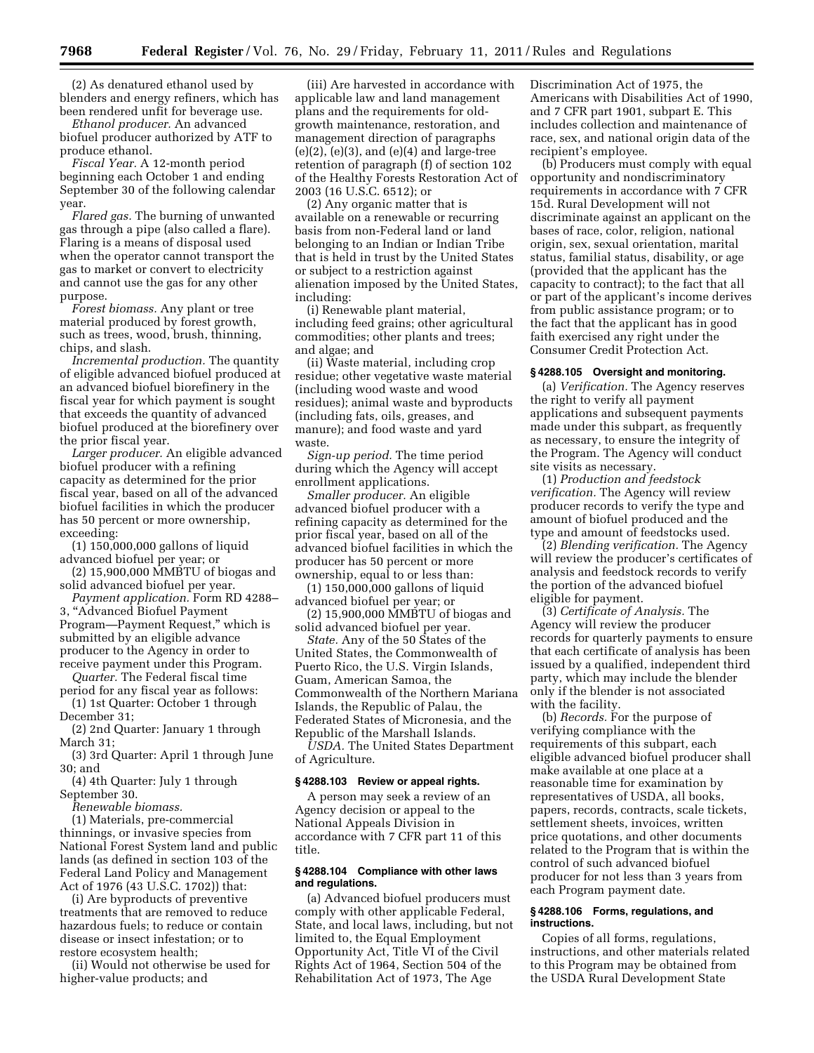(2) As denatured ethanol used by blenders and energy refiners, which has been rendered unfit for beverage use.

*Ethanol producer.* An advanced biofuel producer authorized by ATF to produce ethanol.

*Fiscal Year.* A 12-month period beginning each October 1 and ending September 30 of the following calendar year.

*Flared gas.* The burning of unwanted gas through a pipe (also called a flare). Flaring is a means of disposal used when the operator cannot transport the gas to market or convert to electricity and cannot use the gas for any other purpose.

*Forest biomass.* Any plant or tree material produced by forest growth, such as trees, wood, brush, thinning, chips, and slash.

*Incremental production.* The quantity of eligible advanced biofuel produced at an advanced biofuel biorefinery in the fiscal year for which payment is sought that exceeds the quantity of advanced biofuel produced at the biorefinery over the prior fiscal year.

*Larger producer.* An eligible advanced biofuel producer with a refining capacity as determined for the prior fiscal year, based on all of the advanced biofuel facilities in which the producer has 50 percent or more ownership, exceeding:

(1) 150,000,000 gallons of liquid advanced biofuel per year; or

(2) 15,900,000 MMBTU of biogas and solid advanced biofuel per year.

*Payment application.* Form RD 4288–3, "Advanced Biofuel Payment Program—Payment Request," which is submitted by an eligible advance producer to the Agency in order to receive payment under this Program.

*Quarter.* The Federal fiscal time period for any fiscal year as follows:

(1) 1st Quarter: October 1 through December 31;

(2) 2nd Quarter: January 1 through March 31;

(3) 3rd Quarter: April 1 through June 30; and

(4) 4th Quarter: July 1 through September 30.

*Renewable biomass.*

(1) Materials, pre-commercial thinnings, or invasive species from National Forest System land and public lands (as defined in section 103 of the Federal Land Policy and Management Act of 1976 (43 U.S.C. 1702)) that:

(i) Are byproducts of preventive treatments that are removed to reduce hazardous fuels; to reduce or contain disease or insect infestation; or to restore ecosystem health;

(ii) Would not otherwise be used for higher-value products; and

(iii) Are harvested in accordance with applicable law and land management plans and the requirements for old-growth maintenance, restoration, and management direction of paragraphs (e)(2), (e)(3), and (e)(4) and large-tree retention of paragraph (f) of section 102 of the Healthy Forests Restoration Act of 2003 (16 U.S.C. 6512); or

(2) Any organic matter that is available on a renewable or recurring basis from non-Federal land or land belonging to an Indian or Indian Tribe that is held in trust by the United States or subject to a restriction against alienation imposed by the United States, including:

(i) Renewable plant material, including feed grains; other agricultural commodities; other plants and trees; and algae; and

(ii) Waste material, including crop residue; other vegetative waste material (including wood waste and wood residues); animal waste and byproducts (including fats, oils, greases, and manure); and food waste and yard waste.

*Sign-up period.* The time period during which the Agency will accept enrollment applications.

*Smaller producer.* An eligible advanced biofuel producer with a refining capacity as determined for the prior fiscal year, based on all of the advanced biofuel facilities in which the producer has 50 percent or more ownership, equal to or less than:

(1) 150,000,000 gallons of liquid advanced biofuel per year; or

(2) 15,900,000 MMBTU of biogas and solid advanced biofuel per year.

*State.* Any of the 50 States of the United States, the Commonwealth of Puerto Rico, the U.S. Virgin Islands, Guam, American Samoa, the Commonwealth of the Northern Mariana Islands, the Republic of Palau, the Federated States of Micronesia, and the Republic of the Marshall Islands.

*USDA.* The United States Department of Agriculture.

### § 4288.103 Review or appeal rights.

A person may seek a review of an Agency decision or appeal to the National Appeals Division in accordance with 7 CFR part 11 of this title.

### § 4288.104 Compliance with other laws and regulations.

(a) Advanced biofuel producers must comply with other applicable Federal, State, and local laws, including, but not limited to, the Equal Employment Opportunity Act, Title VI of the Civil Rights Act of 1964, Section 504 of the Rehabilitation Act of 1973, The Age Discrimination Act of 1975, the Americans with Disabilities Act of 1990, and 7 CFR part 1901, subpart E. This includes collection and maintenance of race, sex, and national origin data of the recipient's employee.

(b) Producers must comply with equal opportunity and nondiscriminatory requirements in accordance with 7 CFR 15d. Rural Development will not discriminate against an applicant on the bases of race, color, religion, national origin, sex, sexual orientation, marital status, familial status, disability, or age (provided that the applicant has the capacity to contract); to the fact that all or part of the applicant's income derives from public assistance program; or to the fact that the applicant has in good faith exercised any right under the Consumer Credit Protection Act.

### § 4288.105 Oversight and monitoring.

(a) *Verification.* The Agency reserves the right to verify all payment applications and subsequent payments made under this subpart, as frequently as necessary, to ensure the integrity of the Program. The Agency will conduct site visits as necessary.

(1) *Production and feedstock verification.* The Agency will review producer records to verify the type and amount of biofuel produced and the type and amount of feedstocks used.

(2) *Blending verification.* The Agency will review the producer's certificates of analysis and feedstock records to verify the portion of the advanced biofuel eligible for payment.

(3) *Certificate of Analysis.* The Agency will review the producer records for quarterly payments to ensure that each certificate of analysis has been issued by a qualified, independent third party, which may include the blender only if the blender is not associated with the facility.

(b) *Records.* For the purpose of verifying compliance with the requirements of this subpart, each eligible advanced biofuel producer shall make available at one place at a reasonable time for examination by representatives of USDA, all books, papers, records, contracts, scale tickets, settlement sheets, invoices, written price quotations, and other documents related to the Program that is within the control of such advanced biofuel producer for not less than 3 years from each Program payment date.

### § 4288.106 Forms, regulations, and instructions.

Copies of all forms, regulations, instructions, and other materials related to this Program may be obtained from the USDA Rural Development State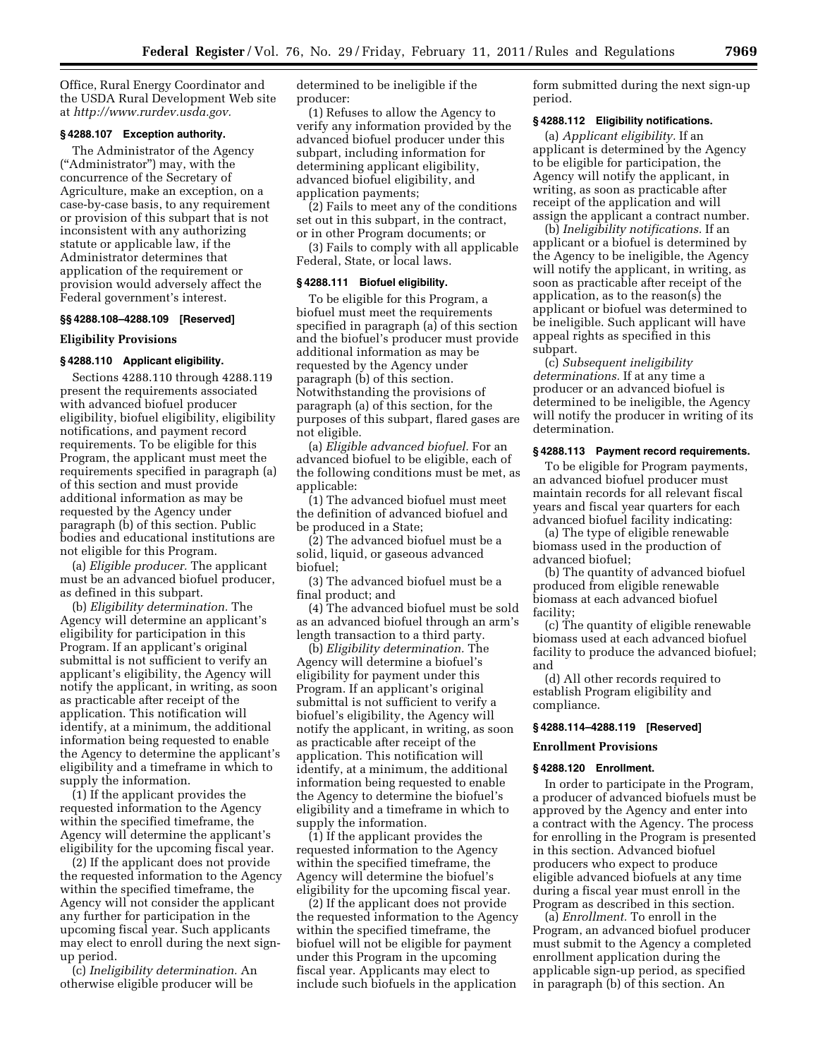Office, Rural Energy Coordinator and the USDA Rural Development Web site at *http://www.rurdev.usda.gov.*

### § 4288.107 Exception authority.

The Administrator of the Agency ("Administrator") may, with the concurrence of the Secretary of Agriculture, make an exception, on a case-by-case basis, to any requirement or provision of this subpart that is not inconsistent with any authorizing statute or applicable law, if the Administrator determines that application of the requirement or provision would adversely affect the Federal government's interest.

### §§ 4288.108–4288.109 [Reserved]

## Eligibility Provisions

### § 4288.110 Applicant eligibility.

Sections 4288.110 through 4288.119 present the requirements associated with advanced biofuel producer eligibility, biofuel eligibility, eligibility notifications, and payment record requirements. To be eligible for this Program, the applicant must meet the requirements specified in paragraph (a) of this section and must provide additional information as may be requested by the Agency under paragraph (b) of this section. Public bodies and educational institutions are not eligible for this Program.

(a) *Eligible producer.* The applicant must be an advanced biofuel producer, as defined in this subpart.

(b) *Eligibility determination.* The Agency will determine an applicant's eligibility for participation in this Program. If an applicant's original submittal is not sufficient to verify an applicant's eligibility, the Agency will notify the applicant, in writing, as soon as practicable after receipt of the application. This notification will identify, at a minimum, the additional information being requested to enable the Agency to determine the applicant's eligibility and a timeframe in which to supply the information.

(1) If the applicant provides the requested information to the Agency within the specified timeframe, the Agency will determine the applicant's eligibility for the upcoming fiscal year.

(2) If the applicant does not provide the requested information to the Agency within the specified timeframe, the Agency will not consider the applicant any further for participation in the upcoming fiscal year. Such applicants may elect to enroll during the next sign-up period.

(c) *Ineligibility determination.* An otherwise eligible producer will be determined to be ineligible if the producer:

(1) Refuses to allow the Agency to verify any information provided by the advanced biofuel producer under this subpart, including information for determining applicant eligibility, advanced biofuel eligibility, and application payments;

(2) Fails to meet any of the conditions set out in this subpart, in the contract, or in other Program documents; or

(3) Fails to comply with all applicable Federal, State, or local laws.

### § 4288.111 Biofuel eligibility.

To be eligible for this Program, a biofuel must meet the requirements specified in paragraph (a) of this section and the biofuel's producer must provide additional information as may be requested by the Agency under paragraph (b) of this section. Notwithstanding the provisions of paragraph (a) of this section, for the purposes of this subpart, flared gases are not eligible.

(a) *Eligible advanced biofuel.* For an advanced biofuel to be eligible, each of the following conditions must be met, as applicable:

(1) The advanced biofuel must meet the definition of advanced biofuel and be produced in a State;

(2) The advanced biofuel must be a solid, liquid, or gaseous advanced biofuel;

(3) The advanced biofuel must be a final product; and

(4) The advanced biofuel must be sold as an advanced biofuel through an arm's length transaction to a third party.

(b) *Eligibility determination.* The Agency will determine a biofuel's eligibility for payment under this Program. If an applicant's original submittal is not sufficient to verify a biofuel's eligibility, the Agency will notify the applicant, in writing, as soon as practicable after receipt of the application. This notification will identify, at a minimum, the additional information being requested to enable the Agency to determine the biofuel's eligibility and a timeframe in which to supply the information.

(1) If the applicant provides the requested information to the Agency within the specified timeframe, the Agency will determine the biofuel's eligibility for the upcoming fiscal year.

(2) If the applicant does not provide the requested information to the Agency within the specified timeframe, the biofuel will not be eligible for payment under this Program in the upcoming fiscal year. Applicants may elect to include such biofuels in the application form submitted during the next sign-up period.

### § 4288.112 Eligibility notifications.

(a) *Applicant eligibility.* If an applicant is determined by the Agency to be eligible for participation, the Agency will notify the applicant, in writing, as soon as practicable after receipt of the application and will assign the applicant a contract number.

(b) *Ineligibility notifications.* If an applicant or a biofuel is determined by the Agency to be ineligible, the Agency will notify the applicant, in writing, as soon as practicable after receipt of the application, as to the reason(s) the applicant or biofuel was determined to be ineligible. Such applicant will have appeal rights as specified in this subpart.

(c) *Subsequent ineligibility determinations.* If at any time a producer or an advanced biofuel is determined to be ineligible, the Agency will notify the producer in writing of its determination.

### § 4288.113 Payment record requirements.

To be eligible for Program payments, an advanced biofuel producer must maintain records for all relevant fiscal years and fiscal year quarters for each advanced biofuel facility indicating:

(a) The type of eligible renewable biomass used in the production of advanced biofuel;

(b) The quantity of advanced biofuel produced from eligible renewable biomass at each advanced biofuel facility;

(c) The quantity of eligible renewable biomass used at each advanced biofuel facility to produce the advanced biofuel; and

(d) All other records required to establish Program eligibility and compliance.

### § 4288.114–4288.119 [Reserved]

## Enrollment Provisions

### § 4288.120 Enrollment.

In order to participate in the Program, a producer of advanced biofuels must be approved by the Agency and enter into a contract with the Agency. The process for enrolling in the Program is presented in this section. Advanced biofuel producers who expect to produce eligible advanced biofuels at any time during a fiscal year must enroll in the Program as described in this section.

(a) *Enrollment.* To enroll in the Program, an advanced biofuel producer must submit to the Agency a completed enrollment application during the applicable sign-up period, as specified in paragraph (b) of this section. An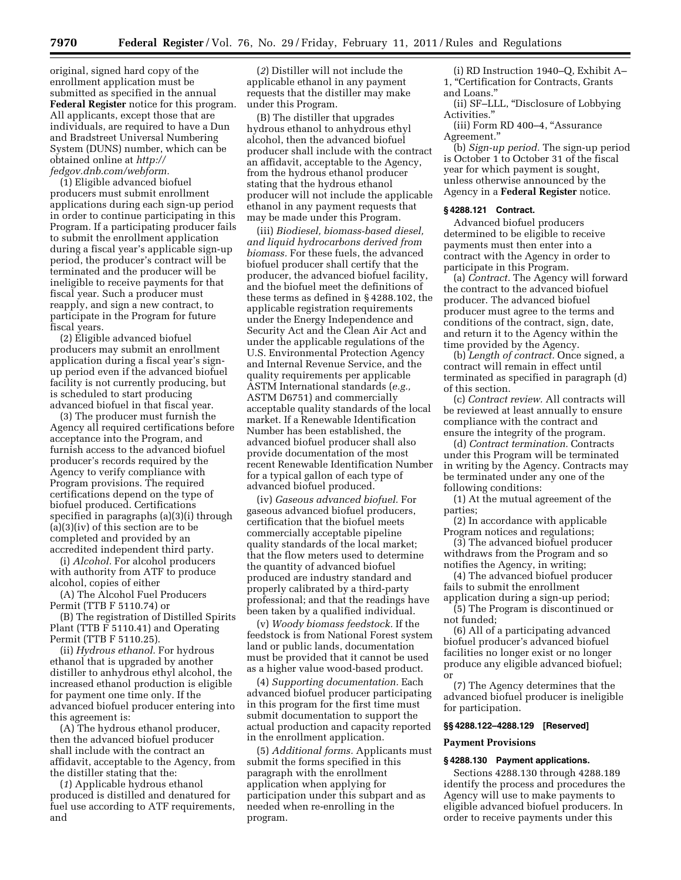original, signed hard copy of the enrollment application must be submitted as specified in the annual **Federal Register** notice for this program. All applicants, except those that are individuals, are required to have a Dun and Bradstreet Universal Numbering System (DUNS) number, which can be obtained online at *http://fedgov.dnb.com/webform.*

(1) Eligible advanced biofuel producers must submit enrollment applications during each sign-up period in order to continue participating in this Program. If a participating producer fails to submit the enrollment application during a fiscal year's applicable sign-up period, the producer's contract will be terminated and the producer will be ineligible to receive payments for that fiscal year. Such a producer must reapply, and sign a new contract, to participate in the Program for future fiscal years.

(2) Eligible advanced biofuel producers may submit an enrollment application during a fiscal year's sign-up period even if the advanced biofuel facility is not currently producing, but is scheduled to start producing advanced biofuel in that fiscal year.

(3) The producer must furnish the Agency all required certifications before acceptance into the Program, and furnish access to the advanced biofuel producer's records required by the Agency to verify compliance with Program provisions. The required certifications depend on the type of biofuel produced. Certifications specified in paragraphs (a)(3)(i) through (a)(3)(iv) of this section are to be completed and provided by an accredited independent third party.

(i) *Alcohol.* For alcohol producers with authority from ATF to produce alcohol, copies of either

(A) The Alcohol Fuel Producers Permit (TTB F 5110.74) or

(B) The registration of Distilled Spirits Plant (TTB F 5110.41) and Operating Permit (TTB F 5110.25).

(ii) *Hydrous ethanol.* For hydrous ethanol that is upgraded by another distiller to anhydrous ethyl alcohol, the increased ethanol production is eligible for payment one time only. If the advanced biofuel producer entering into this agreement is:

(A) The hydrous ethanol producer, then the advanced biofuel producer shall include with the contract an affidavit, acceptable to the Agency, from the distiller stating that the:

(*1*) Applicable hydrous ethanol produced is distilled and denatured for fuel use according to ATF requirements, and

(*2*) Distiller will not include the applicable ethanol in any payment requests that the distiller may make under this Program.

(B) The distiller that upgrades hydrous ethanol to anhydrous ethyl alcohol, then the advanced biofuel producer shall include with the contract an affidavit, acceptable to the Agency, from the hydrous ethanol producer stating that the hydrous ethanol producer will not include the applicable ethanol in any payment requests that may be made under this Program.

(iii) *Biodiesel, biomass-based diesel, and liquid hydrocarbons derived from biomass.* For these fuels, the advanced biofuel producer shall certify that the producer, the advanced biofuel facility, and the biofuel meet the definitions of these terms as defined in § 4288.102, the applicable registration requirements under the Energy Independence and Security Act and the Clean Air Act and under the applicable regulations of the U.S. Environmental Protection Agency and Internal Revenue Service, and the quality requirements per applicable ASTM International standards (*e.g.,* ASTM D6751) and commercially acceptable quality standards of the local market. If a Renewable Identification Number has been established, the advanced biofuel producer shall also provide documentation of the most recent Renewable Identification Number for a typical gallon of each type of advanced biofuel produced.

(iv) *Gaseous advanced biofuel.* For gaseous advanced biofuel producers, certification that the biofuel meets commercially acceptable pipeline quality standards of the local market; that the flow meters used to determine the quantity of advanced biofuel produced are industry standard and properly calibrated by a third-party professional; and that the readings have been taken by a qualified individual.

(v) *Woody biomass feedstock.* If the feedstock is from National Forest system land or public lands, documentation must be provided that it cannot be used as a higher value wood-based product.

(4) *Supporting documentation.* Each advanced biofuel producer participating in this program for the first time must submit documentation to support the actual production and capacity reported in the enrollment application.

(5) *Additional forms.* Applicants must submit the forms specified in this paragraph with the enrollment application when applying for participation under this subpart and as needed when re-enrolling in the program.

(i) RD Instruction 1940–Q, Exhibit A–1, "Certification for Contracts, Grants and Loans."

(ii) SF–LLL, "Disclosure of Lobbying Activities."

(iii) Form RD 400–4, "Assurance Agreement."

(b) *Sign-up period.* The sign-up period is October 1 to October 31 of the fiscal year for which payment is sought, unless otherwise announced by the Agency in a **Federal Register** notice.

### § 4288.121 Contract.

Advanced biofuel producers determined to be eligible to receive payments must then enter into a contract with the Agency in order to participate in this Program.

(a) *Contract.* The Agency will forward the contract to the advanced biofuel producer. The advanced biofuel producer must agree to the terms and conditions of the contract, sign, date, and return it to the Agency within the time provided by the Agency.

(b) *Length of contract.* Once signed, a contract will remain in effect until terminated as specified in paragraph (d) of this section.

(c) *Contract review.* All contracts will be reviewed at least annually to ensure compliance with the contract and ensure the integrity of the program.

(d) *Contract termination.* Contracts under this Program will be terminated in writing by the Agency. Contracts may be terminated under any one of the following conditions:

(1) At the mutual agreement of the parties;

(2) In accordance with applicable Program notices and regulations;

(3) The advanced biofuel producer withdraws from the Program and so notifies the Agency, in writing;

(4) The advanced biofuel producer fails to submit the enrollment application during a sign-up period;

(5) The Program is discontinued or not funded;

(6) All of a participating advanced biofuel producer's advanced biofuel facilities no longer exist or no longer produce any eligible advanced biofuel; or

(7) The Agency determines that the advanced biofuel producer is ineligible for participation.

### §§ 4288.122–4288.129 [Reserved]

### Payment Provisions

### § 4288.130 Payment applications.

Sections 4288.130 through 4288.189 identify the process and procedures the Agency will use to make payments to eligible advanced biofuel producers. In order to receive payments under this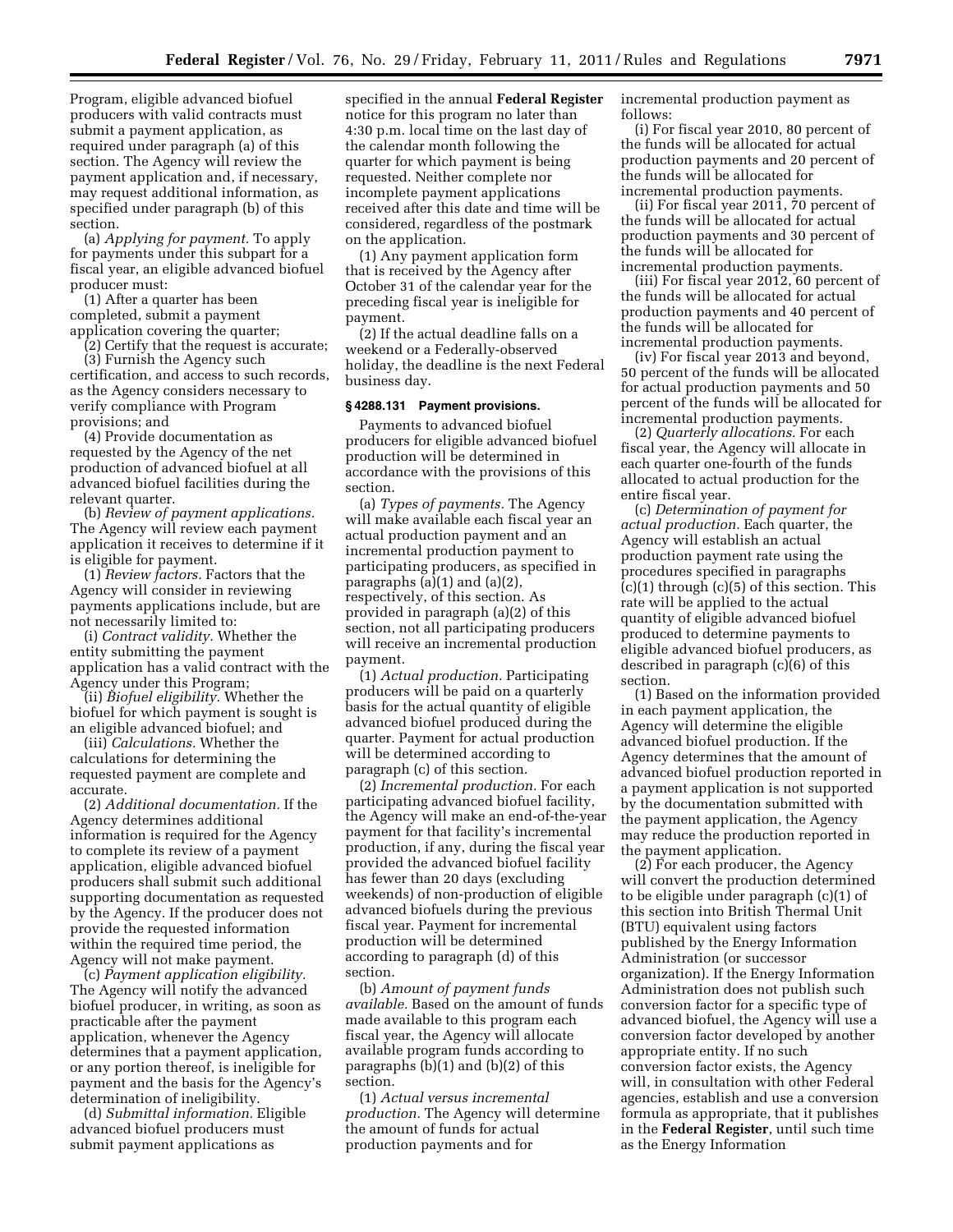Program, eligible advanced biofuel producers with valid contracts must submit a payment application, as required under paragraph (a) of this section. The Agency will review the payment application and, if necessary, may request additional information, as specified under paragraph (b) of this section.

(a) *Applying for payment.* To apply for payments under this subpart for a fiscal year, an eligible advanced biofuel producer must:

(1) After a quarter has been completed, submit a payment application covering the quarter;

(2) Certify that the request is accurate;

(3) Furnish the Agency such certification, and access to such records, as the Agency considers necessary to verify compliance with Program provisions; and

(4) Provide documentation as requested by the Agency of the net production of advanced biofuel at all advanced biofuel facilities during the relevant quarter.

(b) *Review of payment applications.* The Agency will review each payment application it receives to determine if it is eligible for payment.

(1) *Review factors.* Factors that the Agency will consider in reviewing payments applications include, but are not necessarily limited to:

(i) *Contract validity.* Whether the entity submitting the payment application has a valid contract with the Agency under this Program;

(ii) *Biofuel eligibility.* Whether the biofuel for which payment is sought is an eligible advanced biofuel; and

(iii) *Calculations.* Whether the calculations for determining the requested payment are complete and accurate.

(2) *Additional documentation.* If the Agency determines additional information is required for the Agency to complete its review of a payment application, eligible advanced biofuel producers shall submit such additional supporting documentation as requested by the Agency. If the producer does not provide the requested information within the required time period, the Agency will not make payment.

(c) *Payment application eligibility.* The Agency will notify the advanced biofuel producer, in writing, as soon as practicable after the payment application, whenever the Agency determines that a payment application, or any portion thereof, is ineligible for payment and the basis for the Agency's determination of ineligibility.

(d) *Submittal information.* Eligible advanced biofuel producers must submit payment applications as specified in the annual **Federal Register** notice for this program no later than 4:30 p.m. local time on the last day of the calendar month following the quarter for which payment is being requested. Neither complete nor incomplete payment applications received after this date and time will be considered, regardless of the postmark on the application.

(1) Any payment application form that is received by the Agency after October 31 of the calendar year for the preceding fiscal year is ineligible for payment.

(2) If the actual deadline falls on a weekend or a Federally-observed holiday, the deadline is the next Federal business day.

### § 4288.131 Payment provisions.

Payments to advanced biofuel producers for eligible advanced biofuel production will be determined in accordance with the provisions of this section.

(a) *Types of payments.* The Agency will make available each fiscal year an actual production payment and an incremental production payment to participating producers, as specified in paragraphs (a)(1) and (a)(2), respectively, of this section. As provided in paragraph (a)(2) of this section, not all participating producers will receive an incremental production payment.

(1) *Actual production.* Participating producers will be paid on a quarterly basis for the actual quantity of eligible advanced biofuel produced during the quarter. Payment for actual production will be determined according to paragraph (c) of this section.

(2) *Incremental production.* For each participating advanced biofuel facility, the Agency will make an end-of-the-year payment for that facility's incremental production, if any, during the fiscal year provided the advanced biofuel facility has fewer than 20 days (excluding weekends) of non-production of eligible advanced biofuels during the previous fiscal year. Payment for incremental production will be determined according to paragraph (d) of this section.

(b) *Amount of payment funds available.* Based on the amount of funds made available to this program each fiscal year, the Agency will allocate available program funds according to paragraphs (b)(1) and (b)(2) of this section.

(1) *Actual versus incremental production.* The Agency will determine the amount of funds for actual production payments and for incremental production payment as follows:

(i) For fiscal year 2010, 80 percent of the funds will be allocated for actual production payments and 20 percent of the funds will be allocated for incremental production payments.

(ii) For fiscal year 2011, 70 percent of the funds will be allocated for actual production payments and 30 percent of the funds will be allocated for incremental production payments.

(iii) For fiscal year 2012, 60 percent of the funds will be allocated for actual production payments and 40 percent of the funds will be allocated for incremental production payments.

(iv) For fiscal year 2013 and beyond, 50 percent of the funds will be allocated for actual production payments and 50 percent of the funds will be allocated for incremental production payments.

(2) *Quarterly allocations.* For each fiscal year, the Agency will allocate in each quarter one-fourth of the funds allocated to actual production for the entire fiscal year.

(c) *Determination of payment for actual production.* Each quarter, the Agency will establish an actual production payment rate using the procedures specified in paragraphs (c)(1) through (c)(5) of this section. This rate will be applied to the actual quantity of eligible advanced biofuel produced to determine payments to eligible advanced biofuel producers, as described in paragraph (c)(6) of this section.

(1) Based on the information provided in each payment application, the Agency will determine the eligible advanced biofuel production. If the Agency determines that the amount of advanced biofuel production reported in a payment application is not supported by the documentation submitted with the payment application, the Agency may reduce the production reported in the payment application.

(2) For each producer, the Agency will convert the production determined to be eligible under paragraph (c)(1) of this section into British Thermal Unit (BTU) equivalent using factors published by the Energy Information Administration (or successor organization). If the Energy Information Administration does not publish such conversion factor for a specific type of advanced biofuel, the Agency will use a conversion factor developed by another appropriate entity. If no such conversion factor exists, the Agency will, in consultation with other Federal agencies, establish and use a conversion formula as appropriate, that it publishes in the **Federal Register**, until such time as the Energy Information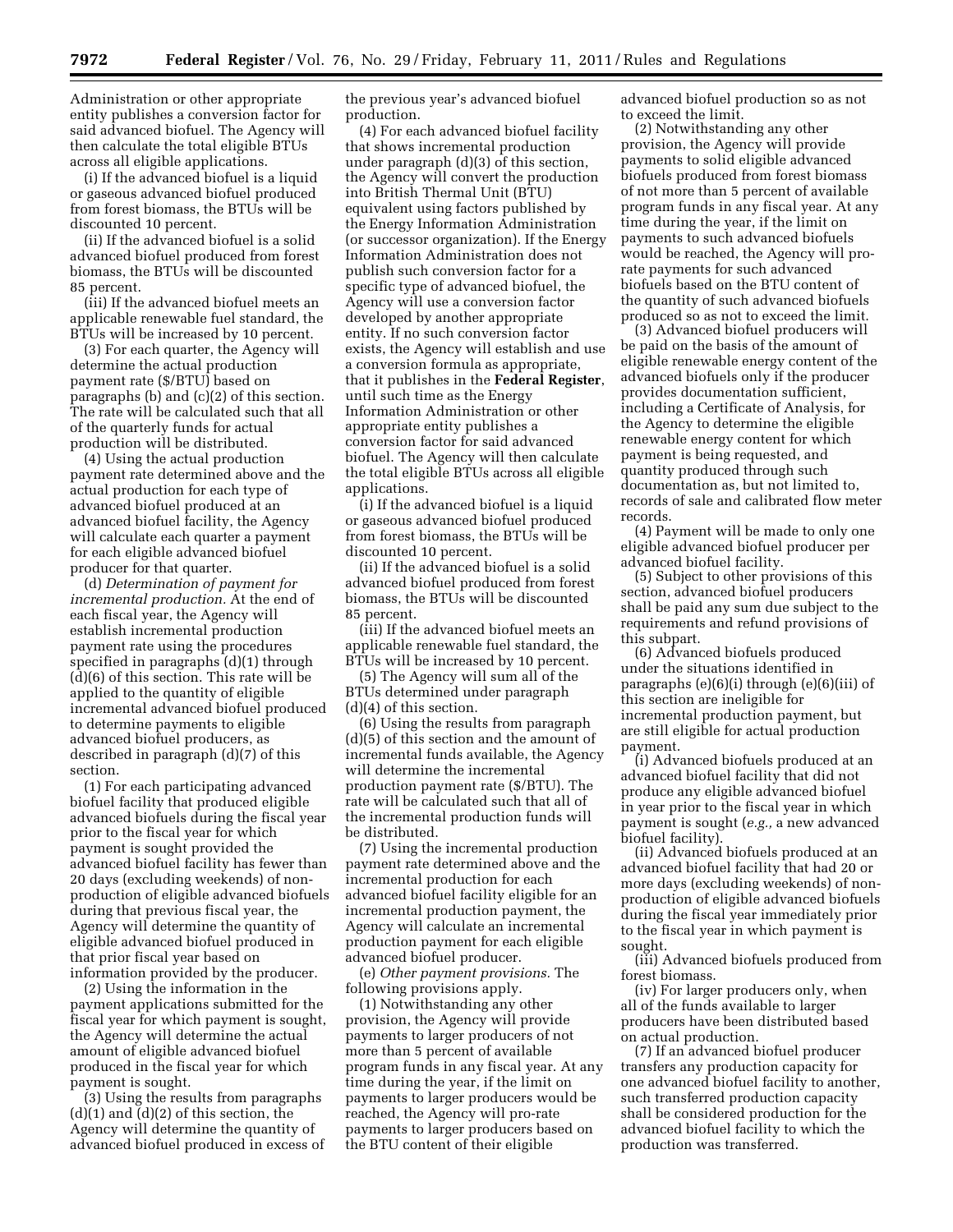Administration or other appropriate entity publishes a conversion factor for said advanced biofuel. The Agency will then calculate the total eligible BTUs across all eligible applications.

(i) If the advanced biofuel is a liquid or gaseous advanced biofuel produced from forest biomass, the BTUs will be discounted 10 percent.

(ii) If the advanced biofuel is a solid advanced biofuel produced from forest biomass, the BTUs will be discounted 85 percent.

(iii) If the advanced biofuel meets an applicable renewable fuel standard, the BTUs will be increased by 10 percent.

(3) For each quarter, the Agency will determine the actual production payment rate ($/BTU) based on paragraphs (b) and (c)(2) of this section. The rate will be calculated such that all of the quarterly funds for actual production will be distributed.

(4) Using the actual production payment rate determined above and the actual production for each type of advanced biofuel produced at an advanced biofuel facility, the Agency will calculate each quarter a payment for each eligible advanced biofuel producer for that quarter.

(d) *Determination of payment for incremental production.* At the end of each fiscal year, the Agency will establish incremental production payment rate using the procedures specified in paragraphs (d)(1) through (d)(6) of this section. This rate will be applied to the quantity of eligible incremental advanced biofuel produced to determine payments to eligible advanced biofuel producers, as described in paragraph (d)(7) of this section.

(1) For each participating advanced biofuel facility that produced eligible advanced biofuels during the fiscal year prior to the fiscal year for which payment is sought provided the advanced biofuel facility has fewer than 20 days (excluding weekends) of non-production of eligible advanced biofuels during that previous fiscal year, the Agency will determine the quantity of eligible advanced biofuel produced in that prior fiscal year based on information provided by the producer.

(2) Using the information in the payment applications submitted for the fiscal year for which payment is sought, the Agency will determine the actual amount of eligible advanced biofuel produced in the fiscal year for which payment is sought.

(3) Using the results from paragraphs (d)(1) and (d)(2) of this section, the Agency will determine the quantity of advanced biofuel produced in excess of the previous year's advanced biofuel production.

(4) For each advanced biofuel facility that shows incremental production under paragraph (d)(3) of this section, the Agency will convert the production into British Thermal Unit (BTU) equivalent using factors published by the Energy Information Administration (or successor organization). If the Energy Information Administration does not publish such conversion factor for a specific type of advanced biofuel, the Agency will use a conversion factor developed by another appropriate entity. If no such conversion factor exists, the Agency will establish and use a conversion formula as appropriate, that it publishes in the **Federal Register**, until such time as the Energy Information Administration or other appropriate entity publishes a conversion factor for said advanced biofuel. The Agency will then calculate the total eligible BTUs across all eligible applications.

(i) If the advanced biofuel is a liquid or gaseous advanced biofuel produced from forest biomass, the BTUs will be discounted 10 percent.

(ii) If the advanced biofuel is a solid advanced biofuel produced from forest biomass, the BTUs will be discounted 85 percent.

(iii) If the advanced biofuel meets an applicable renewable fuel standard, the BTUs will be increased by 10 percent.

(5) The Agency will sum all of the BTUs determined under paragraph (d)(4) of this section.

(6) Using the results from paragraph (d)(5) of this section and the amount of incremental funds available, the Agency will determine the incremental production payment rate ($/BTU). The rate will be calculated such that all of the incremental production funds will be distributed.

(7) Using the incremental production payment rate determined above and the incremental production for each advanced biofuel facility eligible for an incremental production payment, the Agency will calculate an incremental production payment for each eligible advanced biofuel producer.

(e) *Other payment provisions.* The following provisions apply.

(1) Notwithstanding any other provision, the Agency will provide payments to larger producers of not more than 5 percent of available program funds in any fiscal year. At any time during the year, if the limit on payments to larger producers would be reached, the Agency will pro-rate payments to larger producers based on the BTU content of their eligible advanced biofuel production so as not to exceed the limit.

(2) Notwithstanding any other provision, the Agency will provide payments to solid eligible advanced biofuels produced from forest biomass of not more than 5 percent of available program funds in any fiscal year. At any time during the year, if the limit on payments to such advanced biofuels would be reached, the Agency will pro-rate payments for such advanced biofuels based on the BTU content of the quantity of such advanced biofuels produced so as not to exceed the limit.

(3) Advanced biofuel producers will be paid on the basis of the amount of eligible renewable energy content of the advanced biofuels only if the producer provides documentation sufficient, including a Certificate of Analysis, for the Agency to determine the eligible renewable energy content for which payment is being requested, and quantity produced through such documentation as, but not limited to, records of sale and calibrated flow meter records.

(4) Payment will be made to only one eligible advanced biofuel producer per advanced biofuel facility.

(5) Subject to other provisions of this section, advanced biofuel producers shall be paid any sum due subject to the requirements and refund provisions of this subpart.

(6) Advanced biofuels produced under the situations identified in paragraphs (e)(6)(i) through (e)(6)(iii) of this section are ineligible for incremental production payment, but are still eligible for actual production payment.

(i) Advanced biofuels produced at an advanced biofuel facility that did not produce any eligible advanced biofuel in year prior to the fiscal year in which payment is sought (*e.g.,* a new advanced biofuel facility).

(ii) Advanced biofuels produced at an advanced biofuel facility that had 20 or more days (excluding weekends) of non-production of eligible advanced biofuels during the fiscal year immediately prior to the fiscal year in which payment is sought.

(iii) Advanced biofuels produced from forest biomass.

(iv) For larger producers only, when all of the funds available to larger producers have been distributed based on actual production.

(7) If an advanced biofuel producer transfers any production capacity for one advanced biofuel facility to another, such transferred production capacity shall be considered production for the advanced biofuel facility to which the production was transferred.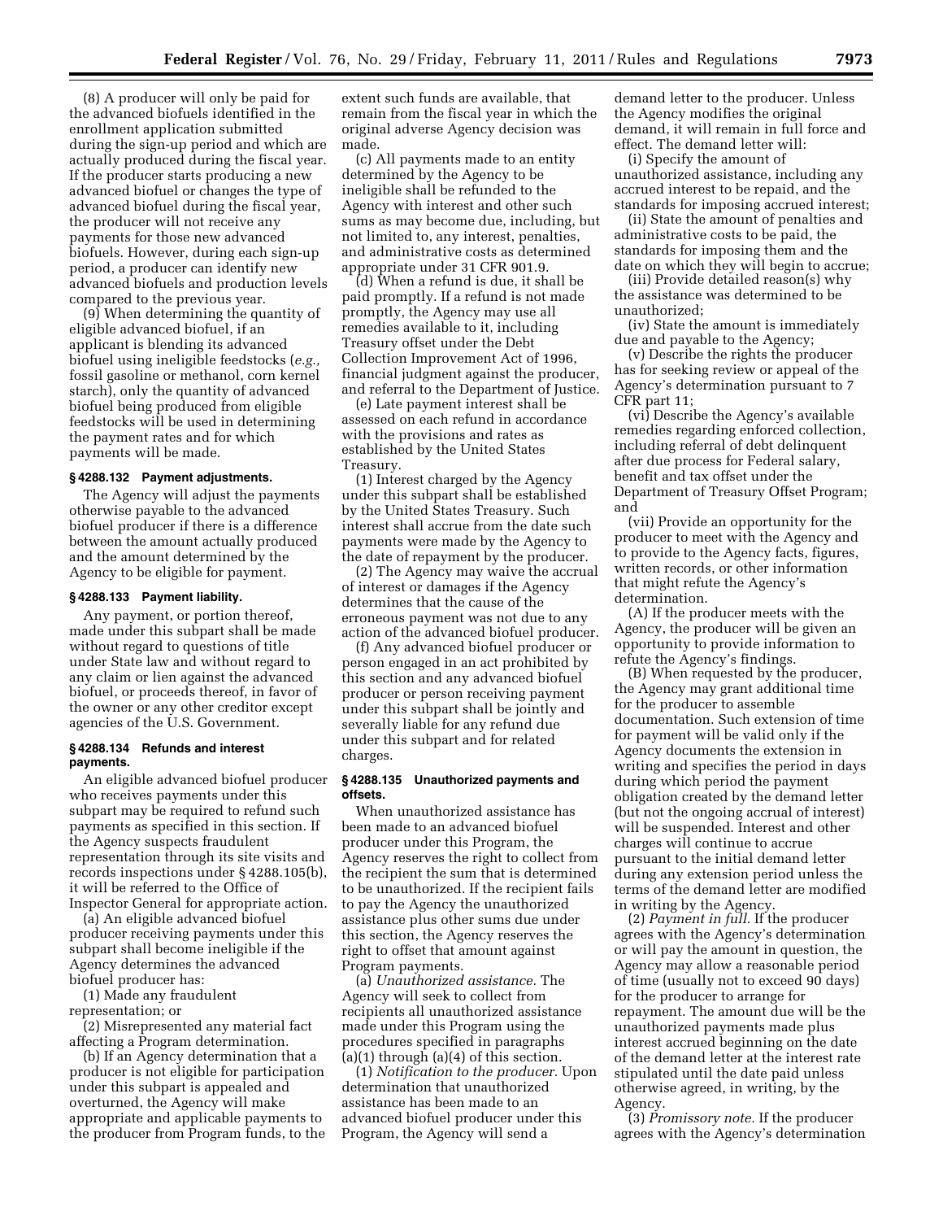(8) A producer will only be paid for the advanced biofuels identified in the enrollment application submitted during the sign-up period and which are actually produced during the fiscal year. If the producer starts producing a new advanced biofuel or changes the type of advanced biofuel during the fiscal year, the producer will not receive any payments for those new advanced biofuels. However, during each sign-up period, a producer can identify new advanced biofuels and production levels compared to the previous year.

(9) When determining the quantity of eligible advanced biofuel, if an applicant is blending its advanced biofuel using ineligible feedstocks (*e.g.,* fossil gasoline or methanol, corn kernel starch), only the quantity of advanced biofuel being produced from eligible feedstocks will be used in determining the payment rates and for which payments will be made.

#### § 4288.132 Payment adjustments.

The Agency will adjust the payments otherwise payable to the advanced biofuel producer if there is a difference between the amount actually produced and the amount determined by the Agency to be eligible for payment.

#### § 4288.133 Payment liability.

Any payment, or portion thereof, made under this subpart shall be made without regard to questions of title under State law and without regard to any claim or lien against the advanced biofuel, or proceeds thereof, in favor of the owner or any other creditor except agencies of the U.S. Government.

#### § 4288.134 Refunds and interest payments.

An eligible advanced biofuel producer who receives payments under this subpart may be required to refund such payments as specified in this section. If the Agency suspects fraudulent representation through its site visits and records inspections under § 4288.105(b), it will be referred to the Office of Inspector General for appropriate action.

(a) An eligible advanced biofuel producer receiving payments under this subpart shall become ineligible if the Agency determines the advanced biofuel producer has:

(1) Made any fraudulent representation; or

(2) Misrepresented any material fact affecting a Program determination.

(b) If an Agency determination that a producer is not eligible for participation under this subpart is appealed and overturned, the Agency will make appropriate and applicable payments to the producer from Program funds, to the extent such funds are available, that remain from the fiscal year in which the original adverse Agency decision was made.

(c) All payments made to an entity determined by the Agency to be ineligible shall be refunded to the Agency with interest and other such sums as may become due, including, but not limited to, any interest, penalties, and administrative costs as determined appropriate under 31 CFR 901.9.

(d) When a refund is due, it shall be paid promptly. If a refund is not made promptly, the Agency may use all remedies available to it, including Treasury offset under the Debt Collection Improvement Act of 1996, financial judgment against the producer, and referral to the Department of Justice.

(e) Late payment interest shall be assessed on each refund in accordance with the provisions and rates as established by the United States Treasury.

(1) Interest charged by the Agency under this subpart shall be established by the United States Treasury. Such interest shall accrue from the date such payments were made by the Agency to the date of repayment by the producer.

(2) The Agency may waive the accrual of interest or damages if the Agency determines that the cause of the erroneous payment was not due to any action of the advanced biofuel producer.

(f) Any advanced biofuel producer or person engaged in an act prohibited by this section and any advanced biofuel producer or person receiving payment under this subpart shall be jointly and severally liable for any refund due under this subpart and for related charges.

#### § 4288.135 Unauthorized payments and offsets.

When unauthorized assistance has been made to an advanced biofuel producer under this Program, the Agency reserves the right to collect from the recipient the sum that is determined to be unauthorized. If the recipient fails to pay the Agency the unauthorized assistance plus other sums due under this section, the Agency reserves the right to offset that amount against Program payments.

(a) *Unauthorized assistance.* The Agency will seek to collect from recipients all unauthorized assistance made under this Program using the procedures specified in paragraphs (a)(1) through (a)(4) of this section.

(1) *Notification to the producer.* Upon determination that unauthorized assistance has been made to an advanced biofuel producer under this Program, the Agency will send a demand letter to the producer. Unless the Agency modifies the original demand, it will remain in full force and effect. The demand letter will:

(i) Specify the amount of unauthorized assistance, including any accrued interest to be repaid, and the standards for imposing accrued interest;

(ii) State the amount of penalties and administrative costs to be paid, the standards for imposing them and the date on which they will begin to accrue;

(iii) Provide detailed reason(s) why the assistance was determined to be unauthorized;

(iv) State the amount is immediately due and payable to the Agency;

(v) Describe the rights the producer has for seeking review or appeal of the Agency's determination pursuant to 7 CFR part 11;

(vi) Describe the Agency's available remedies regarding enforced collection, including referral of debt delinquent after due process for Federal salary, benefit and tax offset under the Department of Treasury Offset Program; and

(vii) Provide an opportunity for the producer to meet with the Agency and to provide to the Agency facts, figures, written records, or other information that might refute the Agency's determination.

(A) If the producer meets with the Agency, the producer will be given an opportunity to provide information to refute the Agency's findings.

(B) When requested by the producer, the Agency may grant additional time for the producer to assemble documentation. Such extension of time for payment will be valid only if the Agency documents the extension in writing and specifies the period in days during which period the payment obligation created by the demand letter (but not the ongoing accrual of interest) will be suspended. Interest and other charges will continue to accrue pursuant to the initial demand letter during any extension period unless the terms of the demand letter are modified in writing by the Agency.

(2) *Payment in full.* If the producer agrees with the Agency's determination or will pay the amount in question, the Agency may allow a reasonable period of time (usually not to exceed 90 days) for the producer to arrange for repayment. The amount due will be the unauthorized payments made plus interest accrued beginning on the date of the demand letter at the interest rate stipulated until the date paid unless otherwise agreed, in writing, by the Agency.

(3) *Promissory note.* If the producer agrees with the Agency's determination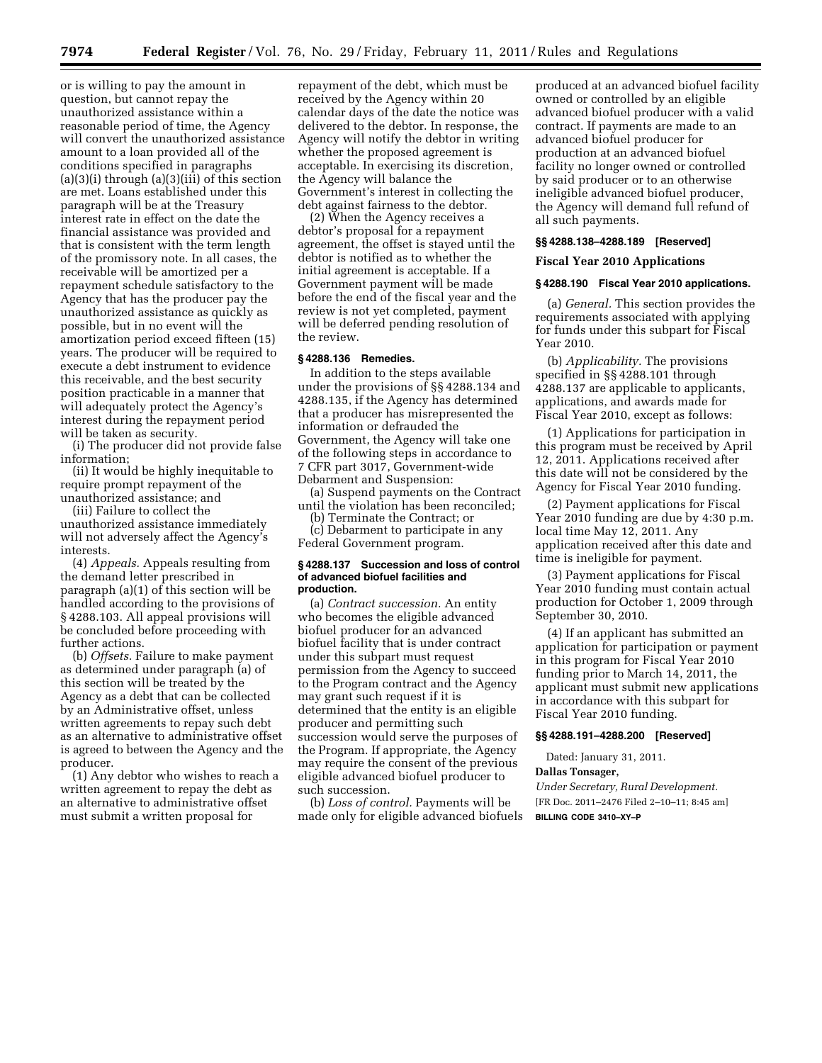or is willing to pay the amount in question, but cannot repay the unauthorized assistance within a reasonable period of time, the Agency will convert the unauthorized assistance amount to a loan provided all of the conditions specified in paragraphs (a)(3)(i) through (a)(3)(iii) of this section are met. Loans established under this paragraph will be at the Treasury interest rate in effect on the date the financial assistance was provided and that is consistent with the term length of the promissory note. In all cases, the receivable will be amortized per a repayment schedule satisfactory to the Agency that has the producer pay the unauthorized assistance as quickly as possible, but in no event will the amortization period exceed fifteen (15) years. The producer will be required to execute a debt instrument to evidence this receivable, and the best security position practicable in a manner that will adequately protect the Agency's interest during the repayment period will be taken as security.

(i) The producer did not provide false information;

(ii) It would be highly inequitable to require prompt repayment of the unauthorized assistance; and

(iii) Failure to collect the unauthorized assistance immediately will not adversely affect the Agency's interests.

(4) *Appeals.* Appeals resulting from the demand letter prescribed in paragraph (a)(1) of this section will be handled according to the provisions of § 4288.103. All appeal provisions will be concluded before proceeding with further actions.

(b) *Offsets.* Failure to make payment as determined under paragraph (a) of this section will be treated by the Agency as a debt that can be collected by an Administrative offset, unless written agreements to repay such debt as an alternative to administrative offset is agreed to between the Agency and the producer.

(1) Any debtor who wishes to reach a written agreement to repay the debt as an alternative to administrative offset must submit a written proposal for repayment of the debt, which must be received by the Agency within 20 calendar days of the date the notice was delivered to the debtor. In response, the Agency will notify the debtor in writing whether the proposed agreement is acceptable. In exercising its discretion, the Agency will balance the Government's interest in collecting the debt against fairness to the debtor.

(2) When the Agency receives a debtor's proposal for a repayment agreement, the offset is stayed until the debtor is notified as to whether the initial agreement is acceptable. If a Government payment will be made before the end of the fiscal year and the review is not yet completed, payment will be deferred pending resolution of the review.

### § 4288.136 Remedies.

In addition to the steps available under the provisions of §§ 4288.134 and 4288.135, if the Agency has determined that a producer has misrepresented the information or defrauded the Government, the Agency will take one of the following steps in accordance to 7 CFR part 3017, Government-wide Debarment and Suspension:

(a) Suspend payments on the Contract until the violation has been reconciled;

(b) Terminate the Contract; or

(c) Debarment to participate in any Federal Government program.

### § 4288.137 Succession and loss of control of advanced biofuel facilities and production.

(a) *Contract succession.* An entity who becomes the eligible advanced biofuel producer for an advanced biofuel facility that is under contract under this subpart must request permission from the Agency to succeed to the Program contract and the Agency may grant such request if it is determined that the entity is an eligible producer and permitting such succession would serve the purposes of the Program. If appropriate, the Agency may require the consent of the previous eligible advanced biofuel producer to such succession.

(b) *Loss of control.* Payments will be made only for eligible advanced biofuels produced at an advanced biofuel facility owned or controlled by an eligible advanced biofuel producer with a valid contract. If payments are made to an advanced biofuel producer for production at an advanced biofuel facility no longer owned or controlled by said producer or to an otherwise ineligible advanced biofuel producer, the Agency will demand full refund of all such payments.

### §§ 4288.138–4288.189 [Reserved]

## Fiscal Year 2010 Applications

### § 4288.190 Fiscal Year 2010 applications.

(a) *General.* This section provides the requirements associated with applying for funds under this subpart for Fiscal Year 2010.

(b) *Applicability.* The provisions specified in §§ 4288.101 through 4288.137 are applicable to applicants, applications, and awards made for Fiscal Year 2010, except as follows:

(1) Applications for participation in this program must be received by April 12, 2011. Applications received after this date will not be considered by the Agency for Fiscal Year 2010 funding.

(2) Payment applications for Fiscal Year 2010 funding are due by 4:30 p.m. local time May 12, 2011. Any application received after this date and time is ineligible for payment.

(3) Payment applications for Fiscal Year 2010 funding must contain actual production for October 1, 2009 through September 30, 2010.

(4) If an applicant has submitted an application for participation or payment in this program for Fiscal Year 2010 funding prior to March 14, 2011, the applicant must submit new applications in accordance with this subpart for Fiscal Year 2010 funding.

### §§ 4288.191–4288.200 [Reserved]

Dated: January 31, 2011.

**Dallas Tonsager,**

*Under Secretary, Rural Development.*

[FR Doc. 2011–2476 Filed 2–10–11; 8:45 am]

**BILLING CODE 3410–XY–P**